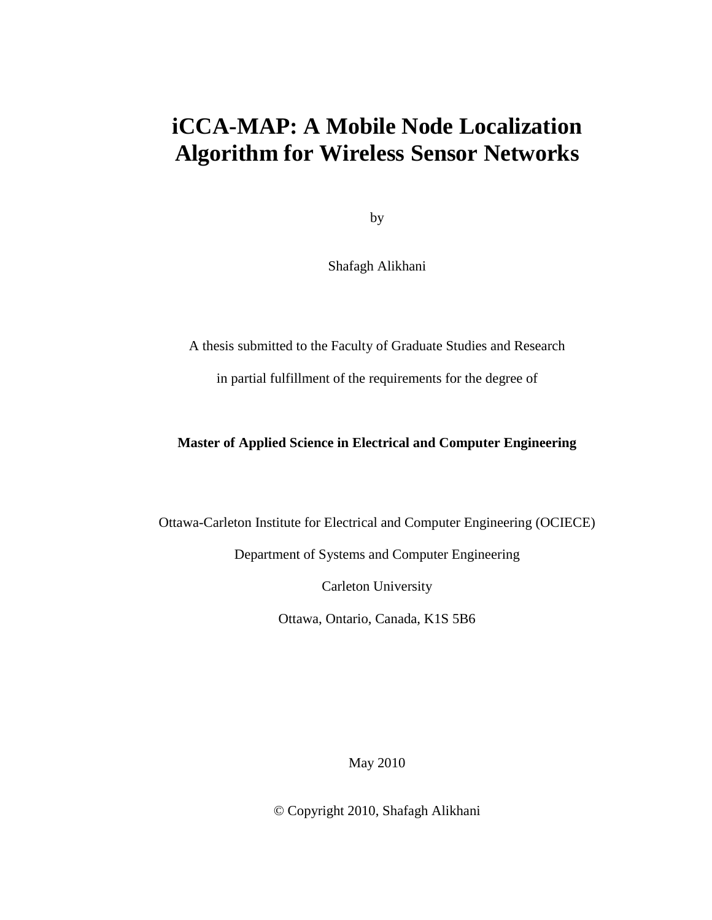# iCCA-MAP: A Mobile Node Localization Algorithm for Wireless Sensor Networks

by

Shafagh Alikhani

A thesis submitted to the Faculty of Graduate Studies and Research

in partial fulfillment of the requirements for the degree of

**Master of Applied Science in Electrical and Computer Engineering**

Ottawa-Carleton Institute for Electrical and Computer Engineering (OCIECE)

Department of Systems and Computer Engineering

Carleton University

Ottawa, Ontario, Canada, K1S 5B6

May 2010

© Copyright 2010, Shafagh Alikhani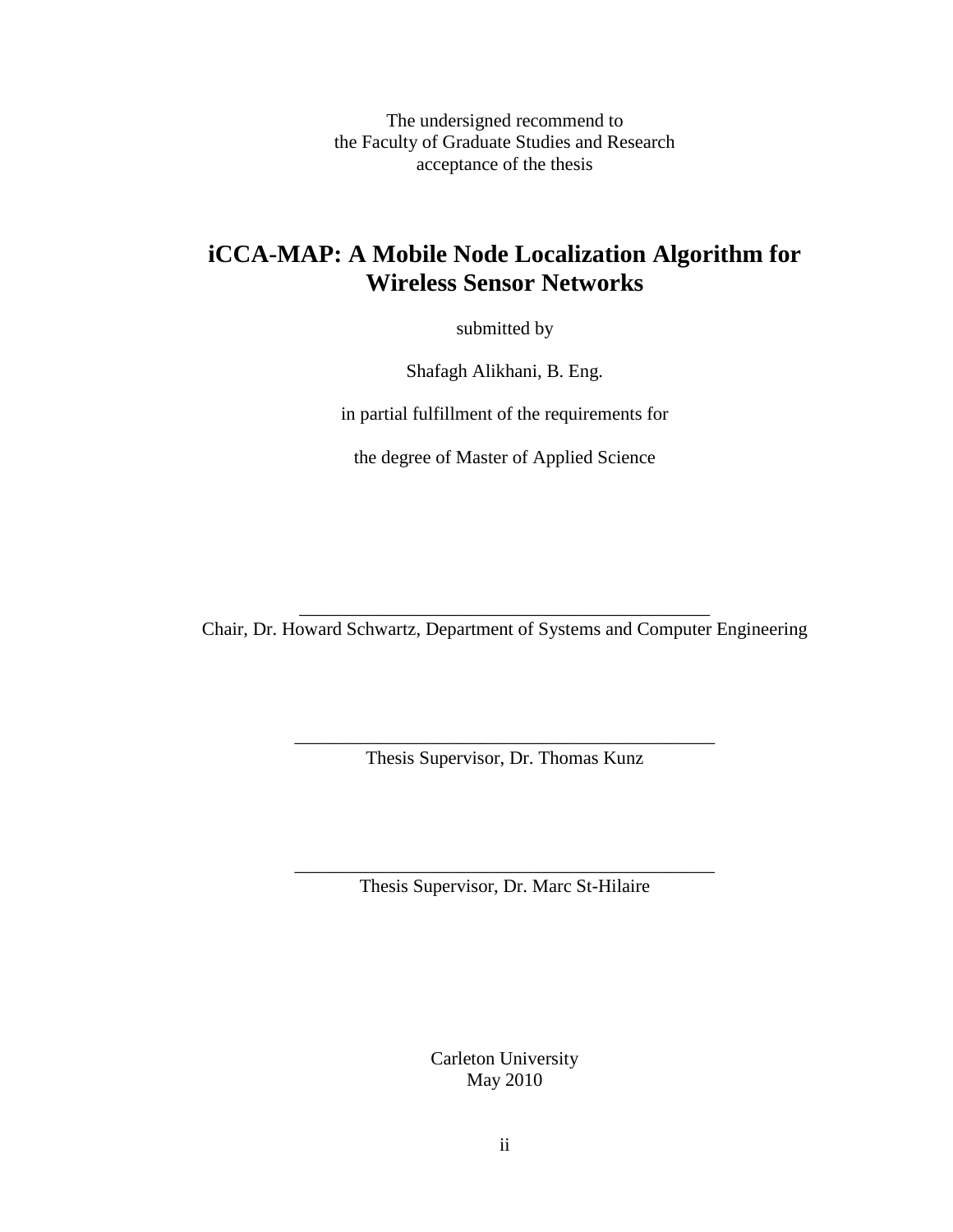The undersigned recommend to
the Faculty of Graduate Studies and Research
acceptance of the thesis

# iCCA-MAP: A Mobile Node Localization Algorithm for Wireless Sensor Networks

submitted by

Shafagh Alikhani, B. Eng.

in partial fulfillment of the requirements for

the degree of Master of Applied Science

\_\_\_\_\_\_\_\_\_\_\_\_\_\_\_\_\_\_\_\_\_\_\_\_\_\_\_\_\_\_\_\_\_\_\_\_\_\_\_\_\_\_\_\_\_

Chair, Dr. Howard Schwartz, Department of Systems and Computer Engineering

\_\_\_\_\_\_\_\_\_\_\_\_\_\_\_\_\_\_\_\_\_\_\_\_\_\_\_\_\_\_\_\_\_\_\_\_\_\_\_\_\_\_\_\_\_

Thesis Supervisor, Dr. Thomas Kunz

\_\_\_\_\_\_\_\_\_\_\_\_\_\_\_\_\_\_\_\_\_\_\_\_\_\_\_\_\_\_\_\_\_\_\_\_\_\_\_\_\_\_\_\_\_

Thesis Supervisor, Dr. Marc St-Hilaire

Carleton University
May 2010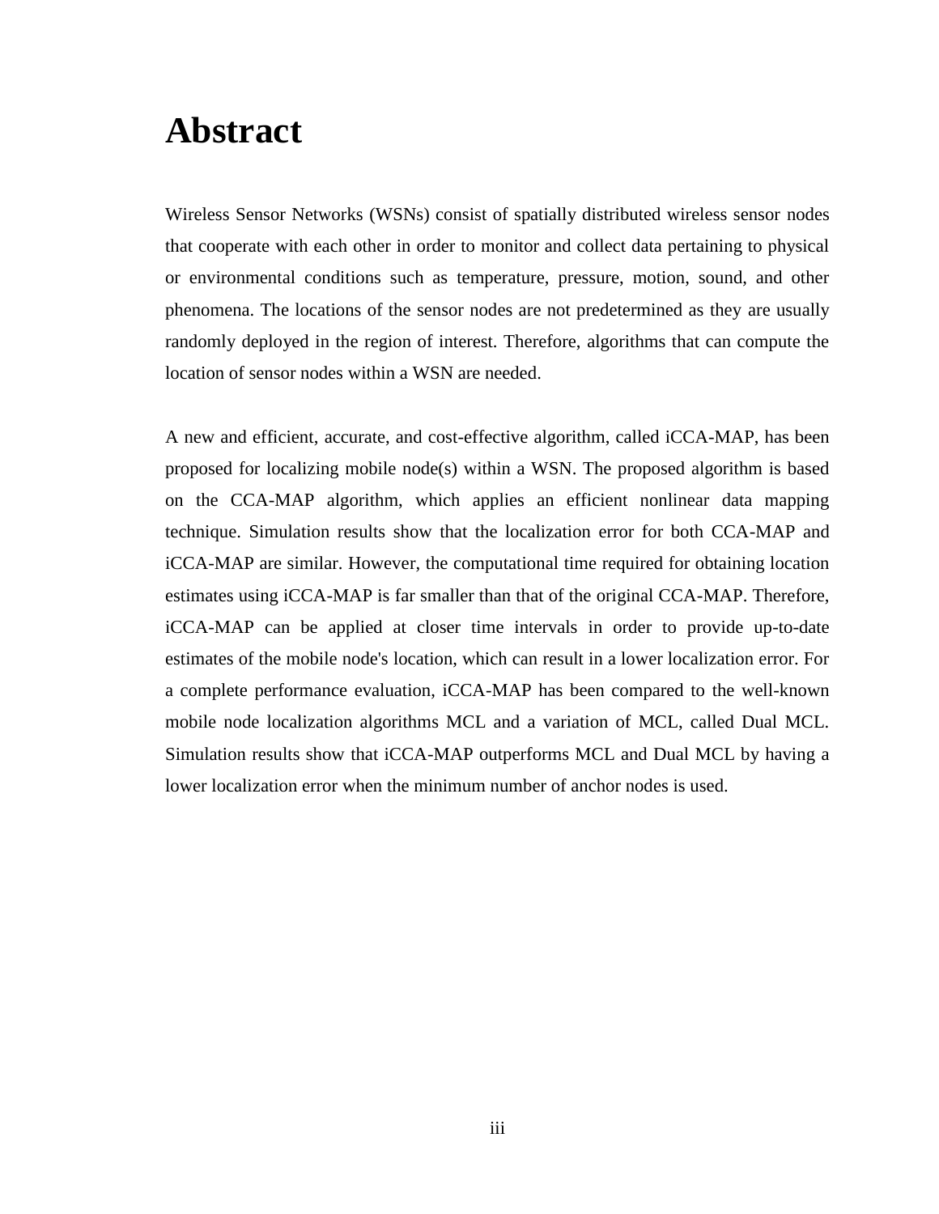# Abstract

Wireless Sensor Networks (WSNs) consist of spatially distributed wireless sensor nodes that cooperate with each other in order to monitor and collect data pertaining to physical or environmental conditions such as temperature, pressure, motion, sound, and other phenomena. The locations of the sensor nodes are not predetermined as they are usually randomly deployed in the region of interest. Therefore, algorithms that can compute the location of sensor nodes within a WSN are needed.

A new and efficient, accurate, and cost-effective algorithm, called iCCA-MAP, has been proposed for localizing mobile node(s) within a WSN. The proposed algorithm is based on the CCA-MAP algorithm, which applies an efficient nonlinear data mapping technique. Simulation results show that the localization error for both CCA-MAP and iCCA-MAP are similar. However, the computational time required for obtaining location estimates using iCCA-MAP is far smaller than that of the original CCA-MAP. Therefore, iCCA-MAP can be applied at closer time intervals in order to provide up-to-date estimates of the mobile node's location, which can result in a lower localization error. For a complete performance evaluation, iCCA-MAP has been compared to the well-known mobile node localization algorithms MCL and a variation of MCL, called Dual MCL. Simulation results show that iCCA-MAP outperforms MCL and Dual MCL by having a lower localization error when the minimum number of anchor nodes is used.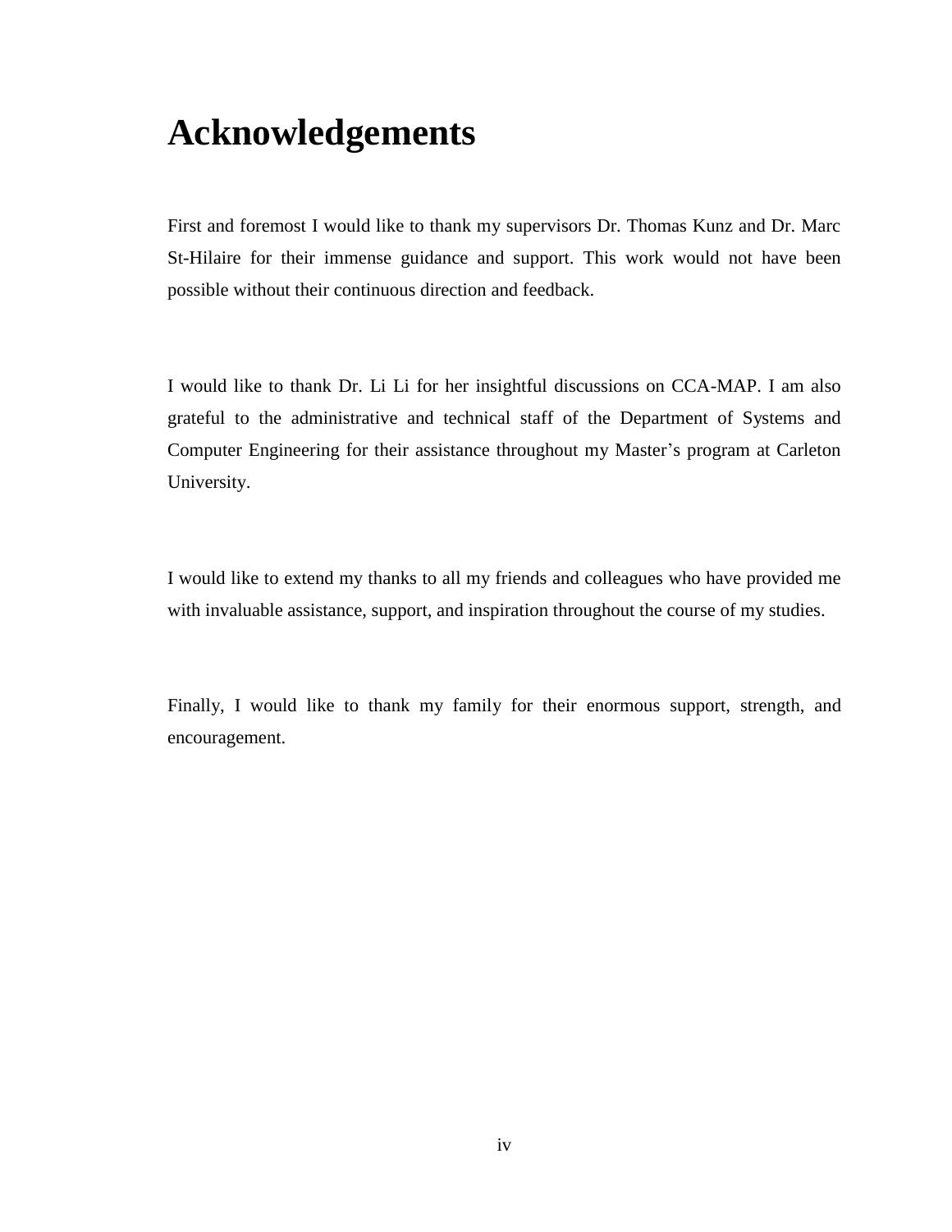# Acknowledgements

First and foremost I would like to thank my supervisors Dr. Thomas Kunz and Dr. Marc St-Hilaire for their immense guidance and support. This work would not have been possible without their continuous direction and feedback.

I would like to thank Dr. Li Li for her insightful discussions on CCA-MAP. I am also grateful to the administrative and technical staff of the Department of Systems and Computer Engineering for their assistance throughout my Master's program at Carleton University.

I would like to extend my thanks to all my friends and colleagues who have provided me with invaluable assistance, support, and inspiration throughout the course of my studies.

Finally, I would like to thank my family for their enormous support, strength, and encouragement.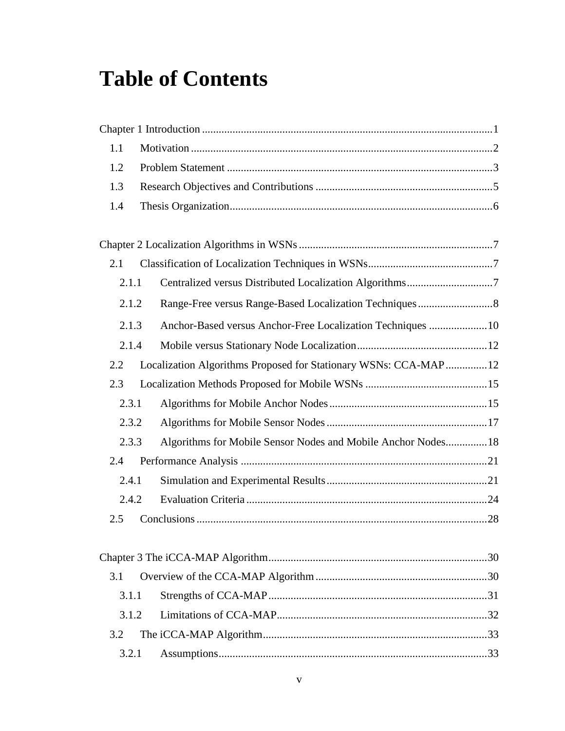# Table of Contents

Chapter 1 Introduction ........................................................................................................1

1.1 Motivation ............................................................................................................2

1.2 Problem Statement ................................................................................................3

1.3 Research Objectives and Contributions ................................................................5

1.4 Thesis Organization..............................................................................................6

Chapter 2 Localization Algorithms in WSNs .....................................................................7

2.1 Classification of Localization Techniques in WSNs.............................................7

2.1.1 Centralized versus Distributed Localization Algorithms...............................7

2.1.2 Range-Free versus Range-Based Localization Techniques...........................8

2.1.3 Anchor-Based versus Anchor-Free Localization Techniques .....................10

2.1.4 Mobile versus Stationary Node Localization...............................................12

2.2 Localization Algorithms Proposed for Stationary WSNs: CCA-MAP...............12

2.3 Localization Methods Proposed for Mobile WSNs ............................................15

2.3.1 Algorithms for Mobile Anchor Nodes........................................................15

2.3.2 Algorithms for Mobile Sensor Nodes..........................................................17

2.3.3 Algorithms for Mobile Sensor Nodes and Mobile Anchor Nodes...............18

2.4 Performance Analysis .........................................................................................21

2.4.1 Simulation and Experimental Results..........................................................21

2.4.2 Evaluation Criteria .......................................................................................24

2.5 Conclusions ........................................................................................................28

Chapter 3 The iCCA-MAP Algorithm..............................................................................30

3.1 Overview of the CCA-MAP Algorithm..............................................................30

3.1.1 Strengths of CCA-MAP...............................................................................31

3.1.2 Limitations of CCA-MAP............................................................................32

3.2 The iCCA-MAP Algorithm................................................................................33

3.2.1 Assumptions.................................................................................................33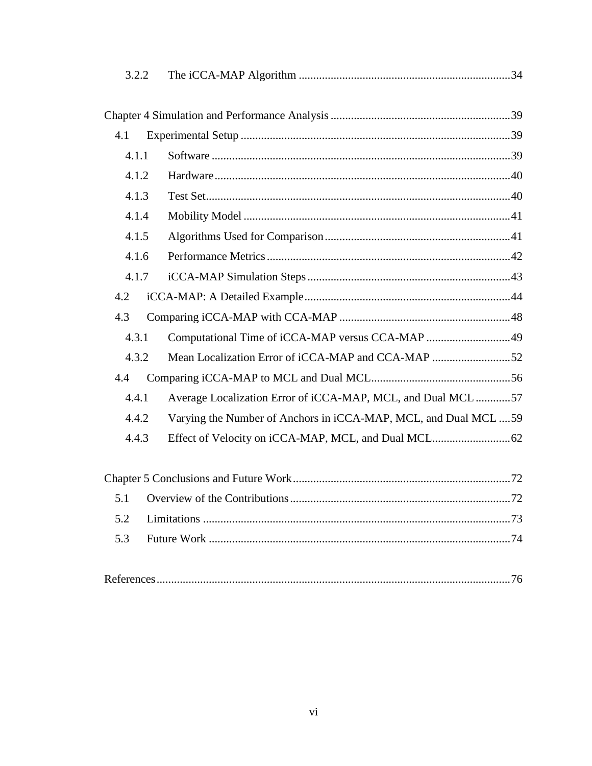3.2.2 The iCCA-MAP Algorithm ........................................................................ 34

Chapter 4 Simulation and Performance Analysis ............................................................. 39

4.1 Experimental Setup ............................................................................................ 39

4.1.1 Software ...................................................................................................... 39

4.1.2 Hardware ..................................................................................................... 40

4.1.3 Test Set ........................................................................................................ 40

4.1.4 Mobility Model ........................................................................................... 41

4.1.5 Algorithms Used for Comparison ............................................................... 41

4.1.6 Performance Metrics ................................................................................... 42

4.1.7 iCCA-MAP Simulation Steps ..................................................................... 43

4.2 iCCA-MAP: A Detailed Example ...................................................................... 44

4.3 Comparing iCCA-MAP with CCA-MAP .......................................................... 48

4.3.1 Computational Time of iCCA-MAP versus CCA-MAP ............................ 49

4.3.2 Mean Localization Error of iCCA-MAP and CCA-MAP .......................... 52

4.4 Comparing iCCA-MAP to MCL and Dual MCL ............................................... 56

4.4.1 Average Localization Error of iCCA-MAP, MCL, and Dual MCL ............ 57

4.4.2 Varying the Number of Anchors in iCCA-MAP, MCL, and Dual MCL .... 59

4.4.3 Effect of Velocity on iCCA-MAP, MCL, and Dual MCL .......................... 62

Chapter 5 Conclusions and Future Work .......................................................................... 72

5.1 Overview of the Contributions ........................................................................... 72

5.2 Limitations ......................................................................................................... 73

5.3 Future Work ....................................................................................................... 74

References ........................................................................................................................ 76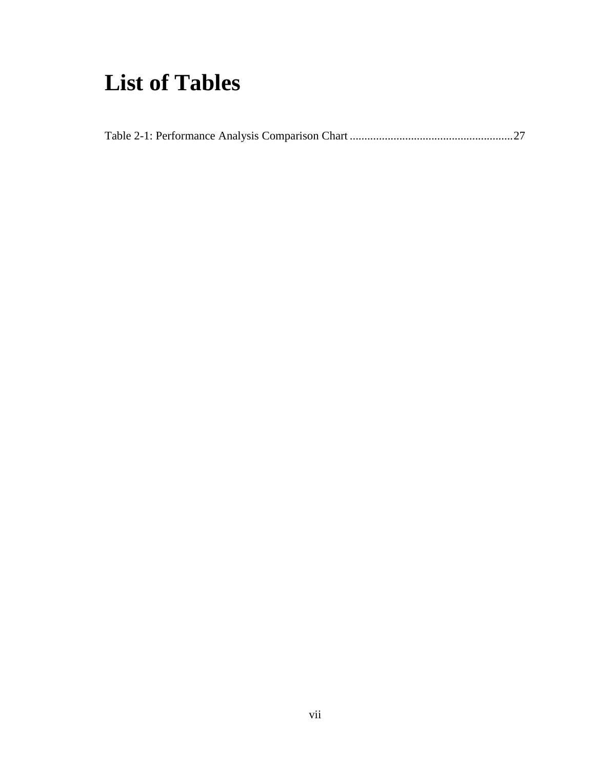# List of Tables

Table 2-1: Performance Analysis Comparison Chart ........................................................ 27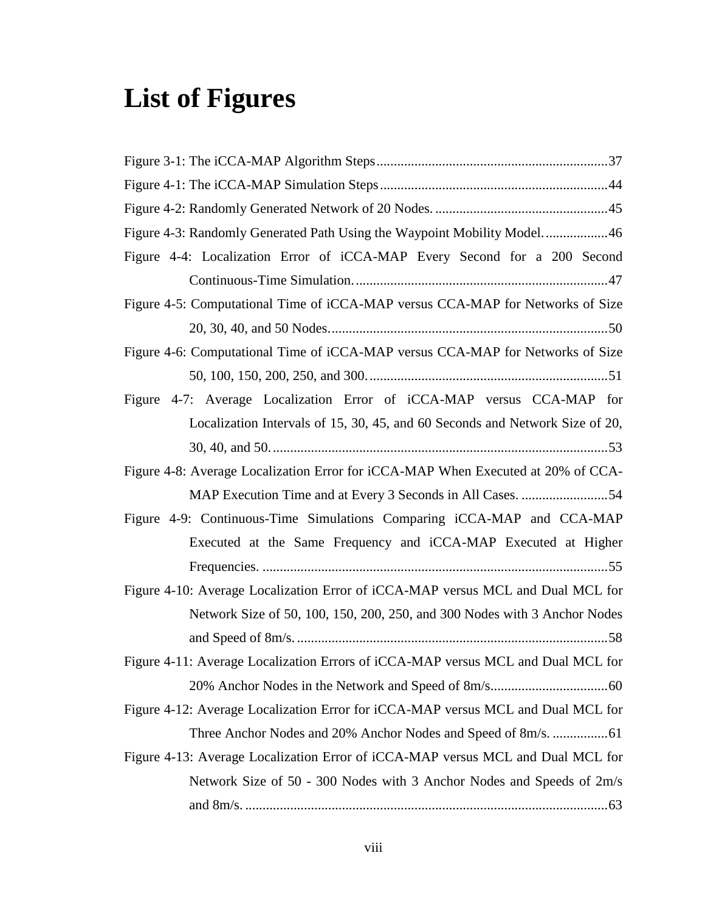# List of Figures

Figure 3-1: The iCCA-MAP Algorithm Steps....................................................................37

Figure 4-1: The iCCA-MAP Simulation Steps..................................................................44

Figure 4-2: Randomly Generated Network of 20 Nodes. ..................................................45

Figure 4-3: Randomly Generated Path Using the Waypoint Mobility Model. ..................46

Figure 4-4: Localization Error of iCCA-MAP Every Second for a 200 Second Continuous-Time Simulation. ..........................................................................47

Figure 4-5: Computational Time of iCCA-MAP versus CCA-MAP for Networks of Size 20, 30, 40, and 50 Nodes. ................................................................................50

Figure 4-6: Computational Time of iCCA-MAP versus CCA-MAP for Networks of Size 50, 100, 150, 200, 250, and 300. .....................................................................51

Figure 4-7: Average Localization Error of iCCA-MAP versus CCA-MAP for Localization Intervals of 15, 30, 45, and 60 Seconds and Network Size of 20, 30, 40, and 50. ..................................................................................................53

Figure 4-8: Average Localization Error for iCCA-MAP When Executed at 20% of CCA-MAP Execution Time and at Every 3 Seconds in All Cases. .........................54

Figure 4-9: Continuous-Time Simulations Comparing iCCA-MAP and CCA-MAP Executed at the Same Frequency and iCCA-MAP Executed at Higher Frequencies. ....................................................................................................55

Figure 4-10: Average Localization Error of iCCA-MAP versus MCL and Dual MCL for Network Size of 50, 100, 150, 200, 250, and 300 Nodes with 3 Anchor Nodes and Speed of 8m/s. ..........................................................................................58

Figure 4-11: Average Localization Errors of iCCA-MAP versus MCL and Dual MCL for 20% Anchor Nodes in the Network and Speed of 8m/s..................................60

Figure 4-12: Average Localization Error for iCCA-MAP versus MCL and Dual MCL for Three Anchor Nodes and 20% Anchor Nodes and Speed of 8m/s. ................61

Figure 4-13: Average Localization Error of iCCA-MAP versus MCL and Dual MCL for Network Size of 50 - 300 Nodes with 3 Anchor Nodes and Speeds of 2m/s and 8m/s. .........................................................................................................63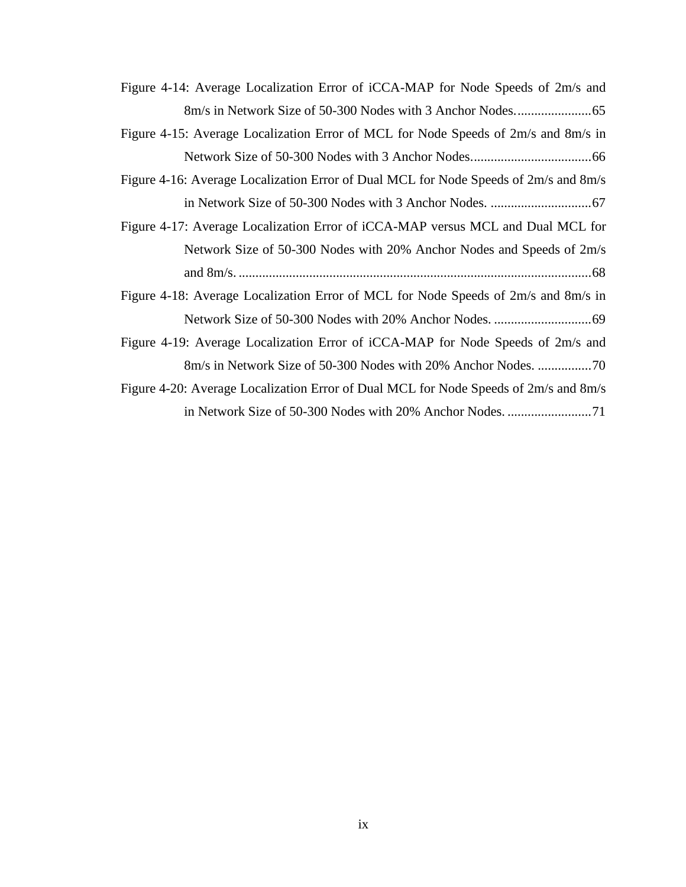Figure 4-14: Average Localization Error of iCCA-MAP for Node Speeds of 2m/s and 8m/s in Network Size of 50-300 Nodes with 3 Anchor Nodes. ......................65

Figure 4-15: Average Localization Error of MCL for Node Speeds of 2m/s and 8m/s in Network Size of 50-300 Nodes with 3 Anchor Nodes....................................66

Figure 4-16: Average Localization Error of Dual MCL for Node Speeds of 2m/s and 8m/s in Network Size of 50-300 Nodes with 3 Anchor Nodes. ..............................67

Figure 4-17: Average Localization Error of iCCA-MAP versus MCL and Dual MCL for Network Size of 50-300 Nodes with 20% Anchor Nodes and Speeds of 2m/s and 8m/s. ........................................................................................................68

Figure 4-18: Average Localization Error of MCL for Node Speeds of 2m/s and 8m/s in Network Size of 50-300 Nodes with 20% Anchor Nodes. .............................69

Figure 4-19: Average Localization Error of iCCA-MAP for Node Speeds of 2m/s and 8m/s in Network Size of 50-300 Nodes with 20% Anchor Nodes. ................70

Figure 4-20: Average Localization Error of Dual MCL for Node Speeds of 2m/s and 8m/s in Network Size of 50-300 Nodes with 20% Anchor Nodes. .........................71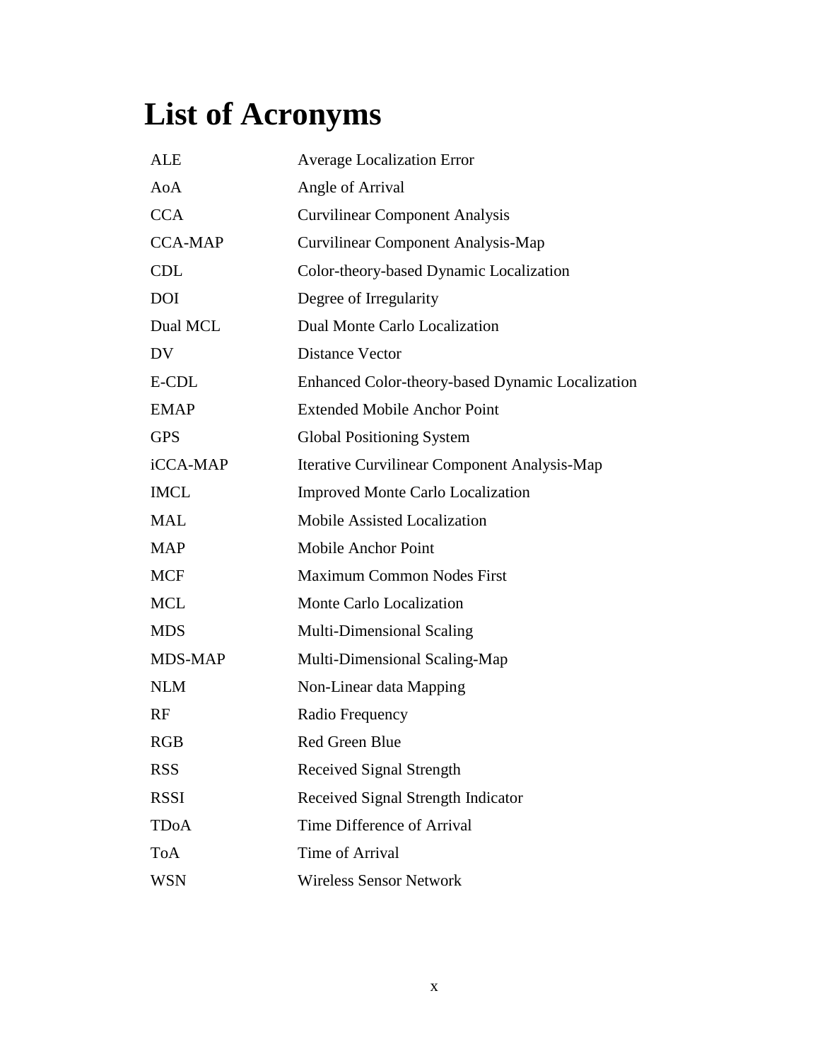# List of Acronyms

| | |
|---|---|
| ALE | Average Localization Error |
| AoA | Angle of Arrival |
| CCA | Curvilinear Component Analysis |
| CCA-MAP | Curvilinear Component Analysis-Map |
| CDL | Color-theory-based Dynamic Localization |
| DOI | Degree of Irregularity |
| Dual MCL | Dual Monte Carlo Localization |
| DV | Distance Vector |
| E-CDL | Enhanced Color-theory-based Dynamic Localization |
| EMAP | Extended Mobile Anchor Point |
| GPS | Global Positioning System |
| iCCA-MAP | Iterative Curvilinear Component Analysis-Map |
| IMCL | Improved Monte Carlo Localization |
| MAL | Mobile Assisted Localization |
| MAP | Mobile Anchor Point |
| MCF | Maximum Common Nodes First |
| MCL | Monte Carlo Localization |
| MDS | Multi-Dimensional Scaling |
| MDS-MAP | Multi-Dimensional Scaling-Map |
| NLM | Non-Linear data Mapping |
| RF | Radio Frequency |
| RGB | Red Green Blue |
| RSS | Received Signal Strength |
| RSSI | Received Signal Strength Indicator |
| TDoA | Time Difference of Arrival |
| ToA | Time of Arrival |
| WSN | Wireless Sensor Network |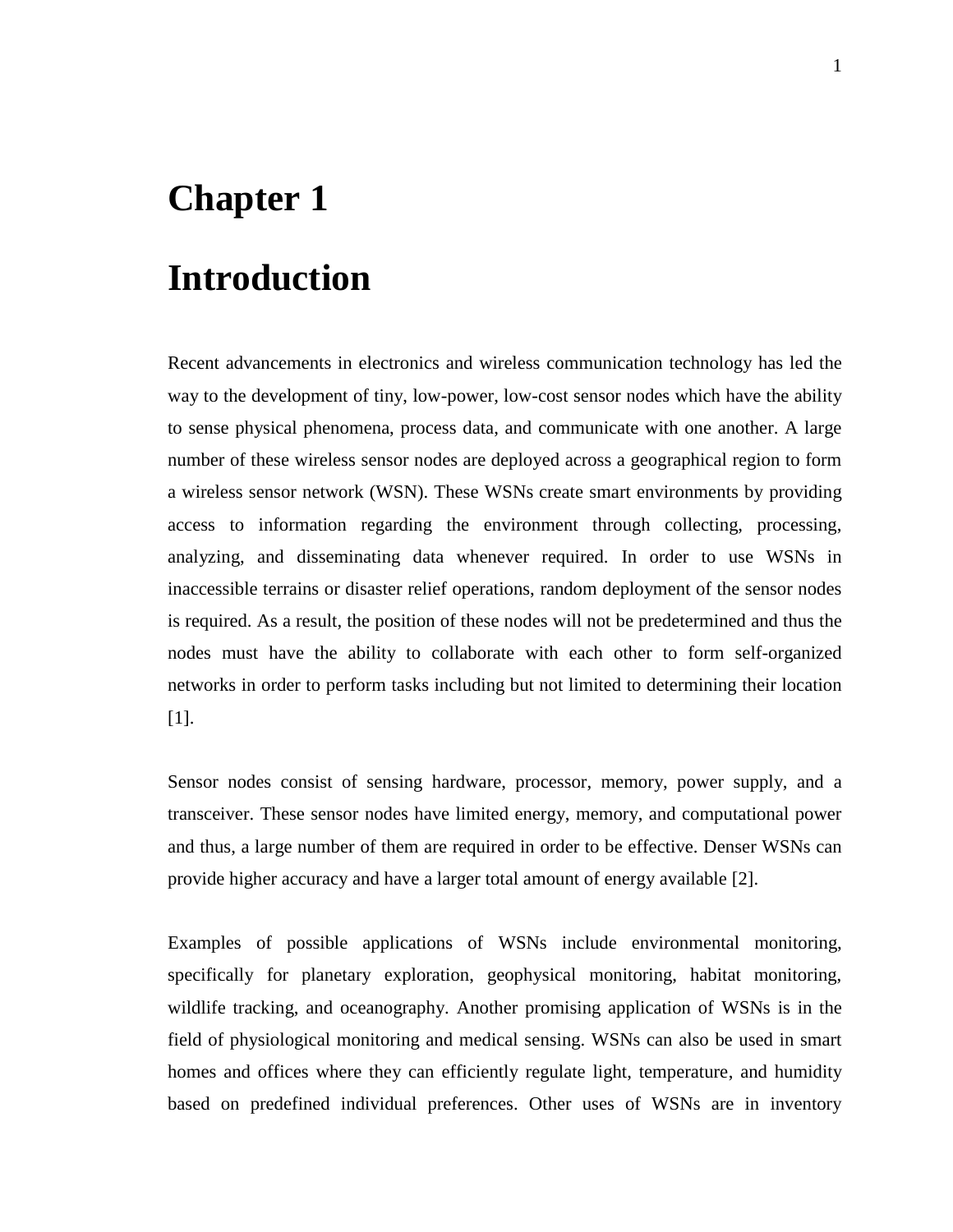# Chapter 1

# Introduction

Recent advancements in electronics and wireless communication technology has led the way to the development of tiny, low-power, low-cost sensor nodes which have the ability to sense physical phenomena, process data, and communicate with one another. A large number of these wireless sensor nodes are deployed across a geographical region to form a wireless sensor network (WSN). These WSNs create smart environments by providing access to information regarding the environment through collecting, processing, analyzing, and disseminating data whenever required. In order to use WSNs in inaccessible terrains or disaster relief operations, random deployment of the sensor nodes is required. As a result, the position of these nodes will not be predetermined and thus the nodes must have the ability to collaborate with each other to form self-organized networks in order to perform tasks including but not limited to determining their location [1].

Sensor nodes consist of sensing hardware, processor, memory, power supply, and a transceiver. These sensor nodes have limited energy, memory, and computational power and thus, a large number of them are required in order to be effective. Denser WSNs can provide higher accuracy and have a larger total amount of energy available [2].

Examples of possible applications of WSNs include environmental monitoring, specifically for planetary exploration, geophysical monitoring, habitat monitoring, wildlife tracking, and oceanography. Another promising application of WSNs is in the field of physiological monitoring and medical sensing. WSNs can also be used in smart homes and offices where they can efficiently regulate light, temperature, and humidity based on predefined individual preferences. Other uses of WSNs are in inventory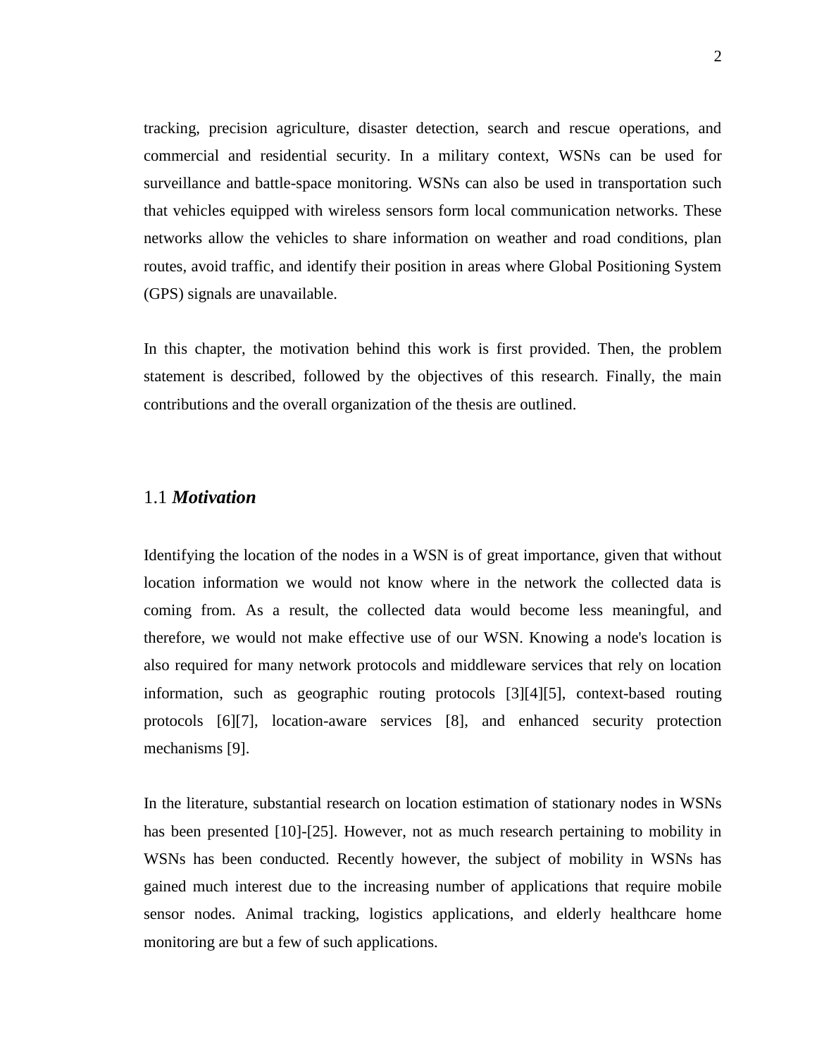tracking, precision agriculture, disaster detection, search and rescue operations, and commercial and residential security. In a military context, WSNs can be used for surveillance and battle-space monitoring. WSNs can also be used in transportation such that vehicles equipped with wireless sensors form local communication networks. These networks allow the vehicles to share information on weather and road conditions, plan routes, avoid traffic, and identify their position in areas where Global Positioning System (GPS) signals are unavailable.

In this chapter, the motivation behind this work is first provided. Then, the problem statement is described, followed by the objectives of this research. Finally, the main contributions and the overall organization of the thesis are outlined.

## 1.1 ***Motivation***

Identifying the location of the nodes in a WSN is of great importance, given that without location information we would not know where in the network the collected data is coming from. As a result, the collected data would become less meaningful, and therefore, we would not make effective use of our WSN. Knowing a node's location is also required for many network protocols and middleware services that rely on location information, such as geographic routing protocols [3][4][5], context-based routing protocols [6][7], location-aware services [8], and enhanced security protection mechanisms [9].

In the literature, substantial research on location estimation of stationary nodes in WSNs has been presented [10]-[25]. However, not as much research pertaining to mobility in WSNs has been conducted. Recently however, the subject of mobility in WSNs has gained much interest due to the increasing number of applications that require mobile sensor nodes. Animal tracking, logistics applications, and elderly healthcare home monitoring are but a few of such applications.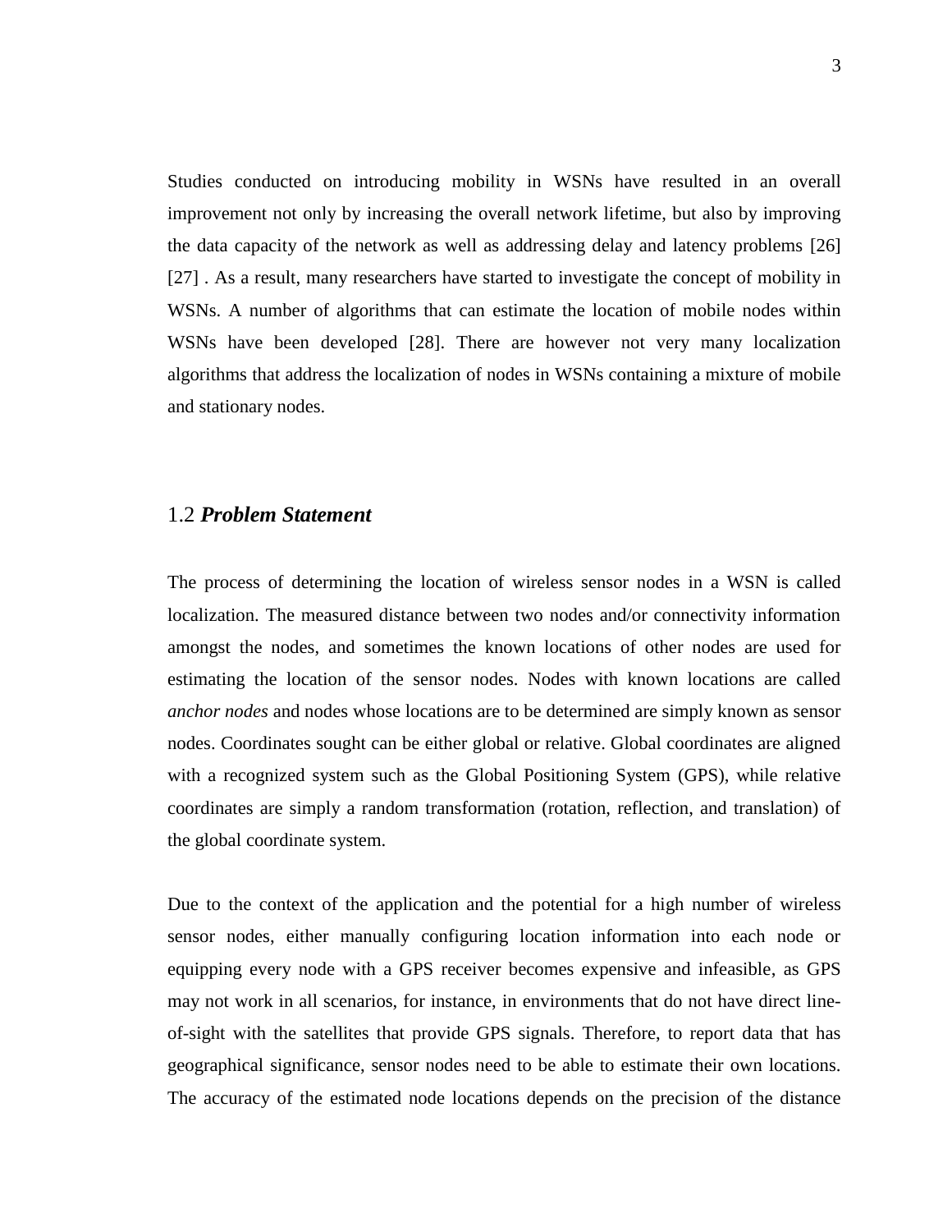Studies conducted on introducing mobility in WSNs have resulted in an overall improvement not only by increasing the overall network lifetime, but also by improving the data capacity of the network as well as addressing delay and latency problems [26] [27] . As a result, many researchers have started to investigate the concept of mobility in WSNs. A number of algorithms that can estimate the location of mobile nodes within WSNs have been developed [28]. There are however not very many localization algorithms that address the localization of nodes in WSNs containing a mixture of mobile and stationary nodes.

## 1.2 ***Problem Statement***

The process of determining the location of wireless sensor nodes in a WSN is called localization. The measured distance between two nodes and/or connectivity information amongst the nodes, and sometimes the known locations of other nodes are used for estimating the location of the sensor nodes. Nodes with known locations are called *anchor nodes* and nodes whose locations are to be determined are simply known as sensor nodes. Coordinates sought can be either global or relative. Global coordinates are aligned with a recognized system such as the Global Positioning System (GPS), while relative coordinates are simply a random transformation (rotation, reflection, and translation) of the global coordinate system.

Due to the context of the application and the potential for a high number of wireless sensor nodes, either manually configuring location information into each node or equipping every node with a GPS receiver becomes expensive and infeasible, as GPS may not work in all scenarios, for instance, in environments that do not have direct line-of-sight with the satellites that provide GPS signals. Therefore, to report data that has geographical significance, sensor nodes need to be able to estimate their own locations. The accuracy of the estimated node locations depends on the precision of the distance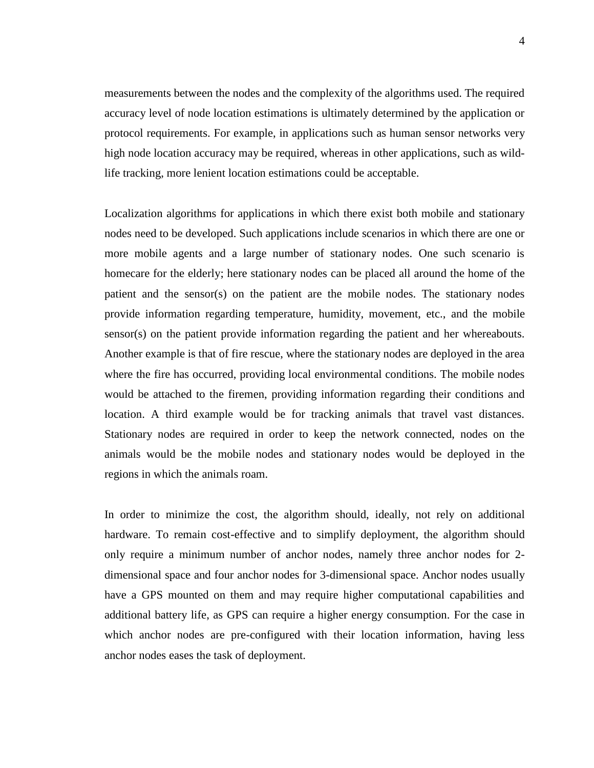measurements between the nodes and the complexity of the algorithms used. The required accuracy level of node location estimations is ultimately determined by the application or protocol requirements. For example, in applications such as human sensor networks very high node location accuracy may be required, whereas in other applications, such as wild-life tracking, more lenient location estimations could be acceptable.

Localization algorithms for applications in which there exist both mobile and stationary nodes need to be developed. Such applications include scenarios in which there are one or more mobile agents and a large number of stationary nodes. One such scenario is homecare for the elderly; here stationary nodes can be placed all around the home of the patient and the sensor(s) on the patient are the mobile nodes. The stationary nodes provide information regarding temperature, humidity, movement, etc., and the mobile sensor(s) on the patient provide information regarding the patient and her whereabouts. Another example is that of fire rescue, where the stationary nodes are deployed in the area where the fire has occurred, providing local environmental conditions. The mobile nodes would be attached to the firemen, providing information regarding their conditions and location. A third example would be for tracking animals that travel vast distances. Stationary nodes are required in order to keep the network connected, nodes on the animals would be the mobile nodes and stationary nodes would be deployed in the regions in which the animals roam.

In order to minimize the cost, the algorithm should, ideally, not rely on additional hardware. To remain cost-effective and to simplify deployment, the algorithm should only require a minimum number of anchor nodes, namely three anchor nodes for 2-dimensional space and four anchor nodes for 3-dimensional space. Anchor nodes usually have a GPS mounted on them and may require higher computational capabilities and additional battery life, as GPS can require a higher energy consumption. For the case in which anchor nodes are pre-configured with their location information, having less anchor nodes eases the task of deployment.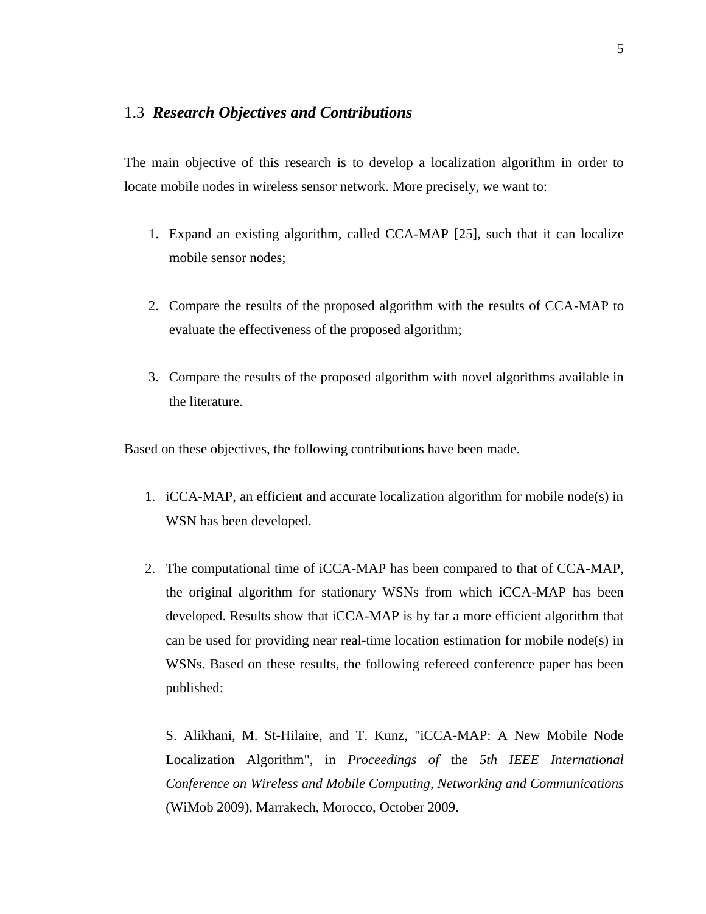## 1.3 *Research Objectives and Contributions*

The main objective of this research is to develop a localization algorithm in order to locate mobile nodes in wireless sensor network. More precisely, we want to:

1. Expand an existing algorithm, called CCA-MAP [25], such that it can localize mobile sensor nodes;

2. Compare the results of the proposed algorithm with the results of CCA-MAP to evaluate the effectiveness of the proposed algorithm;

3. Compare the results of the proposed algorithm with novel algorithms available in the literature.

Based on these objectives, the following contributions have been made.

1. iCCA-MAP, an efficient and accurate localization algorithm for mobile node(s) in WSN has been developed.

2. The computational time of iCCA-MAP has been compared to that of CCA-MAP, the original algorithm for stationary WSNs from which iCCA-MAP has been developed. Results show that iCCA-MAP is by far a more efficient algorithm that can be used for providing near real-time location estimation for mobile node(s) in WSNs. Based on these results, the following refereed conference paper has been published:

   S. Alikhani, M. St-Hilaire, and T. Kunz, "iCCA-MAP: A New Mobile Node Localization Algorithm", in *Proceedings of* the *5th IEEE International Conference on Wireless and Mobile Computing, Networking and Communications* (WiMob 2009), Marrakech, Morocco, October 2009.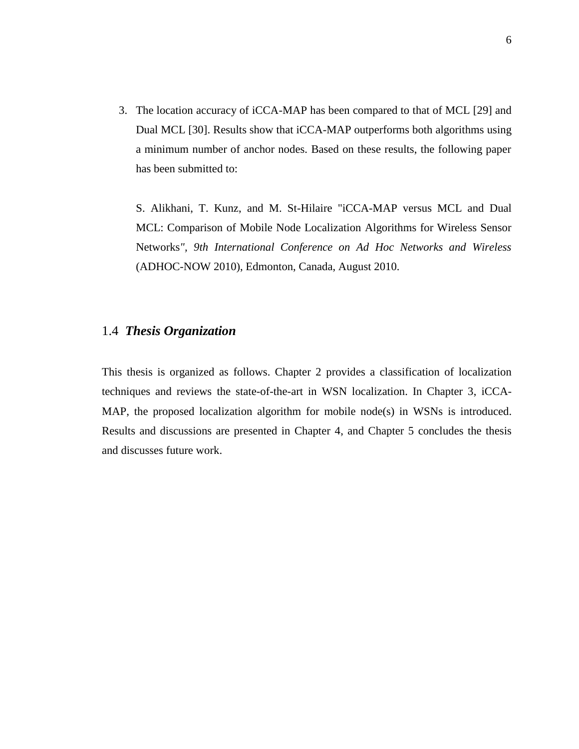3. The location accuracy of iCCA-MAP has been compared to that of MCL [29] and Dual MCL [30]. Results show that iCCA-MAP outperforms both algorithms using a minimum number of anchor nodes. Based on these results, the following paper has been submitted to:

   S. Alikhani, T. Kunz, and M. St-Hilaire "iCCA-MAP versus MCL and Dual MCL: Comparison of Mobile Node Localization Algorithms for Wireless Sensor Networks*", 9th International Conference on Ad Hoc Networks and Wireless* (ADHOC-NOW 2010), Edmonton, Canada, August 2010.

## 1.4 ***Thesis Organization***

This thesis is organized as follows. Chapter 2 provides a classification of localization techniques and reviews the state-of-the-art in WSN localization. In Chapter 3, iCCA-MAP, the proposed localization algorithm for mobile node(s) in WSNs is introduced. Results and discussions are presented in Chapter 4, and Chapter 5 concludes the thesis and discusses future work.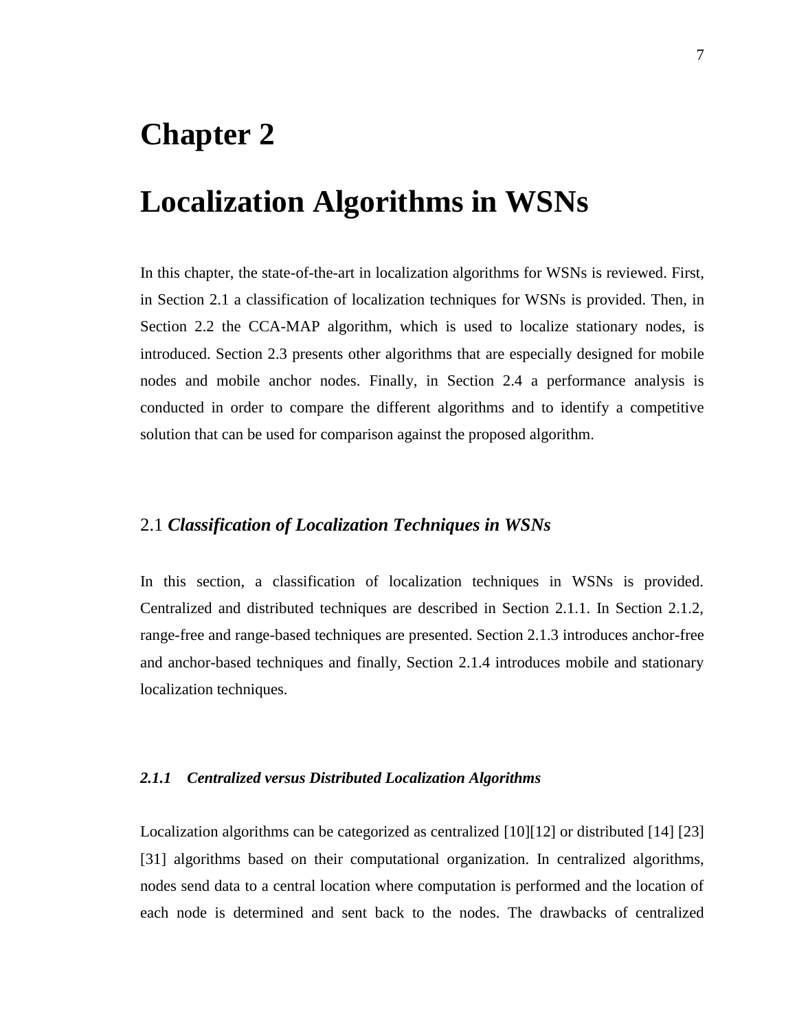# Chapter 2

# Localization Algorithms in WSNs

In this chapter, the state-of-the-art in localization algorithms for WSNs is reviewed. First, in Section 2.1 a classification of localization techniques for WSNs is provided. Then, in Section 2.2 the CCA-MAP algorithm, which is used to localize stationary nodes, is introduced. Section 2.3 presents other algorithms that are especially designed for mobile nodes and mobile anchor nodes. Finally, in Section 2.4 a performance analysis is conducted in order to compare the different algorithms and to identify a competitive solution that can be used for comparison against the proposed algorithm.

## 2.1 *Classification of Localization Techniques in WSNs*

In this section, a classification of localization techniques in WSNs is provided. Centralized and distributed techniques are described in Section 2.1.1. In Section 2.1.2, range-free and range-based techniques are presented. Section 2.1.3 introduces anchor-free and anchor-based techniques and finally, Section 2.1.4 introduces mobile and stationary localization techniques.

### *2.1.1 Centralized versus Distributed Localization Algorithms*

Localization algorithms can be categorized as centralized [10][12] or distributed [14] [23] [31] algorithms based on their computational organization. In centralized algorithms, nodes send data to a central location where computation is performed and the location of each node is determined and sent back to the nodes. The drawbacks of centralized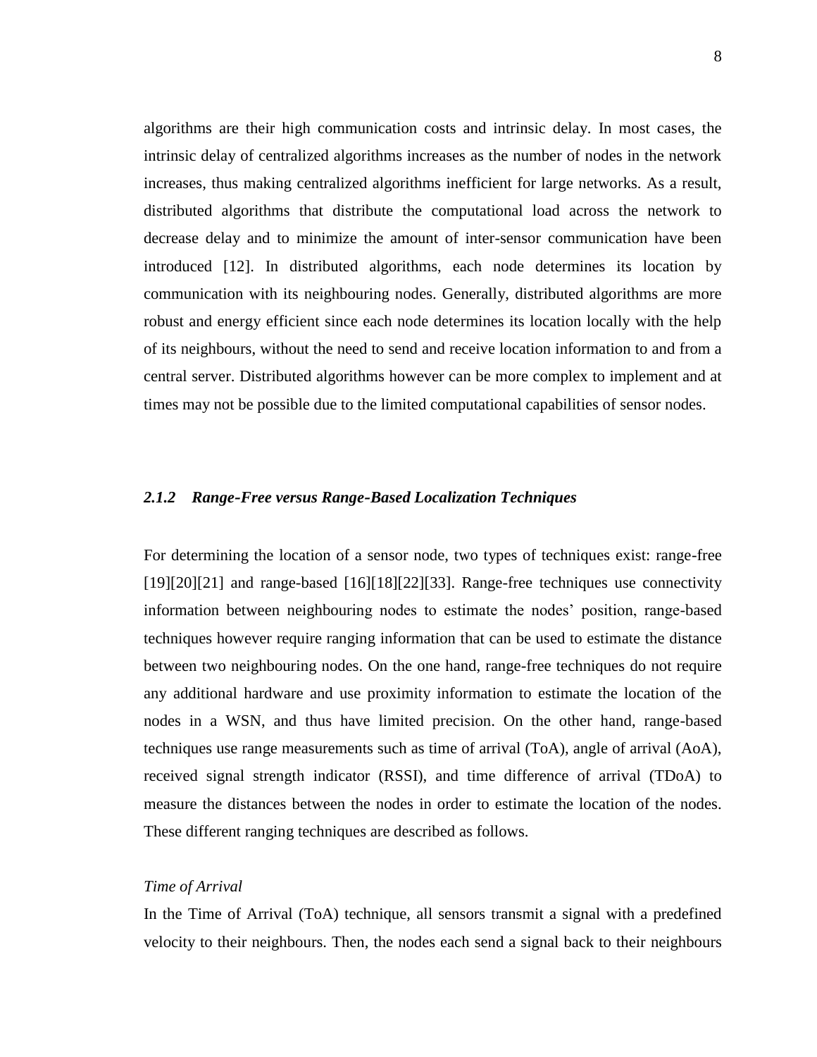algorithms are their high communication costs and intrinsic delay. In most cases, the intrinsic delay of centralized algorithms increases as the number of nodes in the network increases, thus making centralized algorithms inefficient for large networks. As a result, distributed algorithms that distribute the computational load across the network to decrease delay and to minimize the amount of inter-sensor communication have been introduced [12]. In distributed algorithms, each node determines its location by communication with its neighbouring nodes. Generally, distributed algorithms are more robust and energy efficient since each node determines its location locally with the help of its neighbours, without the need to send and receive location information to and from a central server. Distributed algorithms however can be more complex to implement and at times may not be possible due to the limited computational capabilities of sensor nodes.

### *2.1.2 Range-Free versus Range-Based Localization Techniques*

For determining the location of a sensor node, two types of techniques exist: range-free [19][20][21] and range-based [16][18][22][33]. Range-free techniques use connectivity information between neighbouring nodes to estimate the nodes' position, range-based techniques however require ranging information that can be used to estimate the distance between two neighbouring nodes. On the one hand, range-free techniques do not require any additional hardware and use proximity information to estimate the location of the nodes in a WSN, and thus have limited precision. On the other hand, range-based techniques use range measurements such as time of arrival (ToA), angle of arrival (AoA), received signal strength indicator (RSSI), and time difference of arrival (TDoA) to measure the distances between the nodes in order to estimate the location of the nodes. These different ranging techniques are described as follows.

*Time of Arrival*

In the Time of Arrival (ToA) technique, all sensors transmit a signal with a predefined velocity to their neighbours. Then, the nodes each send a signal back to their neighbours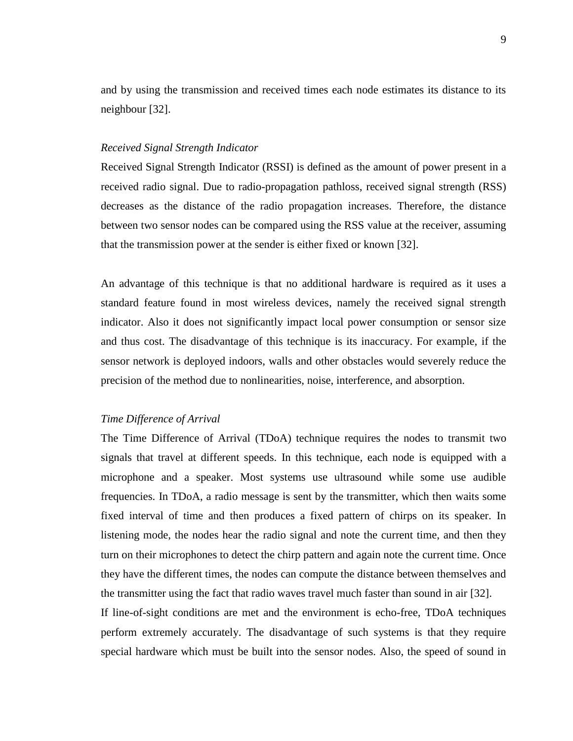and by using the transmission and received times each node estimates its distance to its neighbour [32].

*Received Signal Strength Indicator*

Received Signal Strength Indicator (RSSI) is defined as the amount of power present in a received radio signal. Due to radio-propagation pathloss, received signal strength (RSS) decreases as the distance of the radio propagation increases. Therefore, the distance between two sensor nodes can be compared using the RSS value at the receiver, assuming that the transmission power at the sender is either fixed or known [32].

An advantage of this technique is that no additional hardware is required as it uses a standard feature found in most wireless devices, namely the received signal strength indicator. Also it does not significantly impact local power consumption or sensor size and thus cost. The disadvantage of this technique is its inaccuracy. For example, if the sensor network is deployed indoors, walls and other obstacles would severely reduce the precision of the method due to nonlinearities, noise, interference, and absorption.

*Time Difference of Arrival*

The Time Difference of Arrival (TDoA) technique requires the nodes to transmit two signals that travel at different speeds. In this technique, each node is equipped with a microphone and a speaker. Most systems use ultrasound while some use audible frequencies. In TDoA, a radio message is sent by the transmitter, which then waits some fixed interval of time and then produces a fixed pattern of chirps on its speaker. In listening mode, the nodes hear the radio signal and note the current time, and then they turn on their microphones to detect the chirp pattern and again note the current time. Once they have the different times, the nodes can compute the distance between themselves and the transmitter using the fact that radio waves travel much faster than sound in air [32].

If line-of-sight conditions are met and the environment is echo-free, TDoA techniques perform extremely accurately. The disadvantage of such systems is that they require special hardware which must be built into the sensor nodes. Also, the speed of sound in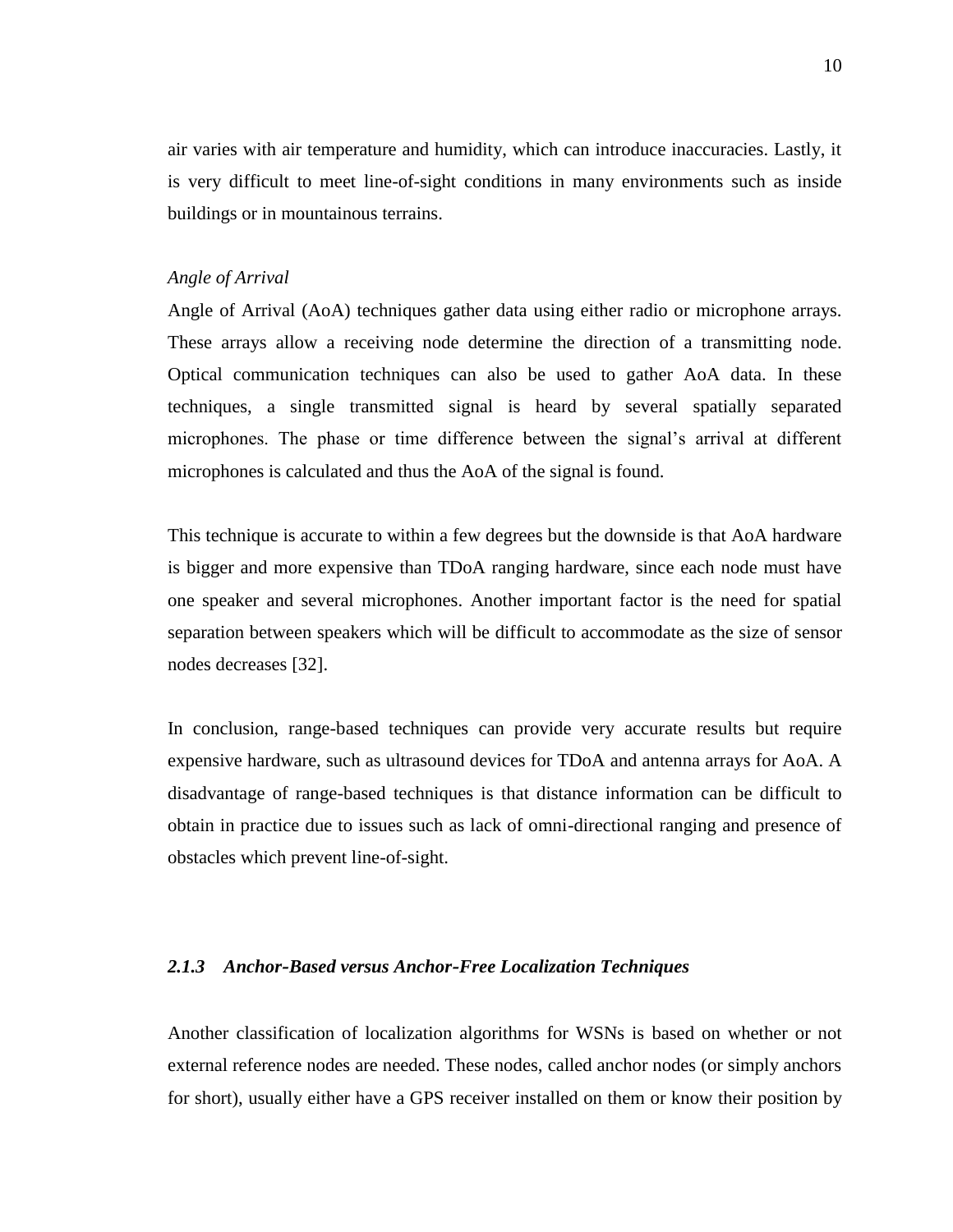air varies with air temperature and humidity, which can introduce inaccuracies. Lastly, it is very difficult to meet line-of-sight conditions in many environments such as inside buildings or in mountainous terrains.

*Angle of Arrival*

Angle of Arrival (AoA) techniques gather data using either radio or microphone arrays. These arrays allow a receiving node determine the direction of a transmitting node. Optical communication techniques can also be used to gather AoA data. In these techniques, a single transmitted signal is heard by several spatially separated microphones. The phase or time difference between the signal's arrival at different microphones is calculated and thus the AoA of the signal is found.

This technique is accurate to within a few degrees but the downside is that AoA hardware is bigger and more expensive than TDoA ranging hardware, since each node must have one speaker and several microphones. Another important factor is the need for spatial separation between speakers which will be difficult to accommodate as the size of sensor nodes decreases [32].

In conclusion, range-based techniques can provide very accurate results but require expensive hardware, such as ultrasound devices for TDoA and antenna arrays for AoA. A disadvantage of range-based techniques is that distance information can be difficult to obtain in practice due to issues such as lack of omni-directional ranging and presence of obstacles which prevent line-of-sight.

### *2.1.3 Anchor-Based versus Anchor-Free Localization Techniques*

Another classification of localization algorithms for WSNs is based on whether or not external reference nodes are needed. These nodes, called anchor nodes (or simply anchors for short), usually either have a GPS receiver installed on them or know their position by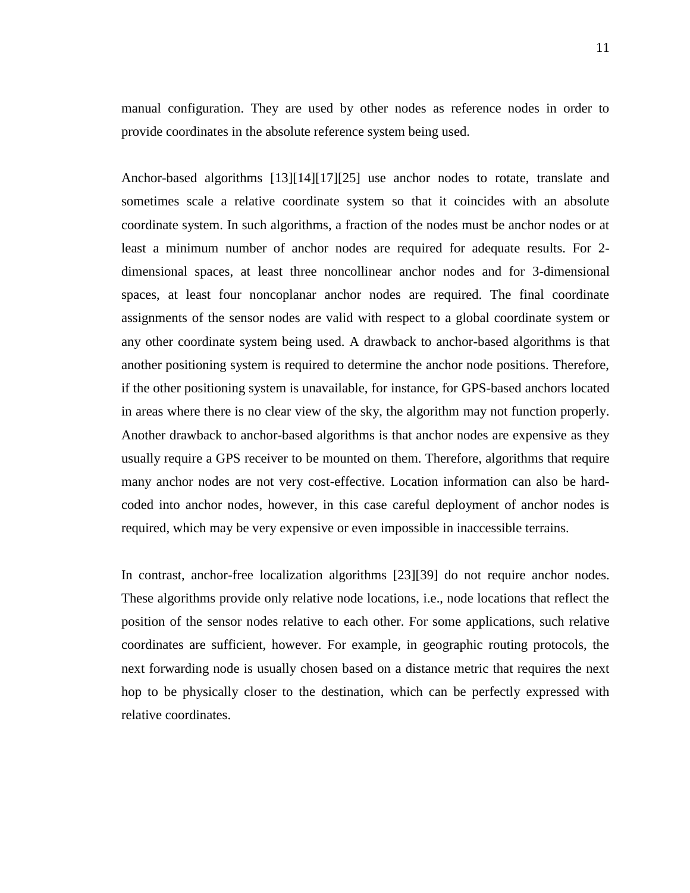manual configuration. They are used by other nodes as reference nodes in order to provide coordinates in the absolute reference system being used.

Anchor-based algorithms [13][14][17][25] use anchor nodes to rotate, translate and sometimes scale a relative coordinate system so that it coincides with an absolute coordinate system. In such algorithms, a fraction of the nodes must be anchor nodes or at least a minimum number of anchor nodes are required for adequate results. For 2-dimensional spaces, at least three noncollinear anchor nodes and for 3-dimensional spaces, at least four noncoplanar anchor nodes are required. The final coordinate assignments of the sensor nodes are valid with respect to a global coordinate system or any other coordinate system being used. A drawback to anchor-based algorithms is that another positioning system is required to determine the anchor node positions. Therefore, if the other positioning system is unavailable, for instance, for GPS-based anchors located in areas where there is no clear view of the sky, the algorithm may not function properly. Another drawback to anchor-based algorithms is that anchor nodes are expensive as they usually require a GPS receiver to be mounted on them. Therefore, algorithms that require many anchor nodes are not very cost-effective. Location information can also be hard-coded into anchor nodes, however, in this case careful deployment of anchor nodes is required, which may be very expensive or even impossible in inaccessible terrains.

In contrast, anchor-free localization algorithms [23][39] do not require anchor nodes. These algorithms provide only relative node locations, i.e., node locations that reflect the position of the sensor nodes relative to each other. For some applications, such relative coordinates are sufficient, however. For example, in geographic routing protocols, the next forwarding node is usually chosen based on a distance metric that requires the next hop to be physically closer to the destination, which can be perfectly expressed with relative coordinates.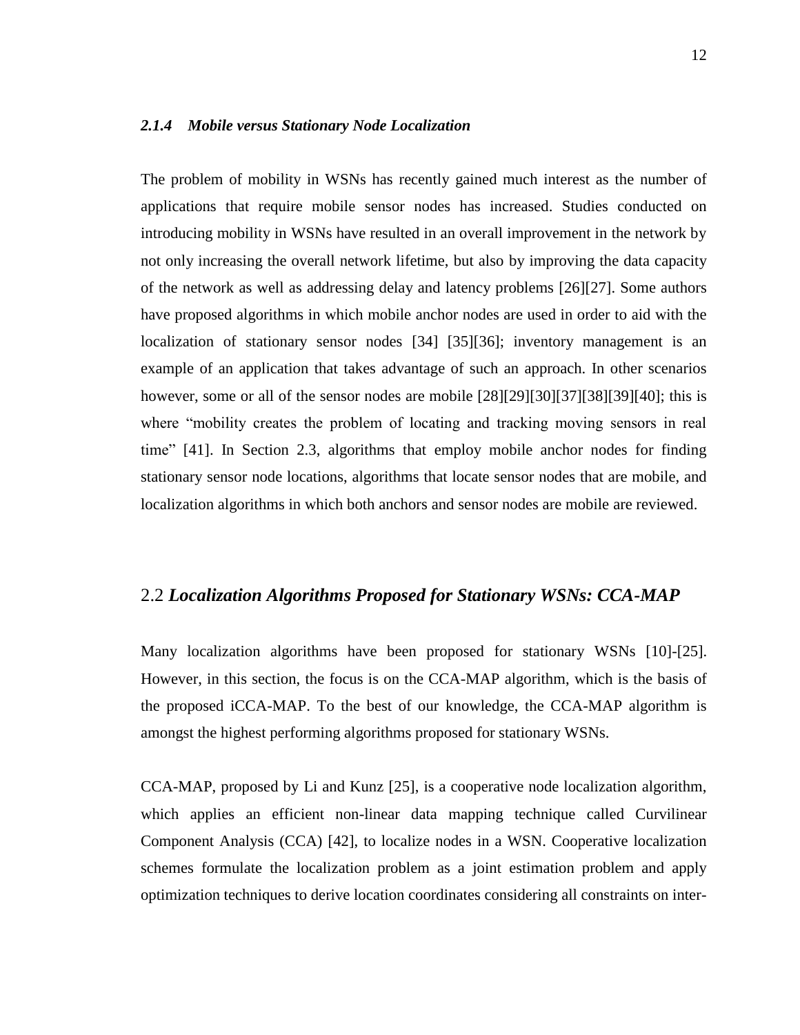### *2.1.4 Mobile versus Stationary Node Localization*

The problem of mobility in WSNs has recently gained much interest as the number of applications that require mobile sensor nodes has increased. Studies conducted on introducing mobility in WSNs have resulted in an overall improvement in the network by not only increasing the overall network lifetime, but also by improving the data capacity of the network as well as addressing delay and latency problems [26][27]. Some authors have proposed algorithms in which mobile anchor nodes are used in order to aid with the localization of stationary sensor nodes [34] [35][36]; inventory management is an example of an application that takes advantage of such an approach. In other scenarios however, some or all of the sensor nodes are mobile [28][29][30][37][38][39][40]; this is where "mobility creates the problem of locating and tracking moving sensors in real time" [41]. In Section 2.3, algorithms that employ mobile anchor nodes for finding stationary sensor node locations, algorithms that locate sensor nodes that are mobile, and localization algorithms in which both anchors and sensor nodes are mobile are reviewed.

## 2.2 *Localization Algorithms Proposed for Stationary WSNs: CCA-MAP*

Many localization algorithms have been proposed for stationary WSNs [10]-[25]. However, in this section, the focus is on the CCA-MAP algorithm, which is the basis of the proposed iCCA-MAP. To the best of our knowledge, the CCA-MAP algorithm is amongst the highest performing algorithms proposed for stationary WSNs.

CCA-MAP, proposed by Li and Kunz [25], is a cooperative node localization algorithm, which applies an efficient non-linear data mapping technique called Curvilinear Component Analysis (CCA) [42], to localize nodes in a WSN. Cooperative localization schemes formulate the localization problem as a joint estimation problem and apply optimization techniques to derive location coordinates considering all constraints on inter-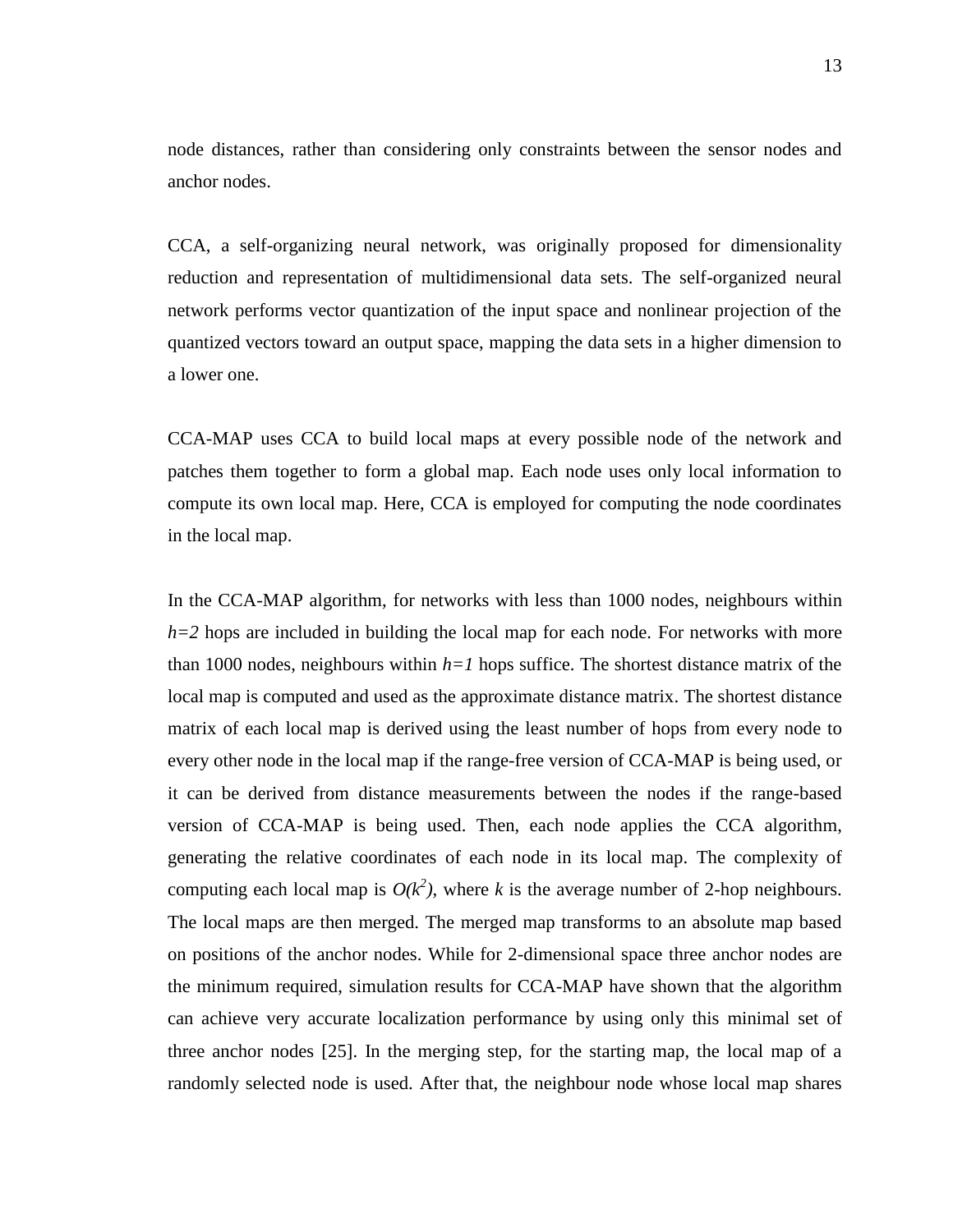node distances, rather than considering only constraints between the sensor nodes and anchor nodes.

CCA, a self-organizing neural network, was originally proposed for dimensionality reduction and representation of multidimensional data sets. The self-organized neural network performs vector quantization of the input space and nonlinear projection of the quantized vectors toward an output space, mapping the data sets in a higher dimension to a lower one.

CCA-MAP uses CCA to build local maps at every possible node of the network and patches them together to form a global map. Each node uses only local information to compute its own local map. Here, CCA is employed for computing the node coordinates in the local map.

In the CCA-MAP algorithm, for networks with less than 1000 nodes, neighbours within $h=2$ hops are included in building the local map for each node. For networks with more than 1000 nodes, neighbours within $h=1$ hops suffice. The shortest distance matrix of the local map is computed and used as the approximate distance matrix. The shortest distance matrix of each local map is derived using the least number of hops from every node to every other node in the local map if the range-free version of CCA-MAP is being used, or it can be derived from distance measurements between the nodes if the range-based version of CCA-MAP is being used. Then, each node applies the CCA algorithm, generating the relative coordinates of each node in its local map. The complexity of computing each local map is $O(k^2)$, where $k$ is the average number of 2-hop neighbours. The local maps are then merged. The merged map transforms to an absolute map based on positions of the anchor nodes. While for 2-dimensional space three anchor nodes are the minimum required, simulation results for CCA-MAP have shown that the algorithm can achieve very accurate localization performance by using only this minimal set of three anchor nodes [25]. In the merging step, for the starting map, the local map of a randomly selected node is used. After that, the neighbour node whose local map shares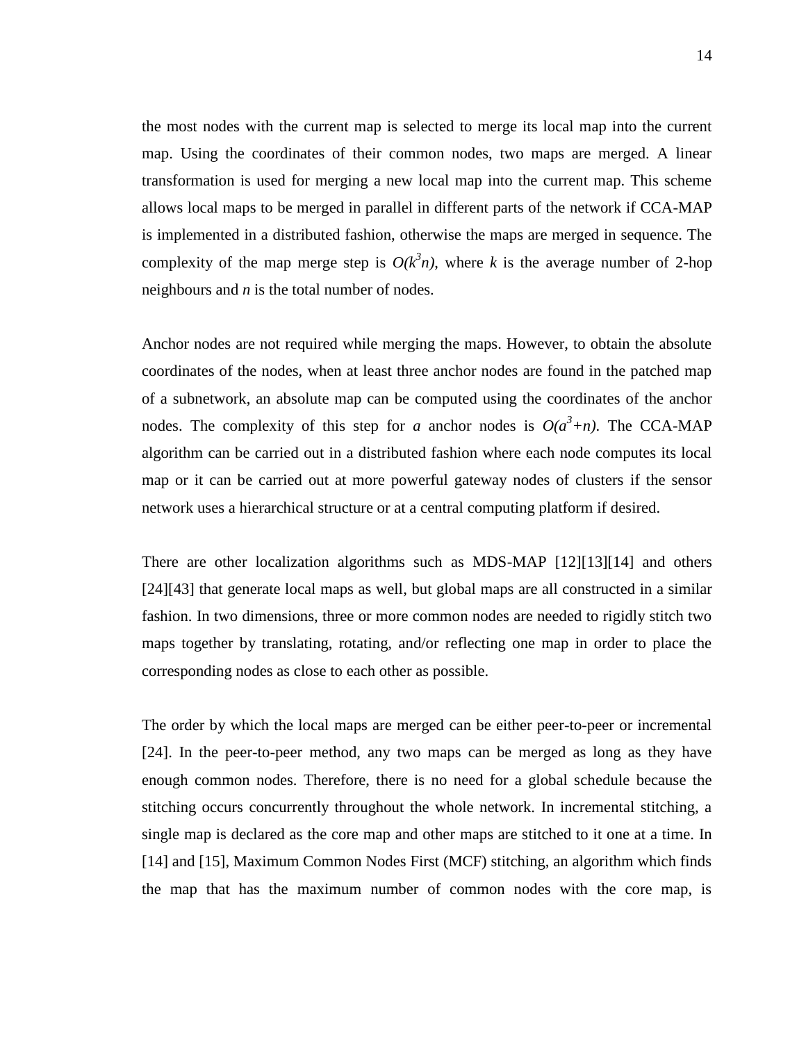the most nodes with the current map is selected to merge its local map into the current map. Using the coordinates of their common nodes, two maps are merged. A linear transformation is used for merging a new local map into the current map. This scheme allows local maps to be merged in parallel in different parts of the network if CCA-MAP is implemented in a distributed fashion, otherwise the maps are merged in sequence. The complexity of the map merge step is $O(k^3n)$, where $k$ is the average number of 2-hop neighbours and $n$ is the total number of nodes.

Anchor nodes are not required while merging the maps. However, to obtain the absolute coordinates of the nodes, when at least three anchor nodes are found in the patched map of a subnetwork, an absolute map can be computed using the coordinates of the anchor nodes. The complexity of this step for $a$ anchor nodes is $O(a^3+n)$. The CCA-MAP algorithm can be carried out in a distributed fashion where each node computes its local map or it can be carried out at more powerful gateway nodes of clusters if the sensor network uses a hierarchical structure or at a central computing platform if desired.

There are other localization algorithms such as MDS-MAP [12][13][14] and others [24][43] that generate local maps as well, but global maps are all constructed in a similar fashion. In two dimensions, three or more common nodes are needed to rigidly stitch two maps together by translating, rotating, and/or reflecting one map in order to place the corresponding nodes as close to each other as possible.

The order by which the local maps are merged can be either peer-to-peer or incremental [24]. In the peer-to-peer method, any two maps can be merged as long as they have enough common nodes. Therefore, there is no need for a global schedule because the stitching occurs concurrently throughout the whole network. In incremental stitching, a single map is declared as the core map and other maps are stitched to it one at a time. In [14] and [15], Maximum Common Nodes First (MCF) stitching, an algorithm which finds the map that has the maximum number of common nodes with the core map, is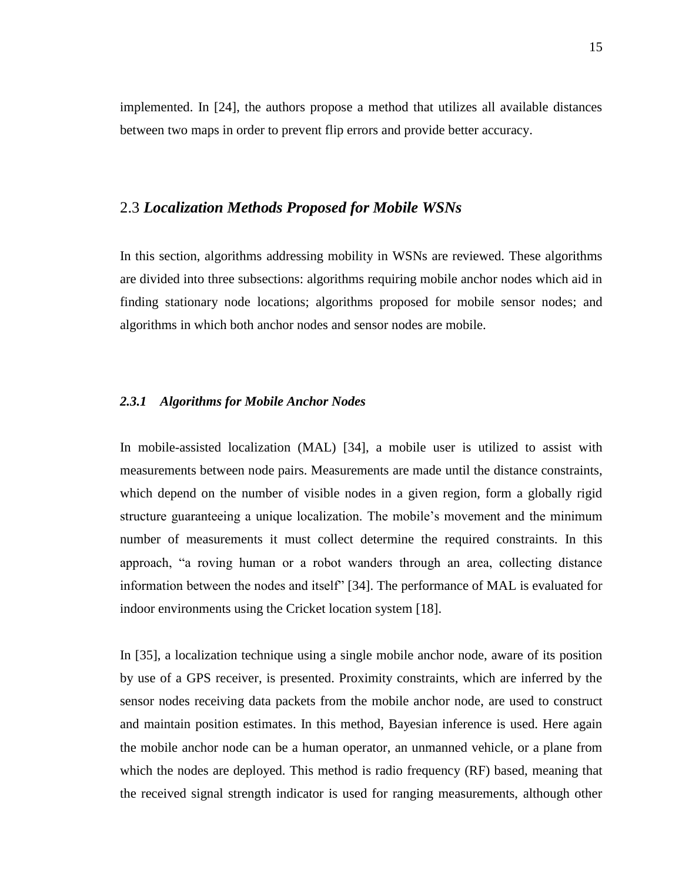implemented. In [24], the authors propose a method that utilizes all available distances between two maps in order to prevent flip errors and provide better accuracy.

## 2.3 *Localization Methods Proposed for Mobile WSNs*

In this section, algorithms addressing mobility in WSNs are reviewed. These algorithms are divided into three subsections: algorithms requiring mobile anchor nodes which aid in finding stationary node locations; algorithms proposed for mobile sensor nodes; and algorithms in which both anchor nodes and sensor nodes are mobile.

### *2.3.1 Algorithms for Mobile Anchor Nodes*

In mobile-assisted localization (MAL) [34], a mobile user is utilized to assist with measurements between node pairs. Measurements are made until the distance constraints, which depend on the number of visible nodes in a given region, form a globally rigid structure guaranteeing a unique localization. The mobile's movement and the minimum number of measurements it must collect determine the required constraints. In this approach, "a roving human or a robot wanders through an area, collecting distance information between the nodes and itself" [34]. The performance of MAL is evaluated for indoor environments using the Cricket location system [18].

In [35], a localization technique using a single mobile anchor node, aware of its position by use of a GPS receiver, is presented. Proximity constraints, which are inferred by the sensor nodes receiving data packets from the mobile anchor node, are used to construct and maintain position estimates. In this method, Bayesian inference is used. Here again the mobile anchor node can be a human operator, an unmanned vehicle, or a plane from which the nodes are deployed. This method is radio frequency (RF) based, meaning that the received signal strength indicator is used for ranging measurements, although other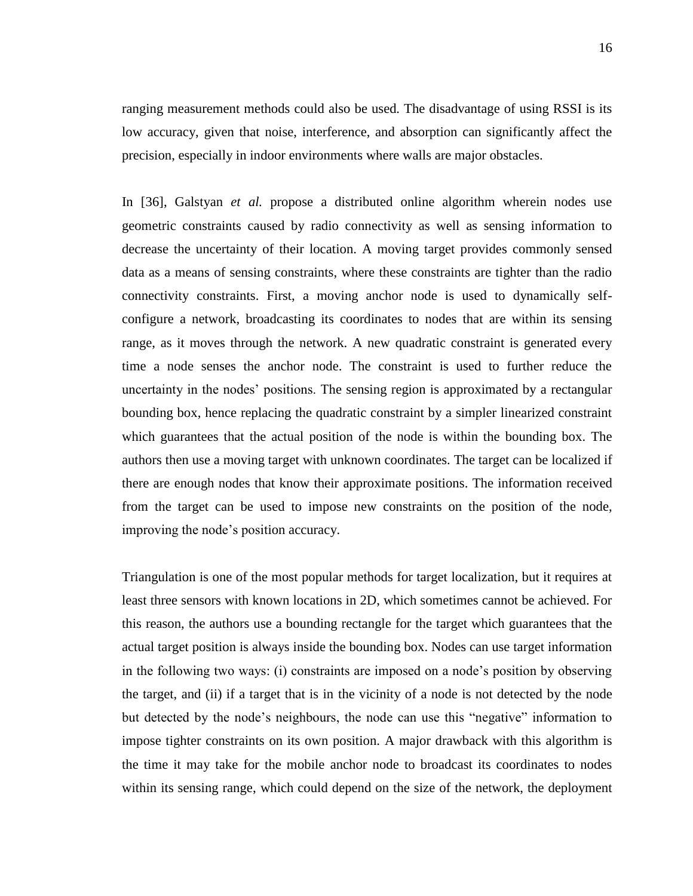ranging measurement methods could also be used. The disadvantage of using RSSI is its low accuracy, given that noise, interference, and absorption can significantly affect the precision, especially in indoor environments where walls are major obstacles.

In [36], Galstyan *et al.* propose a distributed online algorithm wherein nodes use geometric constraints caused by radio connectivity as well as sensing information to decrease the uncertainty of their location. A moving target provides commonly sensed data as a means of sensing constraints, where these constraints are tighter than the radio connectivity constraints. First, a moving anchor node is used to dynamically self-configure a network, broadcasting its coordinates to nodes that are within its sensing range, as it moves through the network. A new quadratic constraint is generated every time a node senses the anchor node. The constraint is used to further reduce the uncertainty in the nodes' positions. The sensing region is approximated by a rectangular bounding box, hence replacing the quadratic constraint by a simpler linearized constraint which guarantees that the actual position of the node is within the bounding box. The authors then use a moving target with unknown coordinates. The target can be localized if there are enough nodes that know their approximate positions. The information received from the target can be used to impose new constraints on the position of the node, improving the node's position accuracy.

Triangulation is one of the most popular methods for target localization, but it requires at least three sensors with known locations in 2D, which sometimes cannot be achieved. For this reason, the authors use a bounding rectangle for the target which guarantees that the actual target position is always inside the bounding box. Nodes can use target information in the following two ways: (i) constraints are imposed on a node's position by observing the target, and (ii) if a target that is in the vicinity of a node is not detected by the node but detected by the node's neighbours, the node can use this "negative" information to impose tighter constraints on its own position. A major drawback with this algorithm is the time it may take for the mobile anchor node to broadcast its coordinates to nodes within its sensing range, which could depend on the size of the network, the deployment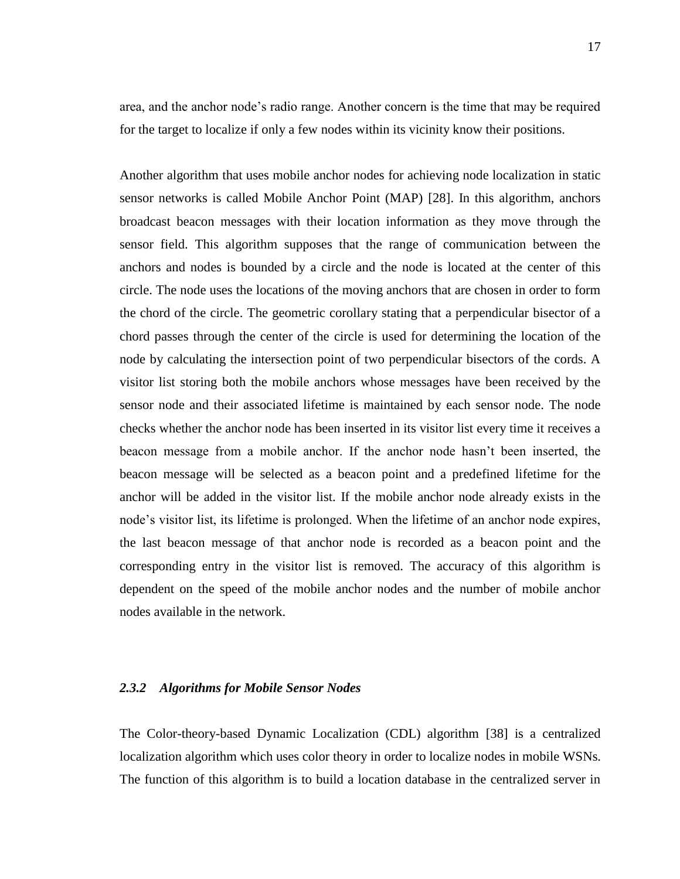area, and the anchor node's radio range. Another concern is the time that may be required for the target to localize if only a few nodes within its vicinity know their positions.

Another algorithm that uses mobile anchor nodes for achieving node localization in static sensor networks is called Mobile Anchor Point (MAP) [28]. In this algorithm, anchors broadcast beacon messages with their location information as they move through the sensor field. This algorithm supposes that the range of communication between the anchors and nodes is bounded by a circle and the node is located at the center of this circle. The node uses the locations of the moving anchors that are chosen in order to form the chord of the circle. The geometric corollary stating that a perpendicular bisector of a chord passes through the center of the circle is used for determining the location of the node by calculating the intersection point of two perpendicular bisectors of the cords. A visitor list storing both the mobile anchors whose messages have been received by the sensor node and their associated lifetime is maintained by each sensor node. The node checks whether the anchor node has been inserted in its visitor list every time it receives a beacon message from a mobile anchor. If the anchor node hasn't been inserted, the beacon message will be selected as a beacon point and a predefined lifetime for the anchor will be added in the visitor list. If the mobile anchor node already exists in the node's visitor list, its lifetime is prolonged. When the lifetime of an anchor node expires, the last beacon message of that anchor node is recorded as a beacon point and the corresponding entry in the visitor list is removed. The accuracy of this algorithm is dependent on the speed of the mobile anchor nodes and the number of mobile anchor nodes available in the network.

### *2.3.2 Algorithms for Mobile Sensor Nodes*

The Color-theory-based Dynamic Localization (CDL) algorithm [38] is a centralized localization algorithm which uses color theory in order to localize nodes in mobile WSNs. The function of this algorithm is to build a location database in the centralized server in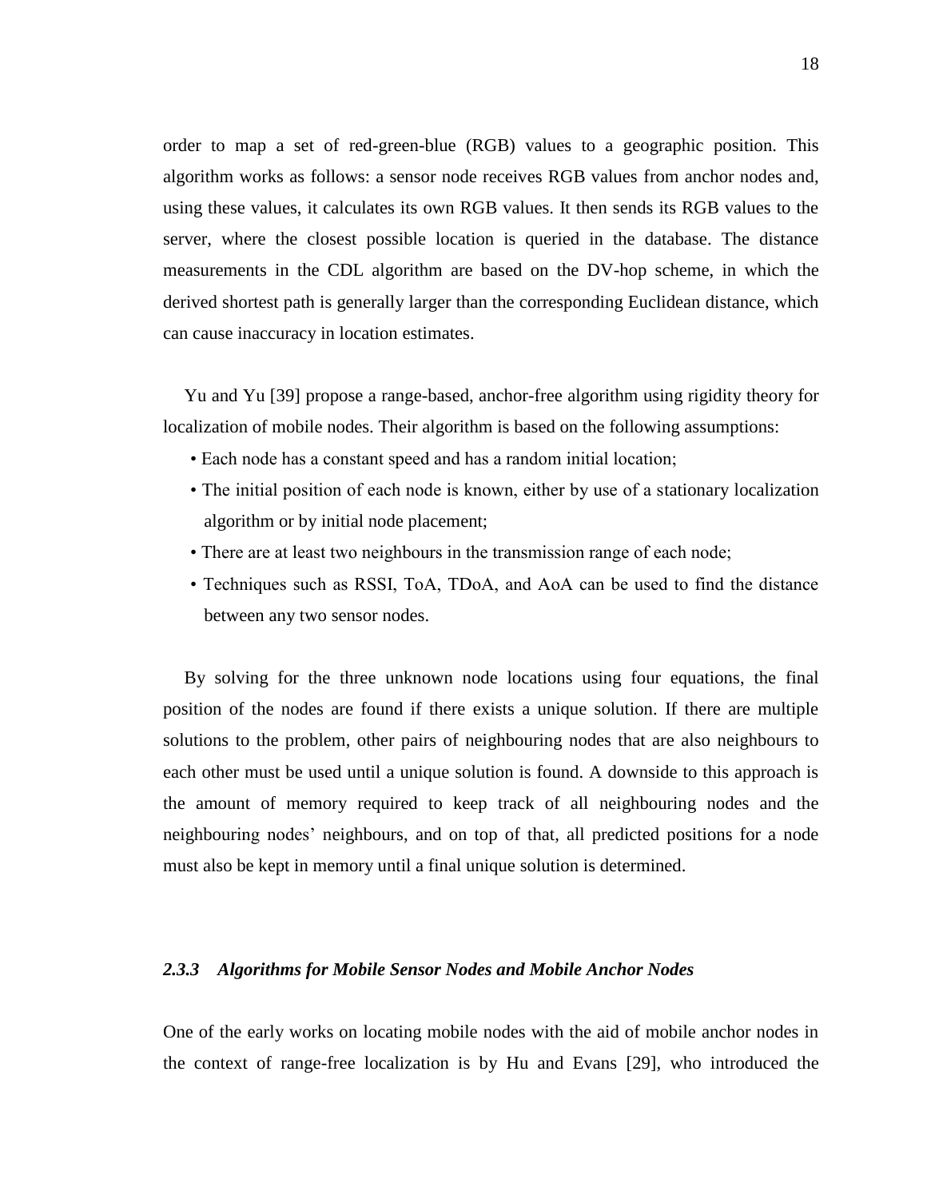order to map a set of red-green-blue (RGB) values to a geographic position. This algorithm works as follows: a sensor node receives RGB values from anchor nodes and, using these values, it calculates its own RGB values. It then sends its RGB values to the server, where the closest possible location is queried in the database. The distance measurements in the CDL algorithm are based on the DV-hop scheme, in which the derived shortest path is generally larger than the corresponding Euclidean distance, which can cause inaccuracy in location estimates.

Yu and Yu [39] propose a range-based, anchor-free algorithm using rigidity theory for localization of mobile nodes. Their algorithm is based on the following assumptions:

- Each node has a constant speed and has a random initial location;
- The initial position of each node is known, either by use of a stationary localization algorithm or by initial node placement;
- There are at least two neighbours in the transmission range of each node;
- Techniques such as RSSI, ToA, TDoA, and AoA can be used to find the distance between any two sensor nodes.

By solving for the three unknown node locations using four equations, the final position of the nodes are found if there exists a unique solution. If there are multiple solutions to the problem, other pairs of neighbouring nodes that are also neighbours to each other must be used until a unique solution is found. A downside to this approach is the amount of memory required to keep track of all neighbouring nodes and the neighbouring nodes' neighbours, and on top of that, all predicted positions for a node must also be kept in memory until a final unique solution is determined.

### *2.3.3 Algorithms for Mobile Sensor Nodes and Mobile Anchor Nodes*

One of the early works on locating mobile nodes with the aid of mobile anchor nodes in the context of range-free localization is by Hu and Evans [29], who introduced the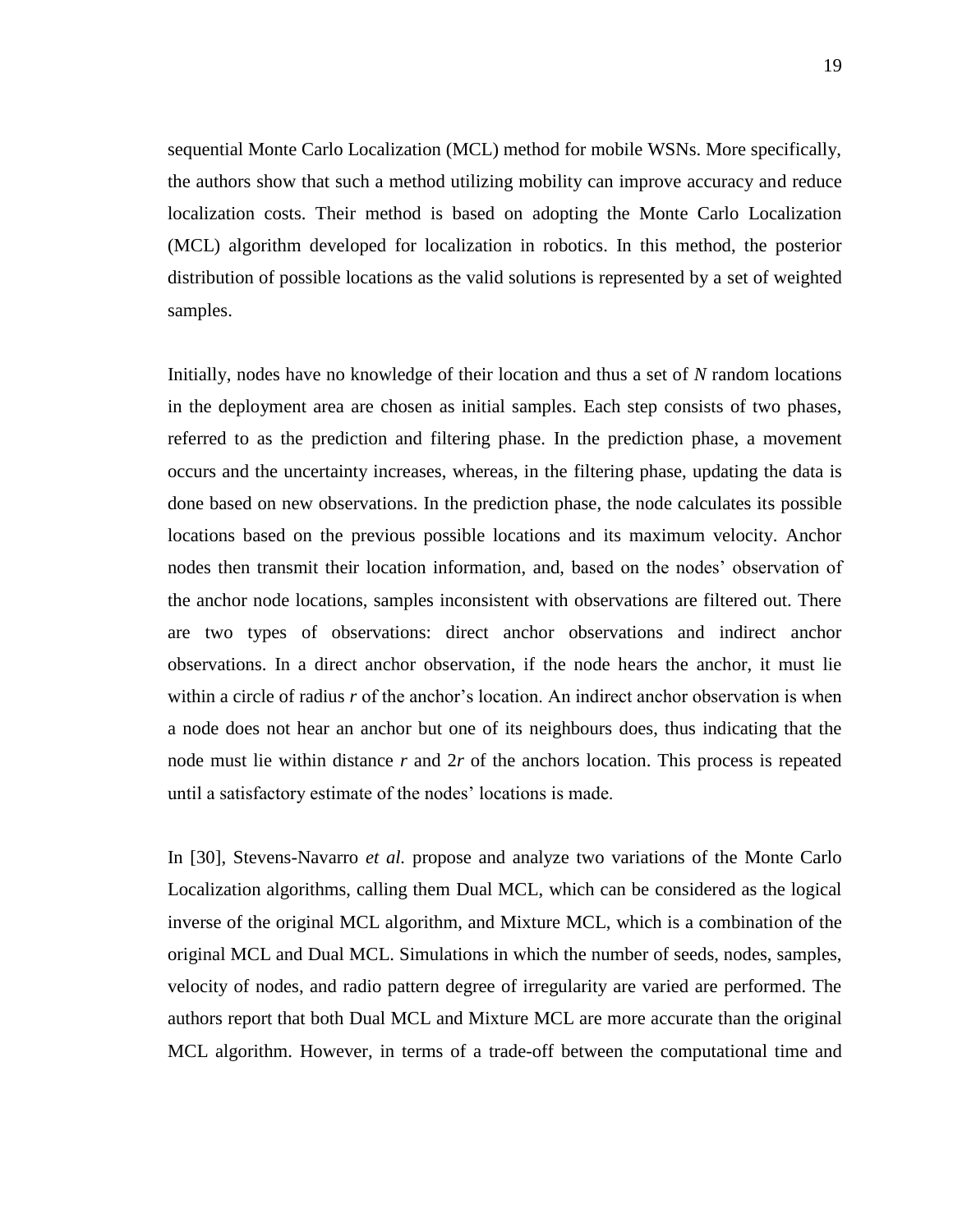sequential Monte Carlo Localization (MCL) method for mobile WSNs. More specifically, the authors show that such a method utilizing mobility can improve accuracy and reduce localization costs. Their method is based on adopting the Monte Carlo Localization (MCL) algorithm developed for localization in robotics. In this method, the posterior distribution of possible locations as the valid solutions is represented by a set of weighted samples.

Initially, nodes have no knowledge of their location and thus a set of $N$ random locations in the deployment area are chosen as initial samples. Each step consists of two phases, referred to as the prediction and filtering phase. In the prediction phase, a movement occurs and the uncertainty increases, whereas, in the filtering phase, updating the data is done based on new observations. In the prediction phase, the node calculates its possible locations based on the previous possible locations and its maximum velocity. Anchor nodes then transmit their location information, and, based on the nodes' observation of the anchor node locations, samples inconsistent with observations are filtered out. There are two types of observations: direct anchor observations and indirect anchor observations. In a direct anchor observation, if the node hears the anchor, it must lie within a circle of radius $r$ of the anchor's location. An indirect anchor observation is when a node does not hear an anchor but one of its neighbours does, thus indicating that the node must lie within distance $r$ and $2r$ of the anchors location. This process is repeated until a satisfactory estimate of the nodes' locations is made.

In [30], Stevens-Navarro *et al.* propose and analyze two variations of the Monte Carlo Localization algorithms, calling them Dual MCL, which can be considered as the logical inverse of the original MCL algorithm, and Mixture MCL, which is a combination of the original MCL and Dual MCL. Simulations in which the number of seeds, nodes, samples, velocity of nodes, and radio pattern degree of irregularity are varied are performed. The authors report that both Dual MCL and Mixture MCL are more accurate than the original MCL algorithm. However, in terms of a trade-off between the computational time and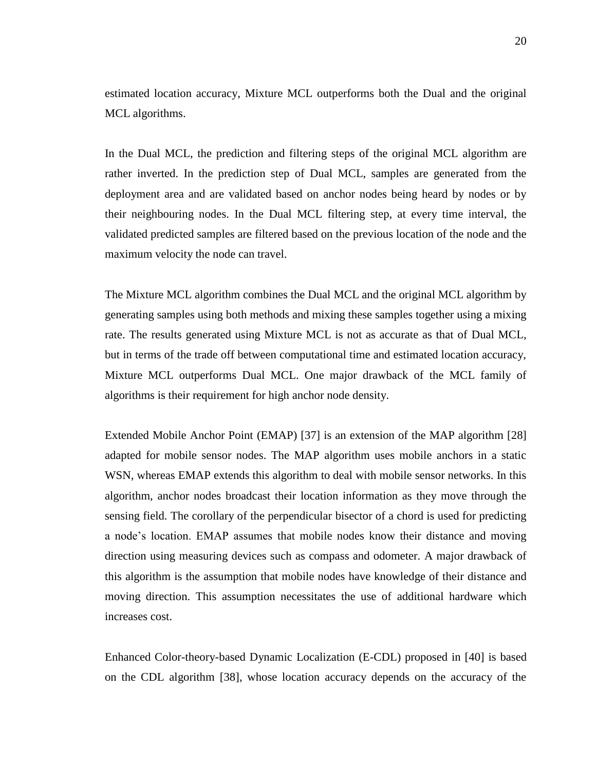estimated location accuracy, Mixture MCL outperforms both the Dual and the original MCL algorithms.

In the Dual MCL, the prediction and filtering steps of the original MCL algorithm are rather inverted. In the prediction step of Dual MCL, samples are generated from the deployment area and are validated based on anchor nodes being heard by nodes or by their neighbouring nodes. In the Dual MCL filtering step, at every time interval, the validated predicted samples are filtered based on the previous location of the node and the maximum velocity the node can travel.

The Mixture MCL algorithm combines the Dual MCL and the original MCL algorithm by generating samples using both methods and mixing these samples together using a mixing rate. The results generated using Mixture MCL is not as accurate as that of Dual MCL, but in terms of the trade off between computational time and estimated location accuracy, Mixture MCL outperforms Dual MCL. One major drawback of the MCL family of algorithms is their requirement for high anchor node density.

Extended Mobile Anchor Point (EMAP) [37] is an extension of the MAP algorithm [28] adapted for mobile sensor nodes. The MAP algorithm uses mobile anchors in a static WSN, whereas EMAP extends this algorithm to deal with mobile sensor networks. In this algorithm, anchor nodes broadcast their location information as they move through the sensing field. The corollary of the perpendicular bisector of a chord is used for predicting a node's location. EMAP assumes that mobile nodes know their distance and moving direction using measuring devices such as compass and odometer. A major drawback of this algorithm is the assumption that mobile nodes have knowledge of their distance and moving direction. This assumption necessitates the use of additional hardware which increases cost.

Enhanced Color-theory-based Dynamic Localization (E-CDL) proposed in [40] is based on the CDL algorithm [38], whose location accuracy depends on the accuracy of the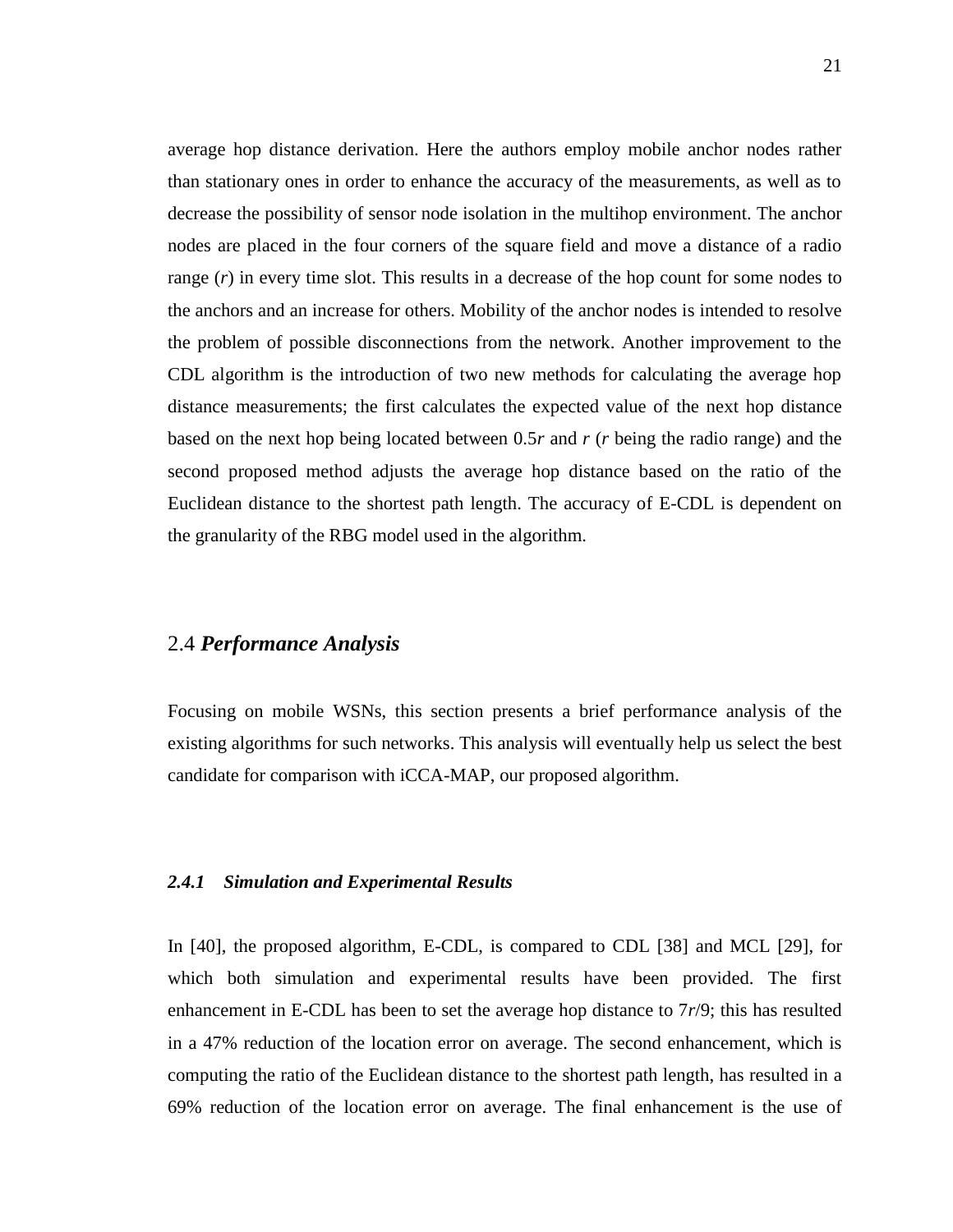average hop distance derivation. Here the authors employ mobile anchor nodes rather than stationary ones in order to enhance the accuracy of the measurements, as well as to decrease the possibility of sensor node isolation in the multihop environment. The anchor nodes are placed in the four corners of the square field and move a distance of a radio range ($r$) in every time slot. This results in a decrease of the hop count for some nodes to the anchors and an increase for others. Mobility of the anchor nodes is intended to resolve the problem of possible disconnections from the network. Another improvement to the CDL algorithm is the introduction of two new methods for calculating the average hop distance measurements; the first calculates the expected value of the next hop distance based on the next hop being located between $0.5r$ and $r$ ($r$ being the radio range) and the second proposed method adjusts the average hop distance based on the ratio of the Euclidean distance to the shortest path length. The accuracy of E-CDL is dependent on the granularity of the RBG model used in the algorithm.

## 2.4 ***Performance Analysis***

Focusing on mobile WSNs, this section presents a brief performance analysis of the existing algorithms for such networks. This analysis will eventually help us select the best candidate for comparison with iCCA-MAP, our proposed algorithm.

### ***2.4.1 Simulation and Experimental Results***

In [40], the proposed algorithm, E-CDL, is compared to CDL [38] and MCL [29], for which both simulation and experimental results have been provided. The first enhancement in E-CDL has been to set the average hop distance to $7r/9$; this has resulted in a 47% reduction of the location error on average. The second enhancement, which is computing the ratio of the Euclidean distance to the shortest path length, has resulted in a 69% reduction of the location error on average. The final enhancement is the use of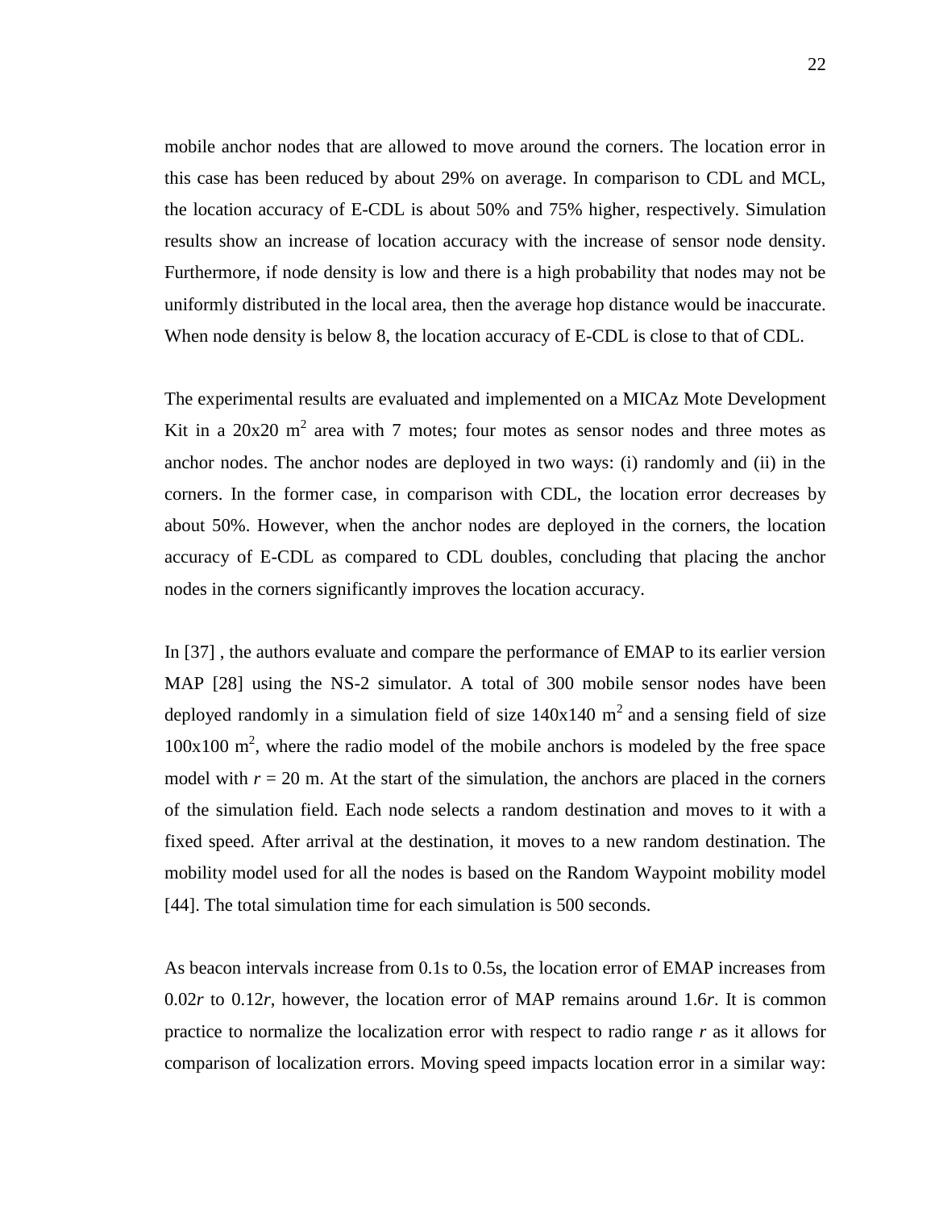mobile anchor nodes that are allowed to move around the corners. The location error in this case has been reduced by about 29% on average. In comparison to CDL and MCL, the location accuracy of E-CDL is about 50% and 75% higher, respectively. Simulation results show an increase of location accuracy with the increase of sensor node density. Furthermore, if node density is low and there is a high probability that nodes may not be uniformly distributed in the local area, then the average hop distance would be inaccurate. When node density is below 8, the location accuracy of E-CDL is close to that of CDL.

The experimental results are evaluated and implemented on a MICAz Mote Development Kit in a 20x20 $m^2$ area with 7 motes; four motes as sensor nodes and three motes as anchor nodes. The anchor nodes are deployed in two ways: (i) randomly and (ii) in the corners. In the former case, in comparison with CDL, the location error decreases by about 50%. However, when the anchor nodes are deployed in the corners, the location accuracy of E-CDL as compared to CDL doubles, concluding that placing the anchor nodes in the corners significantly improves the location accuracy.

In [37] , the authors evaluate and compare the performance of EMAP to its earlier version MAP [28] using the NS-2 simulator. A total of 300 mobile sensor nodes have been deployed randomly in a simulation field of size 140x140 $m^2$ and a sensing field of size 100x100 $m^2$, where the radio model of the mobile anchors is modeled by the free space model with $r = 20$ m. At the start of the simulation, the anchors are placed in the corners of the simulation field. Each node selects a random destination and moves to it with a fixed speed. After arrival at the destination, it moves to a new random destination. The mobility model used for all the nodes is based on the Random Waypoint mobility model [44]. The total simulation time for each simulation is 500 seconds.

As beacon intervals increase from 0.1s to 0.5s, the location error of EMAP increases from $0.02r$ to $0.12r$, however, the location error of MAP remains around $1.6r$. It is common practice to normalize the localization error with respect to radio range $r$ as it allows for comparison of localization errors. Moving speed impacts location error in a similar way: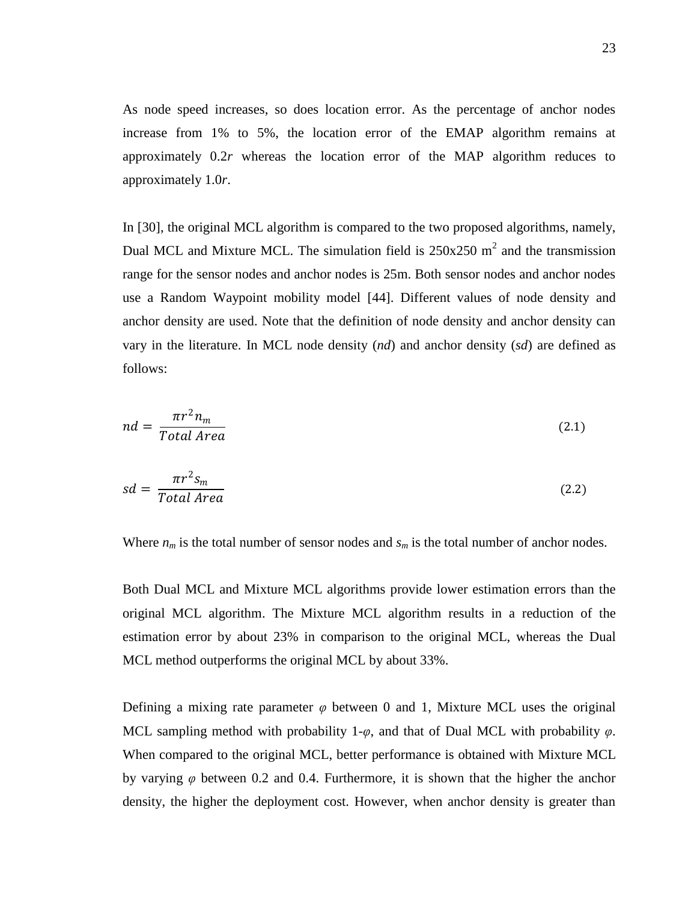As node speed increases, so does location error. As the percentage of anchor nodes increase from 1% to 5%, the location error of the EMAP algorithm remains at approximately $0.2r$ whereas the location error of the MAP algorithm reduces to approximately $1.0r$.

In [30], the original MCL algorithm is compared to the two proposed algorithms, namely, Dual MCL and Mixture MCL. The simulation field is $250\text{x}250\ m^2$ and the transmission range for the sensor nodes and anchor nodes is 25m. Both sensor nodes and anchor nodes use a Random Waypoint mobility model [44]. Different values of node density and anchor density are used. Note that the definition of node density and anchor density can vary in the literature. In MCL node density (*nd*) and anchor density (*sd*) are defined as follows:

$$nd = \frac{\pi r^2 n_m}{Total\ Area} \tag{2.1}$$

$$sd = \frac{\pi r^2 s_m}{Total\ Area} \tag{2.2}$$

Where $n_m$ is the total number of sensor nodes and $s_m$ is the total number of anchor nodes.

Both Dual MCL and Mixture MCL algorithms provide lower estimation errors than the original MCL algorithm. The Mixture MCL algorithm results in a reduction of the estimation error by about 23% in comparison to the original MCL, whereas the Dual MCL method outperforms the original MCL by about 33%.

Defining a mixing rate parameter $\varphi$ between 0 and 1, Mixture MCL uses the original MCL sampling method with probability $1\text{-}\varphi$, and that of Dual MCL with probability $\varphi$. When compared to the original MCL, better performance is obtained with Mixture MCL by varying $\varphi$ between 0.2 and 0.4. Furthermore, it is shown that the higher the anchor density, the higher the deployment cost. However, when anchor density is greater than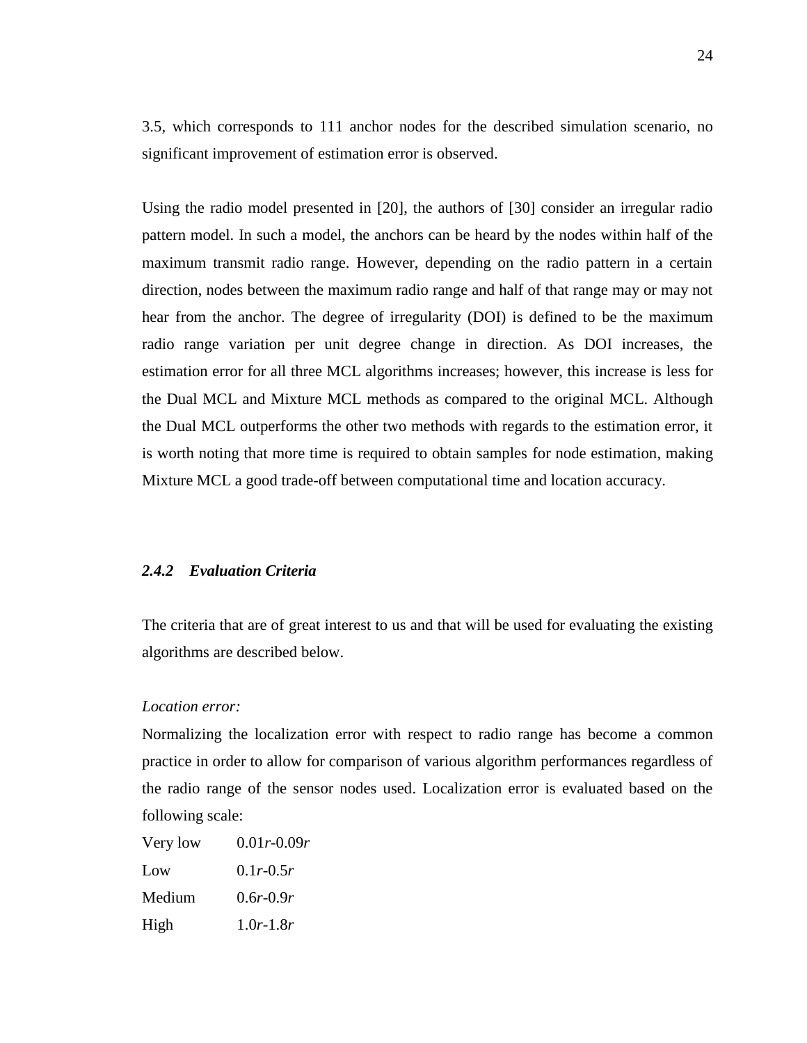3.5, which corresponds to 111 anchor nodes for the described simulation scenario, no significant improvement of estimation error is observed.

Using the radio model presented in [20], the authors of [30] consider an irregular radio pattern model. In such a model, the anchors can be heard by the nodes within half of the maximum transmit radio range. However, depending on the radio pattern in a certain direction, nodes between the maximum radio range and half of that range may or may not hear from the anchor. The degree of irregularity (DOI) is defined to be the maximum radio range variation per unit degree change in direction. As DOI increases, the estimation error for all three MCL algorithms increases; however, this increase is less for the Dual MCL and Mixture MCL methods as compared to the original MCL. Although the Dual MCL outperforms the other two methods with regards to the estimation error, it is worth noting that more time is required to obtain samples for node estimation, making Mixture MCL a good trade-off between computational time and location accuracy.

### *2.4.2 Evaluation Criteria*

The criteria that are of great interest to us and that will be used for evaluating the existing algorithms are described below.

*Location error:*

Normalizing the localization error with respect to radio range has become a common practice in order to allow for comparison of various algorithm performances regardless of the radio range of the sensor nodes used. Localization error is evaluated based on the following scale:

| | |
|---|---|
| Very low | $0.01r$-$0.09r$ |
| Low | $0.1r$-$0.5r$ |
| Medium | $0.6r$-$0.9r$ |
| High | $1.0r$-$1.8r$ |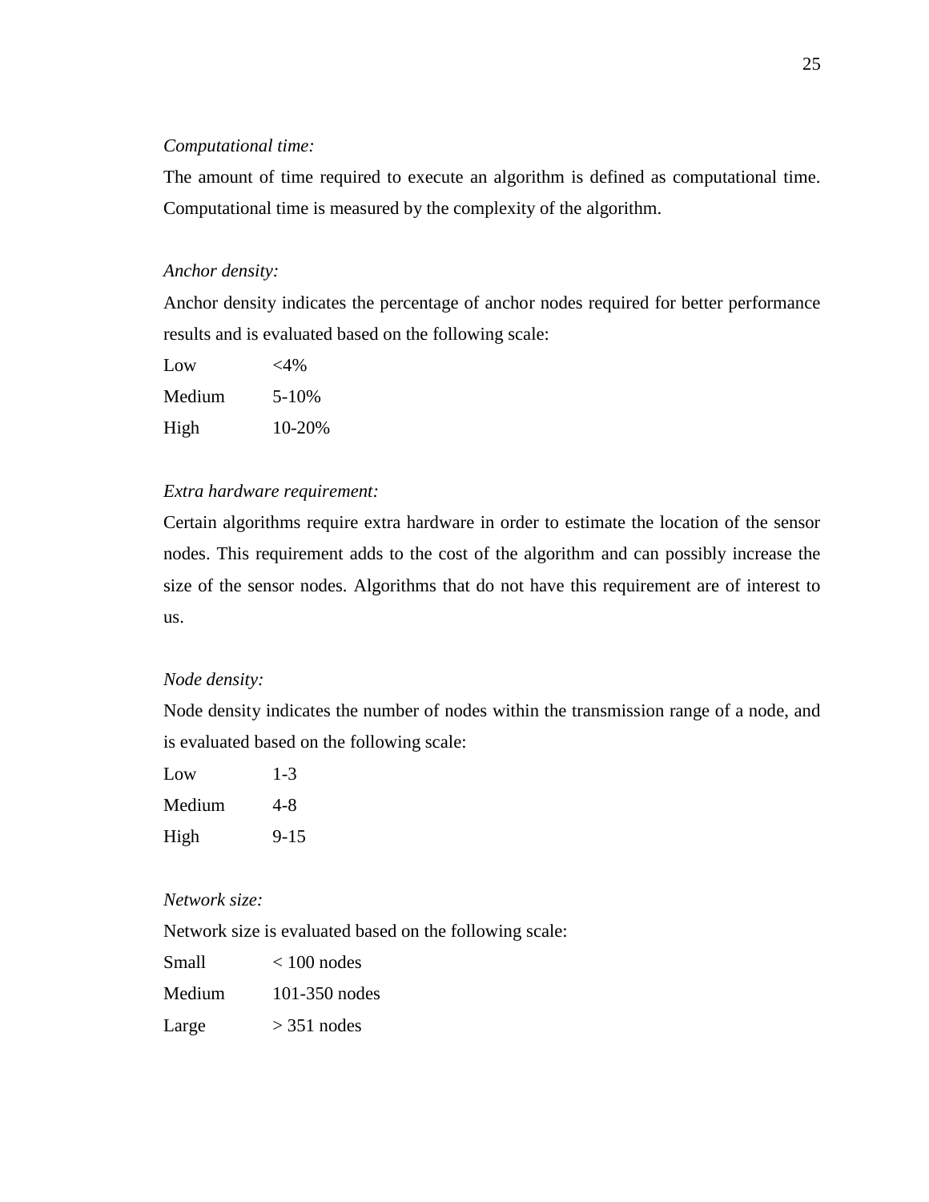*Computational time:*

The amount of time required to execute an algorithm is defined as computational time. Computational time is measured by the complexity of the algorithm.

*Anchor density:*

Anchor density indicates the percentage of anchor nodes required for better performance results and is evaluated based on the following scale:

| | |
|---|---|
| Low | <4% |
| Medium | 5-10% |
| High | 10-20% |

*Extra hardware requirement:*

Certain algorithms require extra hardware in order to estimate the location of the sensor nodes. This requirement adds to the cost of the algorithm and can possibly increase the size of the sensor nodes. Algorithms that do not have this requirement are of interest to us.

*Node density:*

Node density indicates the number of nodes within the transmission range of a node, and is evaluated based on the following scale:

| | |
|---|---|
| Low | 1-3 |
| Medium | 4-8 |
| High | 9-15 |

*Network size:*

Network size is evaluated based on the following scale:

| | |
|---|---|
| Small | < 100 nodes |
| Medium | 101-350 nodes |
| Large | > 351 nodes |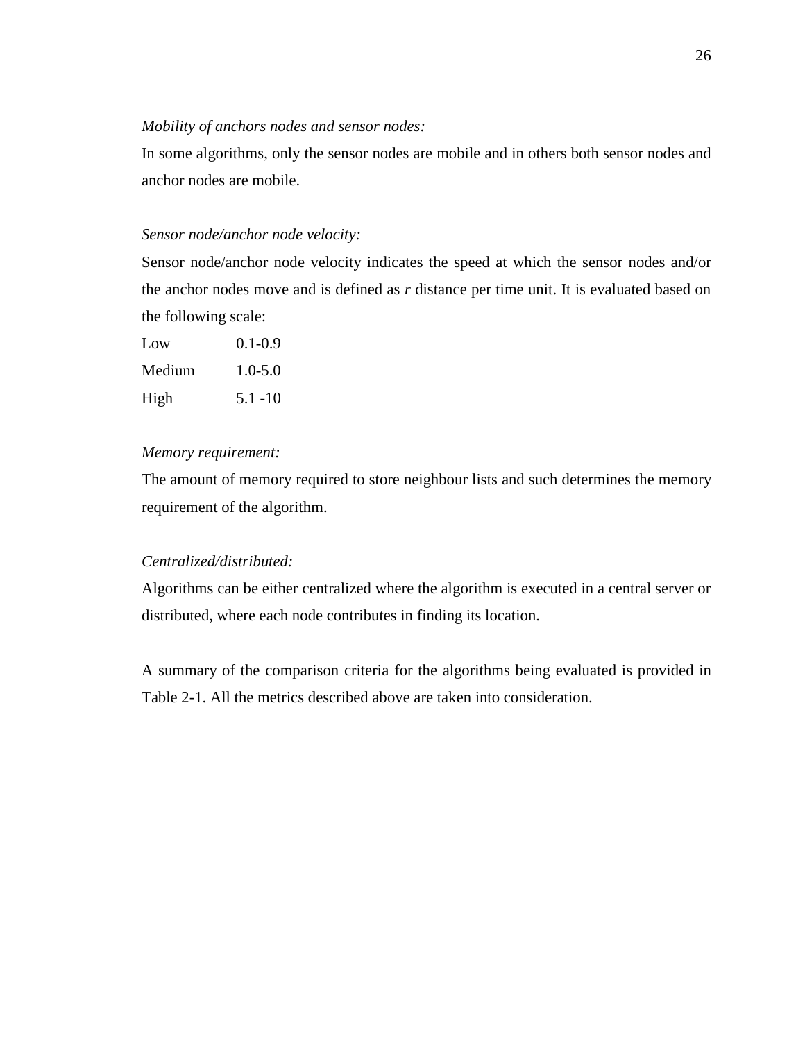*Mobility of anchors nodes and sensor nodes:*

In some algorithms, only the sensor nodes are mobile and in others both sensor nodes and anchor nodes are mobile.

*Sensor node/anchor node velocity:*

Sensor node/anchor node velocity indicates the speed at which the sensor nodes and/or the anchor nodes move and is defined as $r$ distance per time unit. It is evaluated based on the following scale:

| | |
|---|---|
| Low | 0.1-0.9 |
| Medium | 1.0-5.0 |
| High | 5.1 -10 |

*Memory requirement:*

The amount of memory required to store neighbour lists and such determines the memory requirement of the algorithm.

*Centralized/distributed:*

Algorithms can be either centralized where the algorithm is executed in a central server or distributed, where each node contributes in finding its location.

A summary of the comparison criteria for the algorithms being evaluated is provided in Table 2-1. All the metrics described above are taken into consideration.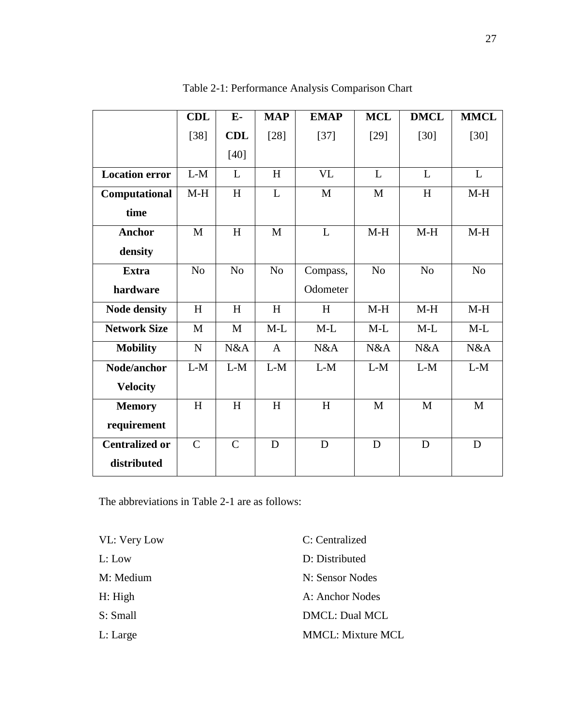Table 2-1: Performance Analysis Comparison Chart

| | **CDL** [38] | **E-CDL** [40] | **MAP** [28] | **EMAP** [37] | **MCL** [29] | **DMCL** [30] | **MMCL** [30] |
|---|---|---|---|---|---|---|---|
| **Location error** | L-M | L | H | VL | L | L | L |
| **Computational time** | M-H | H | L | M | M | H | M-H |
| **Anchor density** | M | H | M | L | M-H | M-H | M-H |
| **Extra hardware** | No | No | No | Compass, Odometer | No | No | No |
| **Node density** | H | H | H | H | M-H | M-H | M-H |
| **Network Size** | M | M | M-L | M-L | M-L | M-L | M-L |
| **Mobility** | N | N&A | A | N&A | N&A | N&A | N&A |
| **Node/anchor Velocity** | L-M | L-M | L-M | L-M | L-M | L-M | L-M |
| **Memory requirement** | H | H | H | H | M | M | M |
| **Centralized or distributed** | C | C | D | D | D | D | D |

The abbreviations in Table 2-1 are as follows:

VL: Very Low
L: Low
M: Medium
H: High
S: Small
L: Large

C: Centralized
D: Distributed
N: Sensor Nodes
A: Anchor Nodes
DMCL: Dual MCL
MMCL: Mixture MCL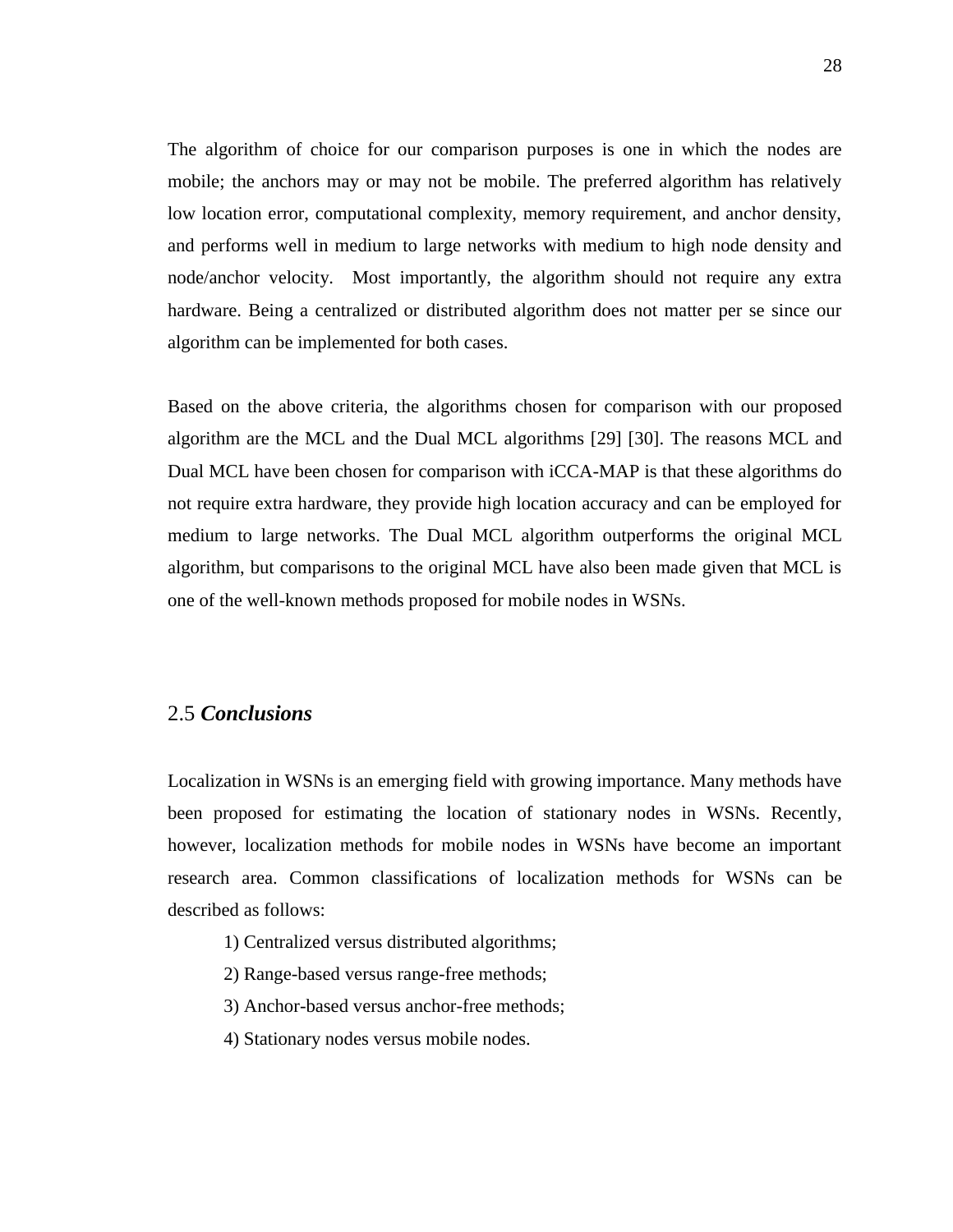The algorithm of choice for our comparison purposes is one in which the nodes are mobile; the anchors may or may not be mobile. The preferred algorithm has relatively low location error, computational complexity, memory requirement, and anchor density, and performs well in medium to large networks with medium to high node density and node/anchor velocity. Most importantly, the algorithm should not require any extra hardware. Being a centralized or distributed algorithm does not matter per se since our algorithm can be implemented for both cases.

Based on the above criteria, the algorithms chosen for comparison with our proposed algorithm are the MCL and the Dual MCL algorithms [29] [30]. The reasons MCL and Dual MCL have been chosen for comparison with iCCA-MAP is that these algorithms do not require extra hardware, they provide high location accuracy and can be employed for medium to large networks. The Dual MCL algorithm outperforms the original MCL algorithm, but comparisons to the original MCL have also been made given that MCL is one of the well-known methods proposed for mobile nodes in WSNs.

## 2.5 ***Conclusions***

Localization in WSNs is an emerging field with growing importance. Many methods have been proposed for estimating the location of stationary nodes in WSNs. Recently, however, localization methods for mobile nodes in WSNs have become an important research area. Common classifications of localization methods for WSNs can be described as follows:

1) Centralized versus distributed algorithms;
2) Range-based versus range-free methods;
3) Anchor-based versus anchor-free methods;
4) Stationary nodes versus mobile nodes.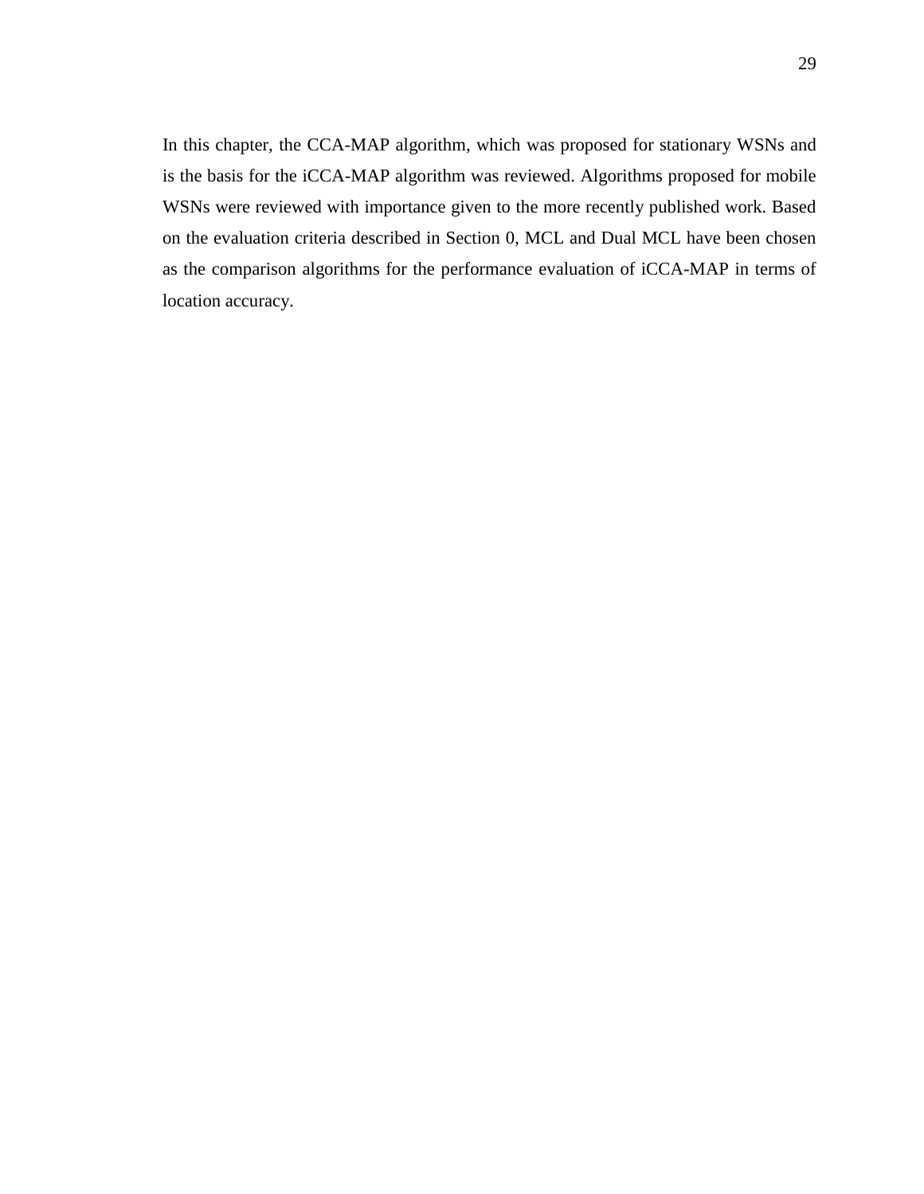In this chapter, the CCA-MAP algorithm, which was proposed for stationary WSNs and is the basis for the iCCA-MAP algorithm was reviewed. Algorithms proposed for mobile WSNs were reviewed with importance given to the more recently published work. Based on the evaluation criteria described in Section 0, MCL and Dual MCL have been chosen as the comparison algorithms for the performance evaluation of iCCA-MAP in terms of location accuracy.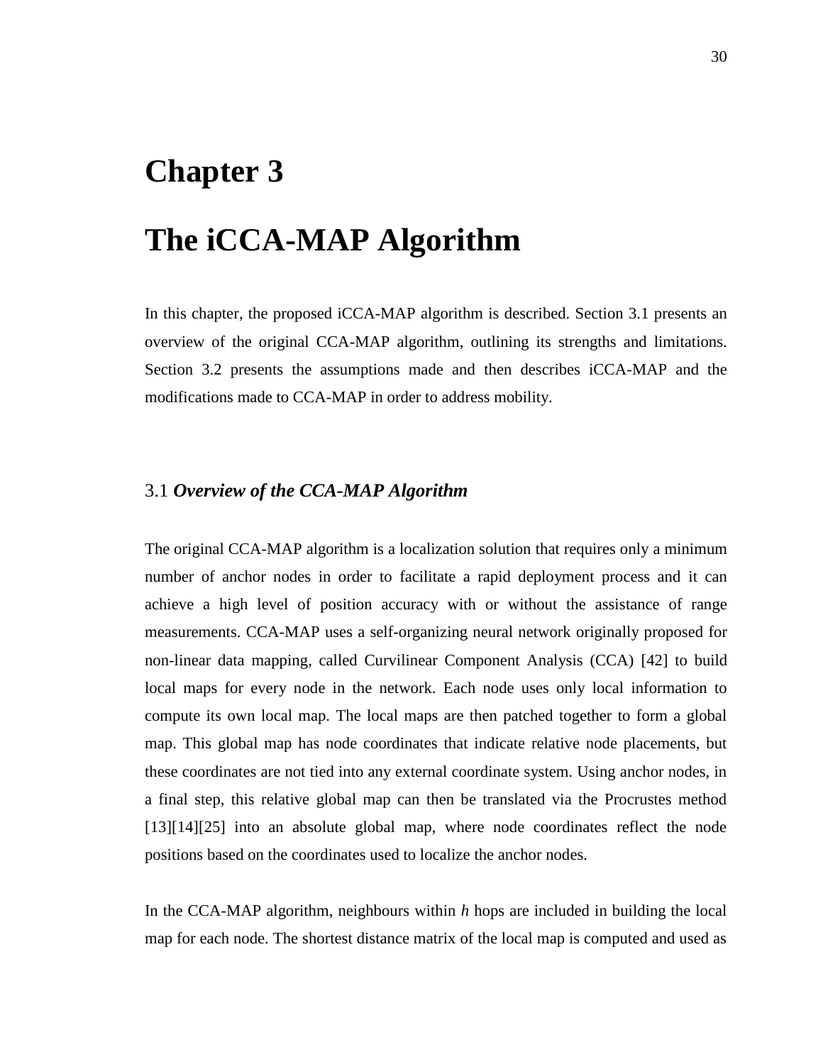# Chapter 3

# The iCCA-MAP Algorithm

In this chapter, the proposed iCCA-MAP algorithm is described. Section 3.1 presents an overview of the original CCA-MAP algorithm, outlining its strengths and limitations. Section 3.2 presents the assumptions made and then describes iCCA-MAP and the modifications made to CCA-MAP in order to address mobility.

## 3.1 *Overview of the CCA-MAP Algorithm*

The original CCA-MAP algorithm is a localization solution that requires only a minimum number of anchor nodes in order to facilitate a rapid deployment process and it can achieve a high level of position accuracy with or without the assistance of range measurements. CCA-MAP uses a self-organizing neural network originally proposed for non-linear data mapping, called Curvilinear Component Analysis (CCA) [42] to build local maps for every node in the network. Each node uses only local information to compute its own local map. The local maps are then patched together to form a global map. This global map has node coordinates that indicate relative node placements, but these coordinates are not tied into any external coordinate system. Using anchor nodes, in a final step, this relative global map can then be translated via the Procrustes method [13][14][25] into an absolute global map, where node coordinates reflect the node positions based on the coordinates used to localize the anchor nodes.

In the CCA-MAP algorithm, neighbours within *h* hops are included in building the local map for each node. The shortest distance matrix of the local map is computed and used as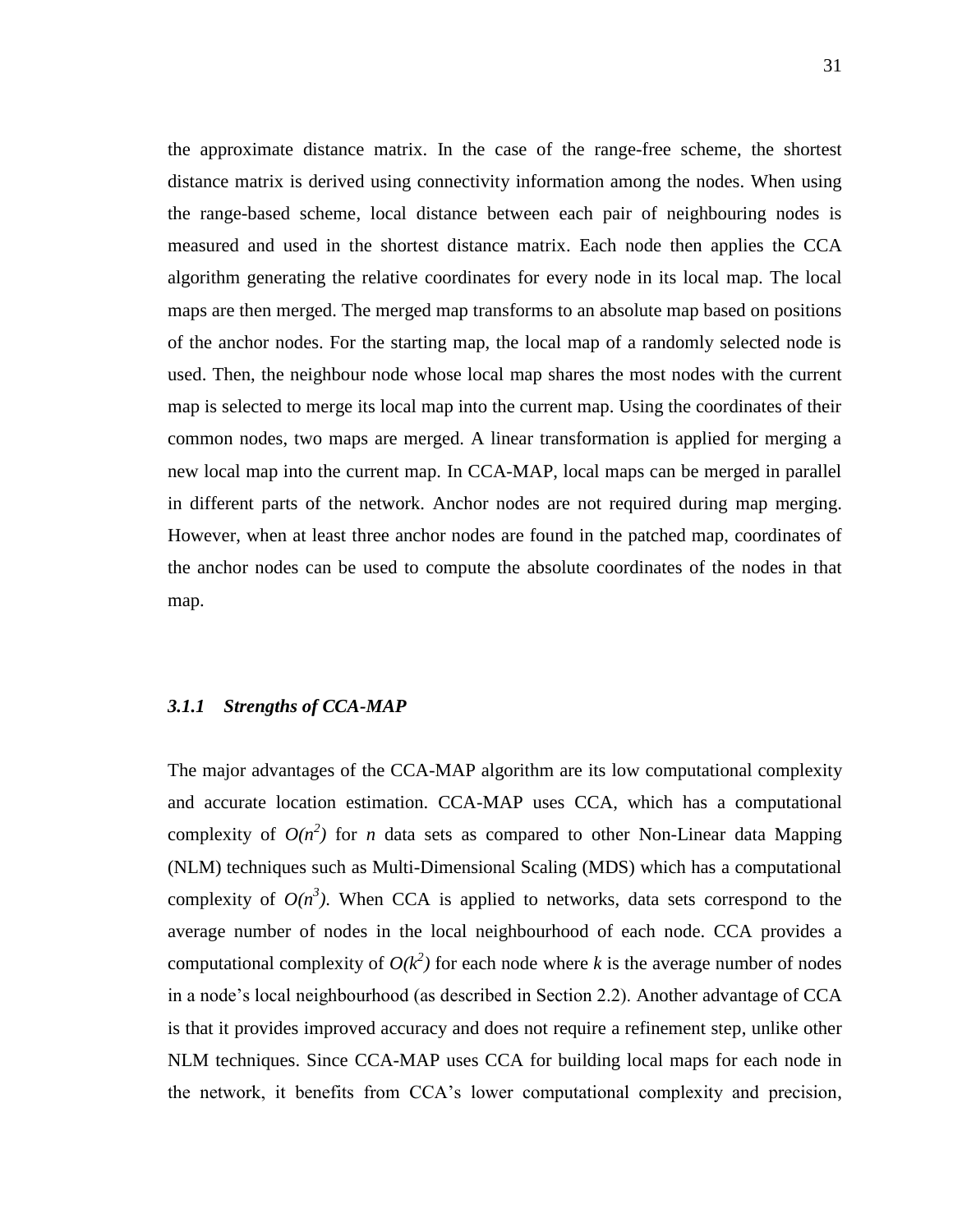the approximate distance matrix. In the case of the range-free scheme, the shortest distance matrix is derived using connectivity information among the nodes. When using the range-based scheme, local distance between each pair of neighbouring nodes is measured and used in the shortest distance matrix. Each node then applies the CCA algorithm generating the relative coordinates for every node in its local map. The local maps are then merged. The merged map transforms to an absolute map based on positions of the anchor nodes. For the starting map, the local map of a randomly selected node is used. Then, the neighbour node whose local map shares the most nodes with the current map is selected to merge its local map into the current map. Using the coordinates of their common nodes, two maps are merged. A linear transformation is applied for merging a new local map into the current map. In CCA-MAP, local maps can be merged in parallel in different parts of the network. Anchor nodes are not required during map merging. However, when at least three anchor nodes are found in the patched map, coordinates of the anchor nodes can be used to compute the absolute coordinates of the nodes in that map.

### *3.1.1 Strengths of CCA-MAP*

The major advantages of the CCA-MAP algorithm are its low computational complexity and accurate location estimation. CCA-MAP uses CCA, which has a computational complexity of $O(n^2)$ for $n$ data sets as compared to other Non-Linear data Mapping (NLM) techniques such as Multi-Dimensional Scaling (MDS) which has a computational complexity of $O(n^3)$. When CCA is applied to networks, data sets correspond to the average number of nodes in the local neighbourhood of each node. CCA provides a computational complexity of $O(k^2)$ for each node where $k$ is the average number of nodes in a node's local neighbourhood (as described in Section 2.2). Another advantage of CCA is that it provides improved accuracy and does not require a refinement step, unlike other NLM techniques. Since CCA-MAP uses CCA for building local maps for each node in the network, it benefits from CCA's lower computational complexity and precision,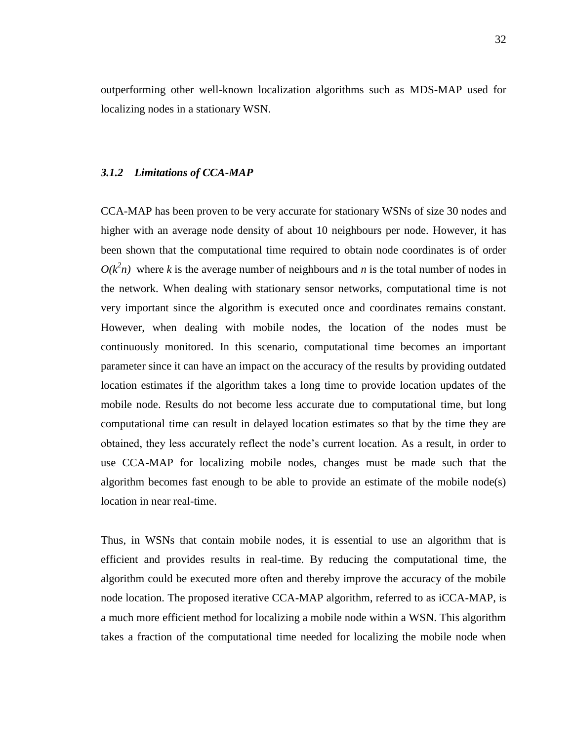outperforming other well-known localization algorithms such as MDS-MAP used for localizing nodes in a stationary WSN.

### *3.1.2 Limitations of CCA-MAP*

CCA-MAP has been proven to be very accurate for stationary WSNs of size 30 nodes and higher with an average node density of about 10 neighbours per node. However, it has been shown that the computational time required to obtain node coordinates is of order $O(k^2n)$ where $k$ is the average number of neighbours and $n$ is the total number of nodes in the network. When dealing with stationary sensor networks, computational time is not very important since the algorithm is executed once and coordinates remains constant. However, when dealing with mobile nodes, the location of the nodes must be continuously monitored. In this scenario, computational time becomes an important parameter since it can have an impact on the accuracy of the results by providing outdated location estimates if the algorithm takes a long time to provide location updates of the mobile node. Results do not become less accurate due to computational time, but long computational time can result in delayed location estimates so that by the time they are obtained, they less accurately reflect the node's current location. As a result, in order to use CCA-MAP for localizing mobile nodes, changes must be made such that the algorithm becomes fast enough to be able to provide an estimate of the mobile node(s) location in near real-time.

Thus, in WSNs that contain mobile nodes, it is essential to use an algorithm that is efficient and provides results in real-time. By reducing the computational time, the algorithm could be executed more often and thereby improve the accuracy of the mobile node location. The proposed iterative CCA-MAP algorithm, referred to as iCCA-MAP, is a much more efficient method for localizing a mobile node within a WSN. This algorithm takes a fraction of the computational time needed for localizing the mobile node when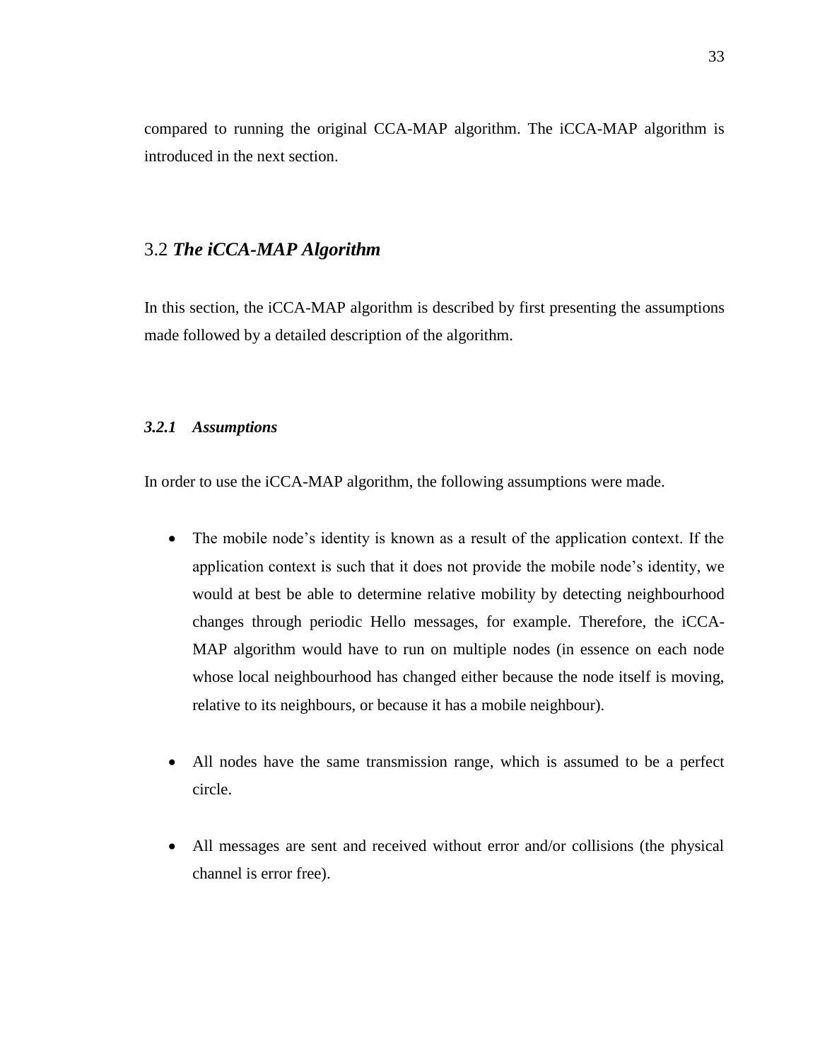compared to running the original CCA-MAP algorithm. The iCCA-MAP algorithm is introduced in the next section.

## 3.2 *The iCCA-MAP Algorithm*

In this section, the iCCA-MAP algorithm is described by first presenting the assumptions made followed by a detailed description of the algorithm.

### *3.2.1 Assumptions*

In order to use the iCCA-MAP algorithm, the following assumptions were made.

- The mobile node's identity is known as a result of the application context. If the application context is such that it does not provide the mobile node's identity, we would at best be able to determine relative mobility by detecting neighbourhood changes through periodic Hello messages, for example. Therefore, the iCCA-MAP algorithm would have to run on multiple nodes (in essence on each node whose local neighbourhood has changed either because the node itself is moving, relative to its neighbours, or because it has a mobile neighbour).

- All nodes have the same transmission range, which is assumed to be a perfect circle.

- All messages are sent and received without error and/or collisions (the physical channel is error free).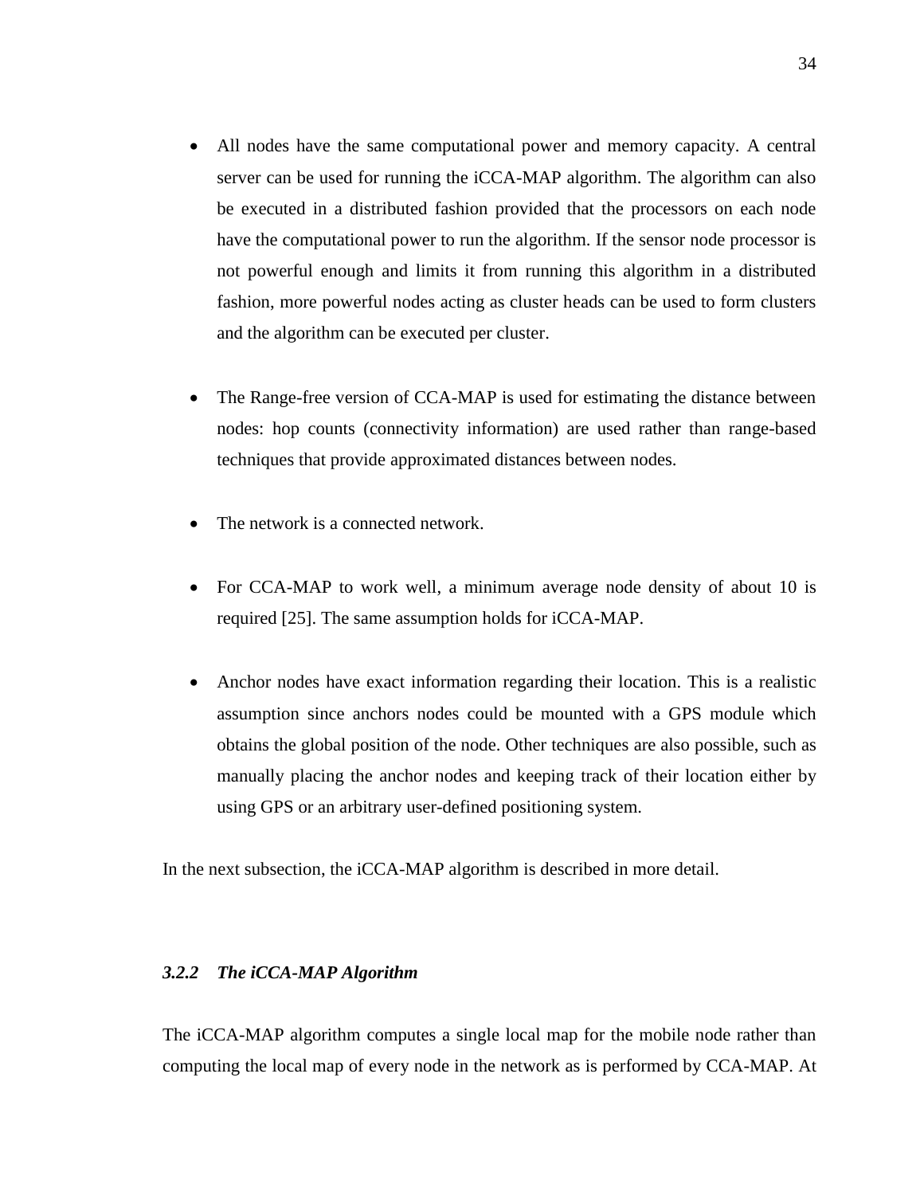- All nodes have the same computational power and memory capacity. A central server can be used for running the iCCA-MAP algorithm. The algorithm can also be executed in a distributed fashion provided that the processors on each node have the computational power to run the algorithm. If the sensor node processor is not powerful enough and limits it from running this algorithm in a distributed fashion, more powerful nodes acting as cluster heads can be used to form clusters and the algorithm can be executed per cluster.

- The Range-free version of CCA-MAP is used for estimating the distance between nodes: hop counts (connectivity information) are used rather than range-based techniques that provide approximated distances between nodes.

- The network is a connected network.

- For CCA-MAP to work well, a minimum average node density of about 10 is required [25]. The same assumption holds for iCCA-MAP.

- Anchor nodes have exact information regarding their location. This is a realistic assumption since anchors nodes could be mounted with a GPS module which obtains the global position of the node. Other techniques are also possible, such as manually placing the anchor nodes and keeping track of their location either by using GPS or an arbitrary user-defined positioning system.

In the next subsection, the iCCA-MAP algorithm is described in more detail.

### *3.2.2 The iCCA-MAP Algorithm*

The iCCA-MAP algorithm computes a single local map for the mobile node rather than computing the local map of every node in the network as is performed by CCA-MAP. At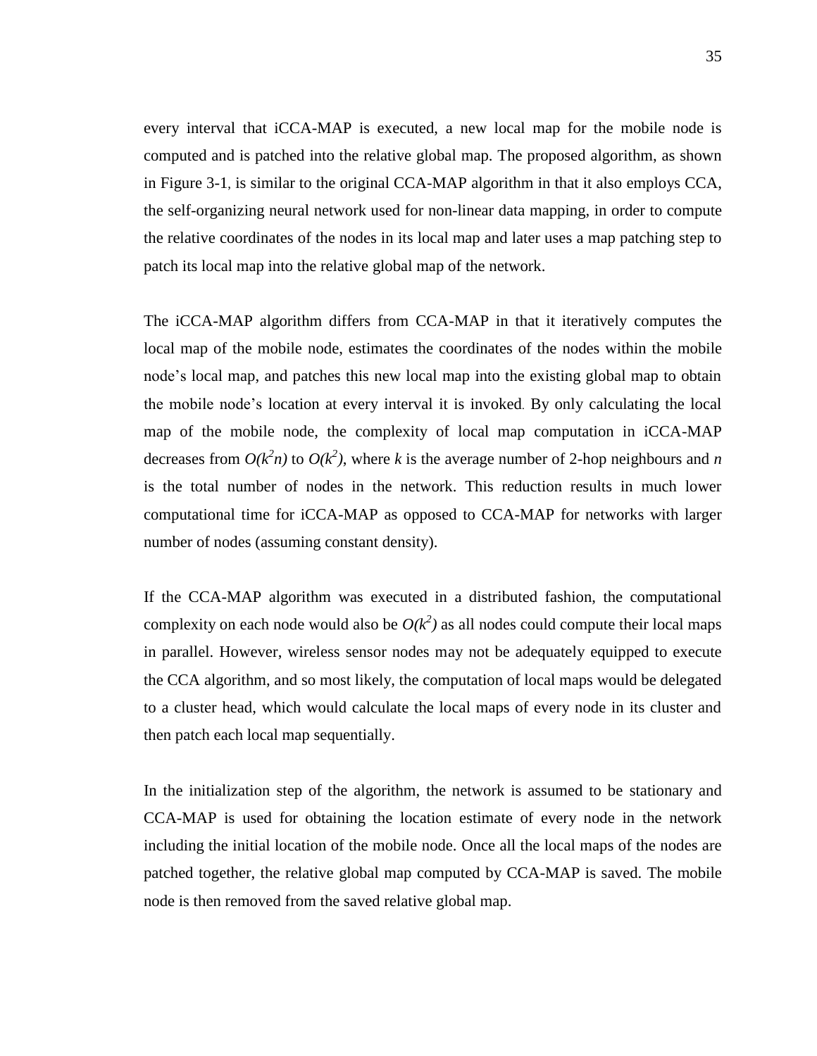every interval that iCCA-MAP is executed, a new local map for the mobile node is computed and is patched into the relative global map. The proposed algorithm, as shown in Figure 3-1, is similar to the original CCA-MAP algorithm in that it also employs CCA, the self-organizing neural network used for non-linear data mapping, in order to compute the relative coordinates of the nodes in its local map and later uses a map patching step to patch its local map into the relative global map of the network.

The iCCA-MAP algorithm differs from CCA-MAP in that it iteratively computes the local map of the mobile node, estimates the coordinates of the nodes within the mobile node's local map, and patches this new local map into the existing global map to obtain the mobile node's location at every interval it is invoked. By only calculating the local map of the mobile node, the complexity of local map computation in iCCA-MAP decreases from $O(k^2n)$ to $O(k^2)$, where $k$ is the average number of 2-hop neighbours and $n$ is the total number of nodes in the network. This reduction results in much lower computational time for iCCA-MAP as opposed to CCA-MAP for networks with larger number of nodes (assuming constant density).

If the CCA-MAP algorithm was executed in a distributed fashion, the computational complexity on each node would also be $O(k^2)$ as all nodes could compute their local maps in parallel. However, wireless sensor nodes may not be adequately equipped to execute the CCA algorithm, and so most likely, the computation of local maps would be delegated to a cluster head, which would calculate the local maps of every node in its cluster and then patch each local map sequentially.

In the initialization step of the algorithm, the network is assumed to be stationary and CCA-MAP is used for obtaining the location estimate of every node in the network including the initial location of the mobile node. Once all the local maps of the nodes are patched together, the relative global map computed by CCA-MAP is saved. The mobile node is then removed from the saved relative global map.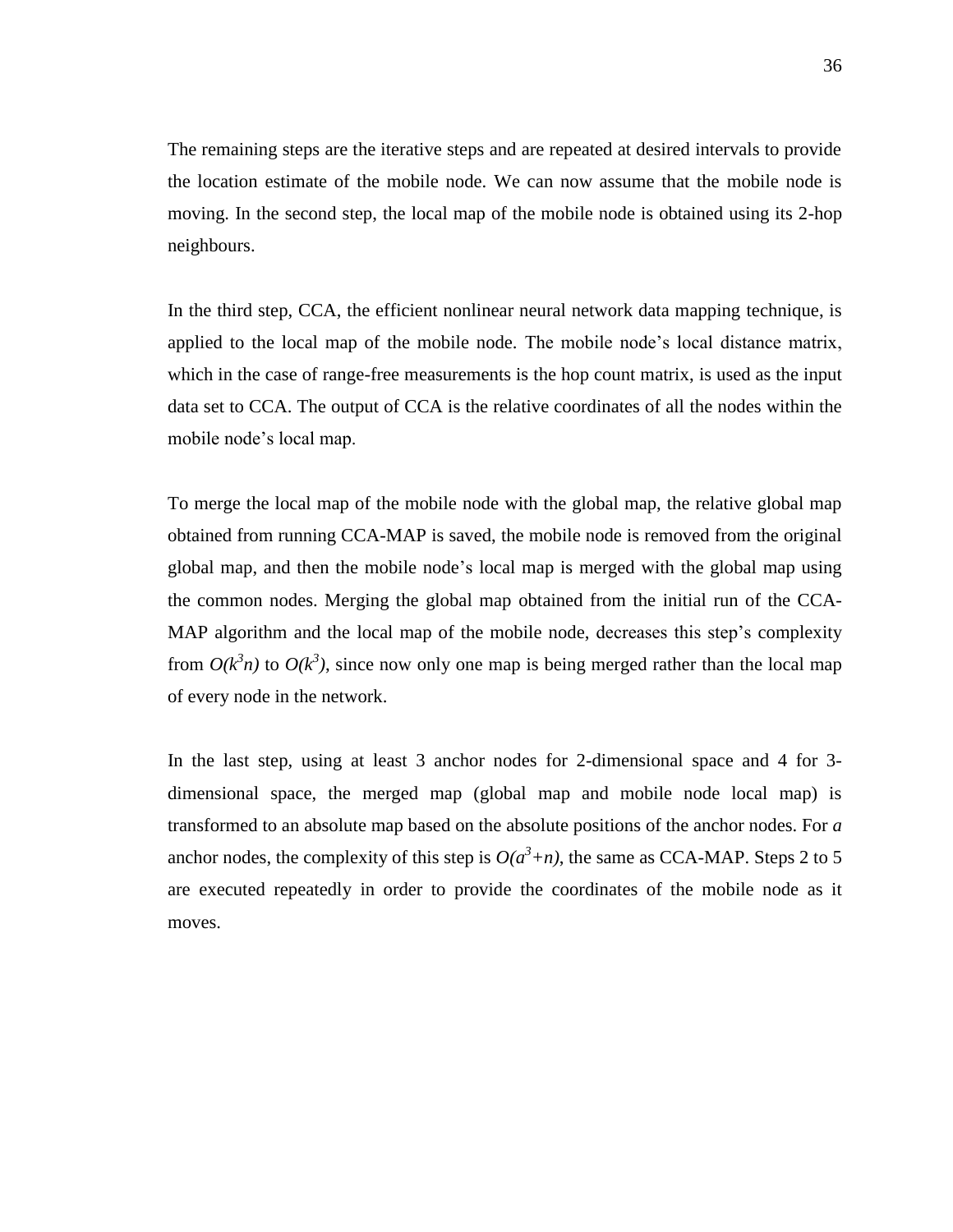The remaining steps are the iterative steps and are repeated at desired intervals to provide the location estimate of the mobile node. We can now assume that the mobile node is moving. In the second step, the local map of the mobile node is obtained using its 2-hop neighbours.

In the third step, CCA, the efficient nonlinear neural network data mapping technique, is applied to the local map of the mobile node. The mobile node's local distance matrix, which in the case of range-free measurements is the hop count matrix, is used as the input data set to CCA. The output of CCA is the relative coordinates of all the nodes within the mobile node's local map.

To merge the local map of the mobile node with the global map, the relative global map obtained from running CCA-MAP is saved, the mobile node is removed from the original global map, and then the mobile node's local map is merged with the global map using the common nodes. Merging the global map obtained from the initial run of the CCA-MAP algorithm and the local map of the mobile node, decreases this step's complexity from $O(k^3n)$ to $O(k^3)$, since now only one map is being merged rather than the local map of every node in the network.

In the last step, using at least 3 anchor nodes for 2-dimensional space and 4 for 3-dimensional space, the merged map (global map and mobile node local map) is transformed to an absolute map based on the absolute positions of the anchor nodes. For $a$ anchor nodes, the complexity of this step is $O(a^3+n)$, the same as CCA-MAP. Steps 2 to 5 are executed repeatedly in order to provide the coordinates of the mobile node as it moves.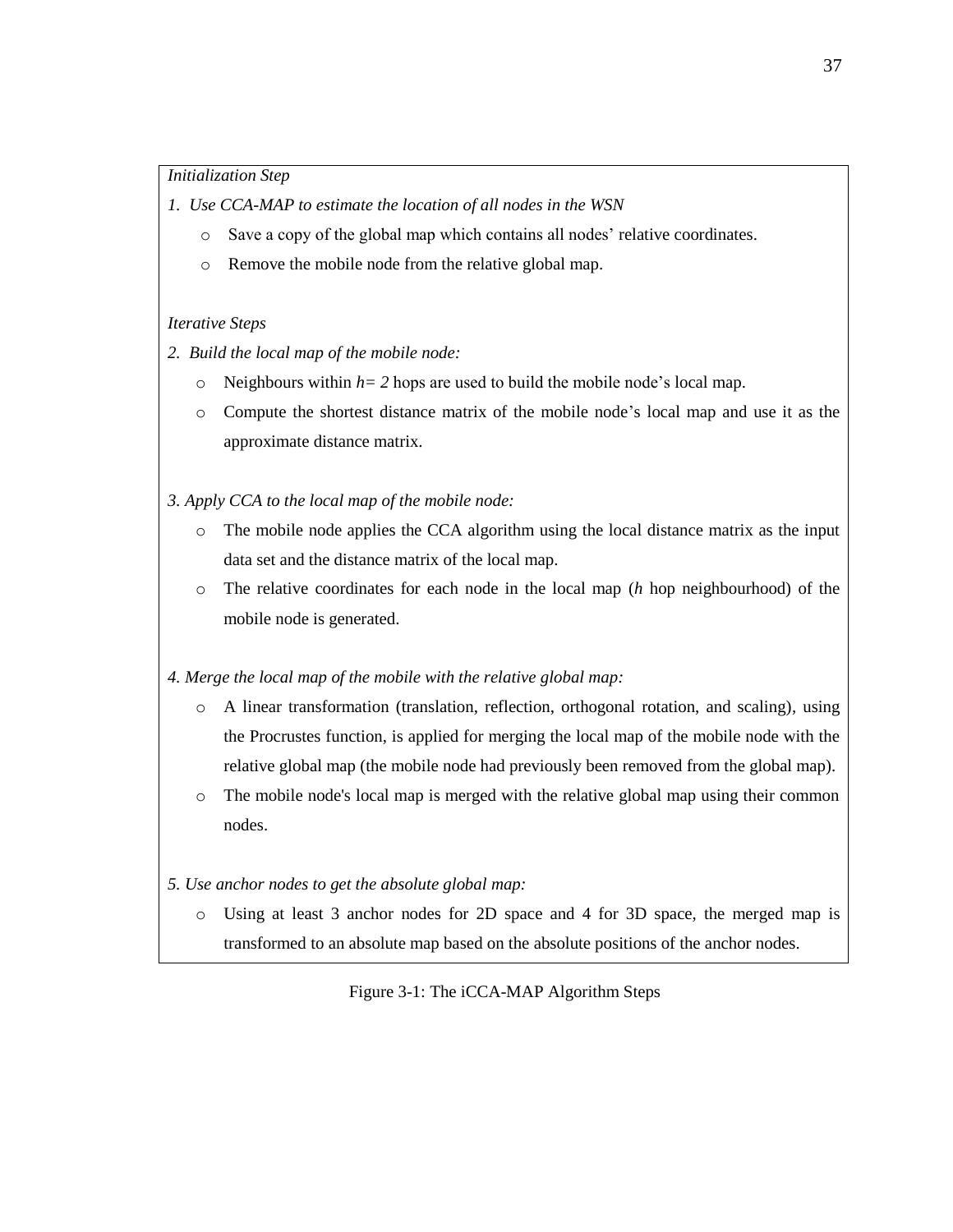*Initialization Step*

*1. Use CCA-MAP to estimate the location of all nodes in the WSN*

- Save a copy of the global map which contains all nodes' relative coordinates.
- Remove the mobile node from the relative global map.

*Iterative Steps*

*2. Build the local map of the mobile node:*

- Neighbours within $h= 2$ hops are used to build the mobile node's local map.
- Compute the shortest distance matrix of the mobile node's local map and use it as the approximate distance matrix.

*3. Apply CCA to the local map of the mobile node:*

- The mobile node applies the CCA algorithm using the local distance matrix as the input data set and the distance matrix of the local map.
- The relative coordinates for each node in the local map ($h$ hop neighbourhood) of the mobile node is generated.

*4. Merge the local map of the mobile with the relative global map:*

- A linear transformation (translation, reflection, orthogonal rotation, and scaling), using the Procrustes function, is applied for merging the local map of the mobile node with the relative global map (the mobile node had previously been removed from the global map).
- The mobile node's local map is merged with the relative global map using their common nodes.

*5. Use anchor nodes to get the absolute global map:*

- Using at least 3 anchor nodes for 2D space and 4 for 3D space, the merged map is transformed to an absolute map based on the absolute positions of the anchor nodes.

Figure 3-1: The iCCA-MAP Algorithm Steps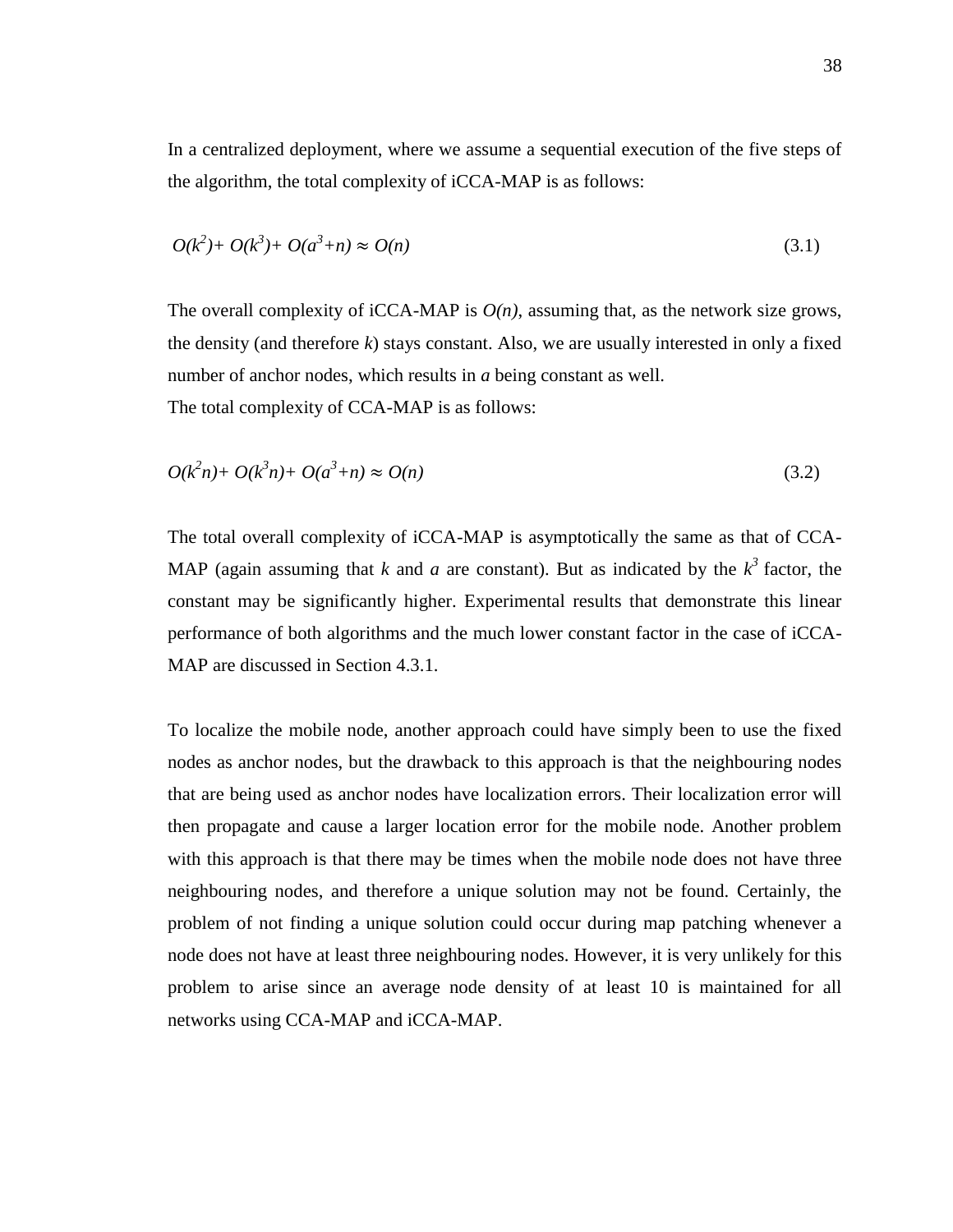In a centralized deployment, where we assume a sequential execution of the five steps of the algorithm, the total complexity of iCCA-MAP is as follows:

$$O(k^2)+ O(k^3)+ O(a^3+n) \approx O(n) \tag{3.1}$$

The overall complexity of iCCA-MAP is $O(n)$, assuming that, as the network size grows, the density (and therefore $k$) stays constant. Also, we are usually interested in only a fixed number of anchor nodes, which results in $a$ being constant as well.
The total complexity of CCA-MAP is as follows:

$$O(k^2n)+ O(k^3n)+ O(a^3+n) \approx O(n) \tag{3.2}$$

The total overall complexity of iCCA-MAP is asymptotically the same as that of CCA-MAP (again assuming that $k$ and $a$ are constant). But as indicated by the $k^3$ factor, the constant may be significantly higher. Experimental results that demonstrate this linear performance of both algorithms and the much lower constant factor in the case of iCCA-MAP are discussed in Section 4.3.1.

To localize the mobile node, another approach could have simply been to use the fixed nodes as anchor nodes, but the drawback to this approach is that the neighbouring nodes that are being used as anchor nodes have localization errors. Their localization error will then propagate and cause a larger location error for the mobile node. Another problem with this approach is that there may be times when the mobile node does not have three neighbouring nodes, and therefore a unique solution may not be found. Certainly, the problem of not finding a unique solution could occur during map patching whenever a node does not have at least three neighbouring nodes. However, it is very unlikely for this problem to arise since an average node density of at least 10 is maintained for all networks using CCA-MAP and iCCA-MAP.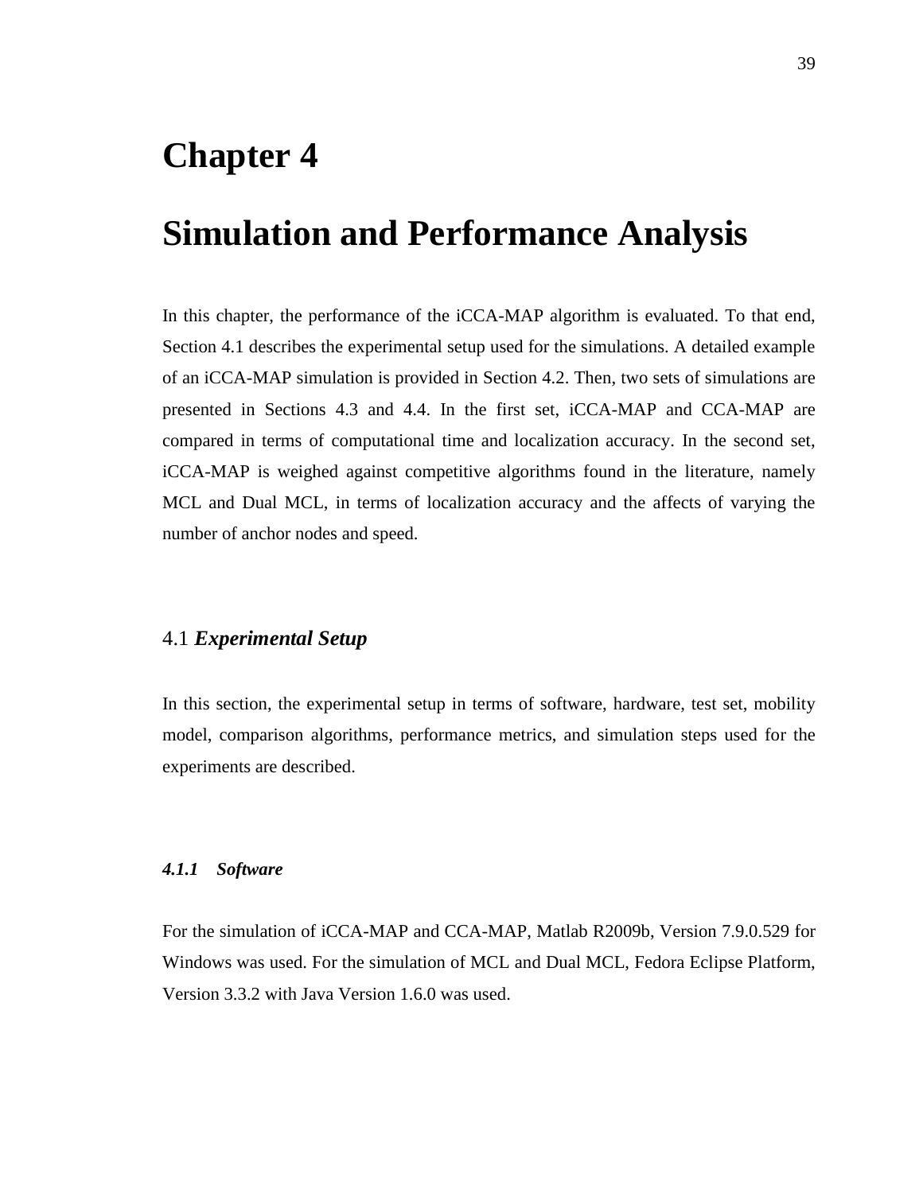# Chapter 4

# Simulation and Performance Analysis

In this chapter, the performance of the iCCA-MAP algorithm is evaluated. To that end, Section 4.1 describes the experimental setup used for the simulations. A detailed example of an iCCA-MAP simulation is provided in Section 4.2. Then, two sets of simulations are presented in Sections 4.3 and 4.4. In the first set, iCCA-MAP and CCA-MAP are compared in terms of computational time and localization accuracy. In the second set, iCCA-MAP is weighed against competitive algorithms found in the literature, namely MCL and Dual MCL, in terms of localization accuracy and the affects of varying the number of anchor nodes and speed.

## 4.1 *Experimental Setup*

In this section, the experimental setup in terms of software, hardware, test set, mobility model, comparison algorithms, performance metrics, and simulation steps used for the experiments are described.

### *4.1.1 Software*

For the simulation of iCCA-MAP and CCA-MAP, Matlab R2009b, Version 7.9.0.529 for Windows was used. For the simulation of MCL and Dual MCL, Fedora Eclipse Platform, Version 3.3.2 with Java Version 1.6.0 was used.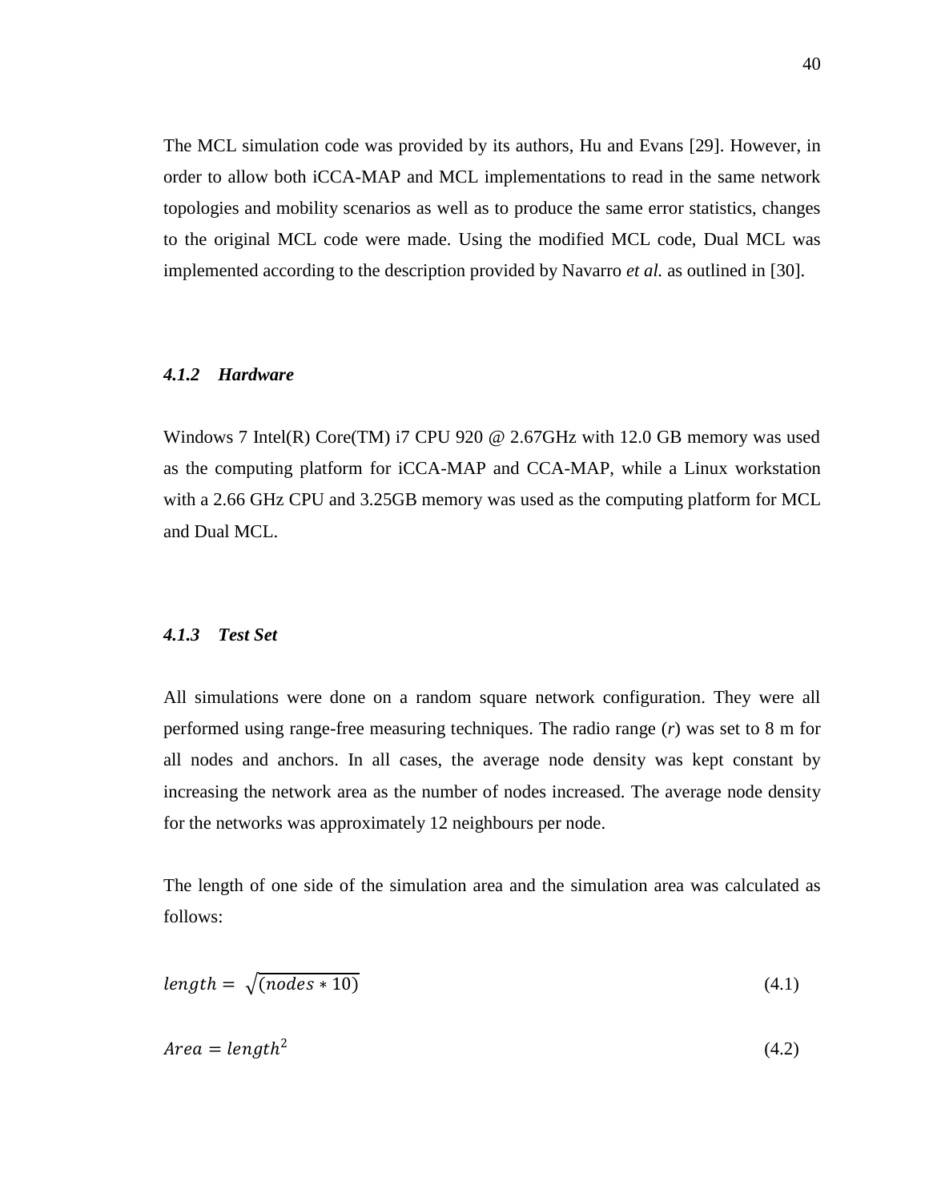The MCL simulation code was provided by its authors, Hu and Evans [29]. However, in order to allow both iCCA-MAP and MCL implementations to read in the same network topologies and mobility scenarios as well as to produce the same error statistics, changes to the original MCL code were made. Using the modified MCL code, Dual MCL was implemented according to the description provided by Navarro *et al.* as outlined in [30].

### *4.1.2 Hardware*

Windows 7 Intel(R) Core(TM) i7 CPU 920 @ 2.67GHz with 12.0 GB memory was used as the computing platform for iCCA-MAP and CCA-MAP, while a Linux workstation with a 2.66 GHz CPU and 3.25GB memory was used as the computing platform for MCL and Dual MCL.

### *4.1.3 Test Set*

All simulations were done on a random square network configuration. They were all performed using range-free measuring techniques. The radio range (*r*) was set to 8 m for all nodes and anchors. In all cases, the average node density was kept constant by increasing the network area as the number of nodes increased. The average node density for the networks was approximately 12 neighbours per node.

The length of one side of the simulation area and the simulation area was calculated as follows:

$$length = \sqrt{(nodes * 10)} \tag{4.1}$$

$$Area = length^2 \tag{4.2}$$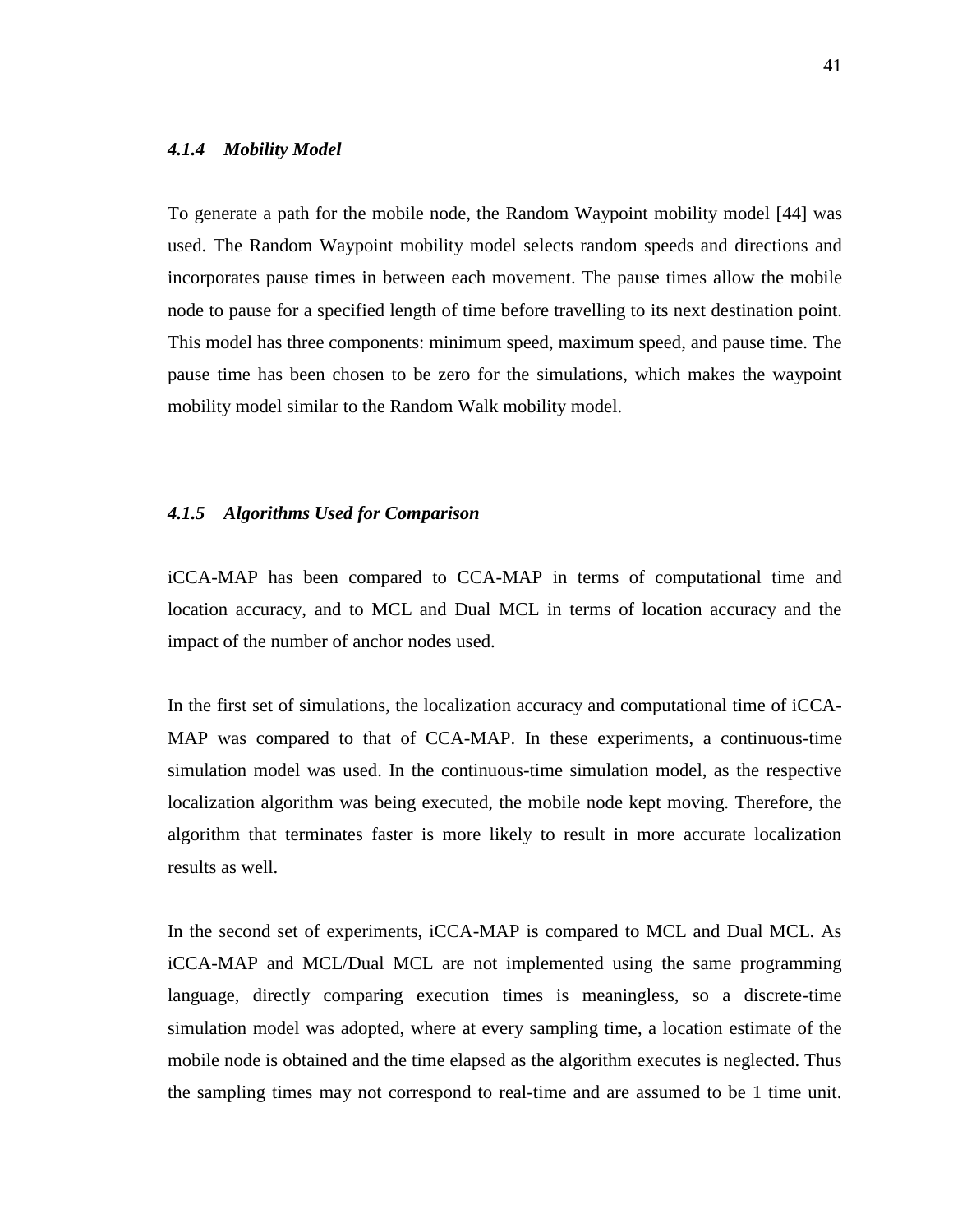#### *4.1.4 Mobility Model*

To generate a path for the mobile node, the Random Waypoint mobility model [44] was used. The Random Waypoint mobility model selects random speeds and directions and incorporates pause times in between each movement. The pause times allow the mobile node to pause for a specified length of time before travelling to its next destination point. This model has three components: minimum speed, maximum speed, and pause time. The pause time has been chosen to be zero for the simulations, which makes the waypoint mobility model similar to the Random Walk mobility model.

#### *4.1.5 Algorithms Used for Comparison*

iCCA-MAP has been compared to CCA-MAP in terms of computational time and location accuracy, and to MCL and Dual MCL in terms of location accuracy and the impact of the number of anchor nodes used.

In the first set of simulations, the localization accuracy and computational time of iCCA-MAP was compared to that of CCA-MAP. In these experiments, a continuous-time simulation model was used. In the continuous-time simulation model, as the respective localization algorithm was being executed, the mobile node kept moving. Therefore, the algorithm that terminates faster is more likely to result in more accurate localization results as well.

In the second set of experiments, iCCA-MAP is compared to MCL and Dual MCL. As iCCA-MAP and MCL/Dual MCL are not implemented using the same programming language, directly comparing execution times is meaningless, so a discrete-time simulation model was adopted, where at every sampling time, a location estimate of the mobile node is obtained and the time elapsed as the algorithm executes is neglected. Thus the sampling times may not correspond to real-time and are assumed to be 1 time unit.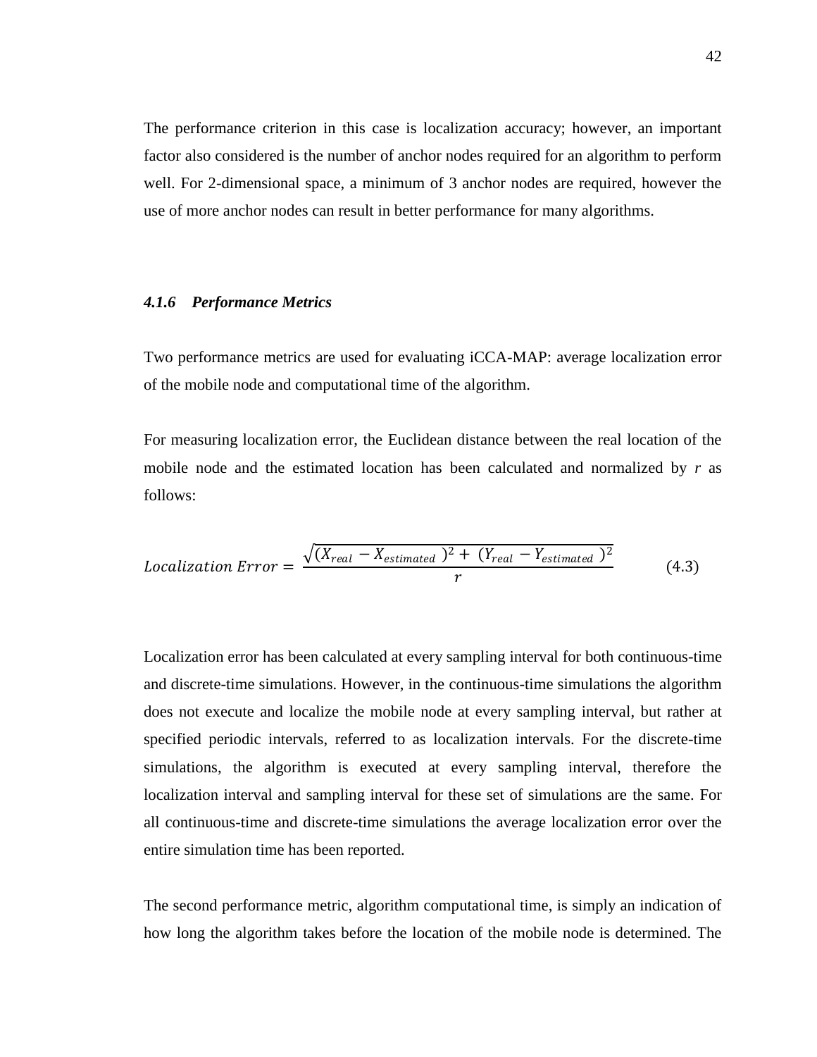The performance criterion in this case is localization accuracy; however, an important factor also considered is the number of anchor nodes required for an algorithm to perform well. For 2-dimensional space, a minimum of 3 anchor nodes are required, however the use of more anchor nodes can result in better performance for many algorithms.

### *4.1.6 Performance Metrics*

Two performance metrics are used for evaluating iCCA-MAP: average localization error of the mobile node and computational time of the algorithm.

For measuring localization error, the Euclidean distance between the real location of the mobile node and the estimated location has been calculated and normalized by *r* as follows:

$$Localization\ Error = \frac{\sqrt{(X_{real} - X_{estimated})^2 + (Y_{real} - Y_{estimated})^2}}{r} \qquad (4.3)$$

Localization error has been calculated at every sampling interval for both continuous-time and discrete-time simulations. However, in the continuous-time simulations the algorithm does not execute and localize the mobile node at every sampling interval, but rather at specified periodic intervals, referred to as localization intervals. For the discrete-time simulations, the algorithm is executed at every sampling interval, therefore the localization interval and sampling interval for these set of simulations are the same. For all continuous-time and discrete-time simulations the average localization error over the entire simulation time has been reported.

The second performance metric, algorithm computational time, is simply an indication of how long the algorithm takes before the location of the mobile node is determined. The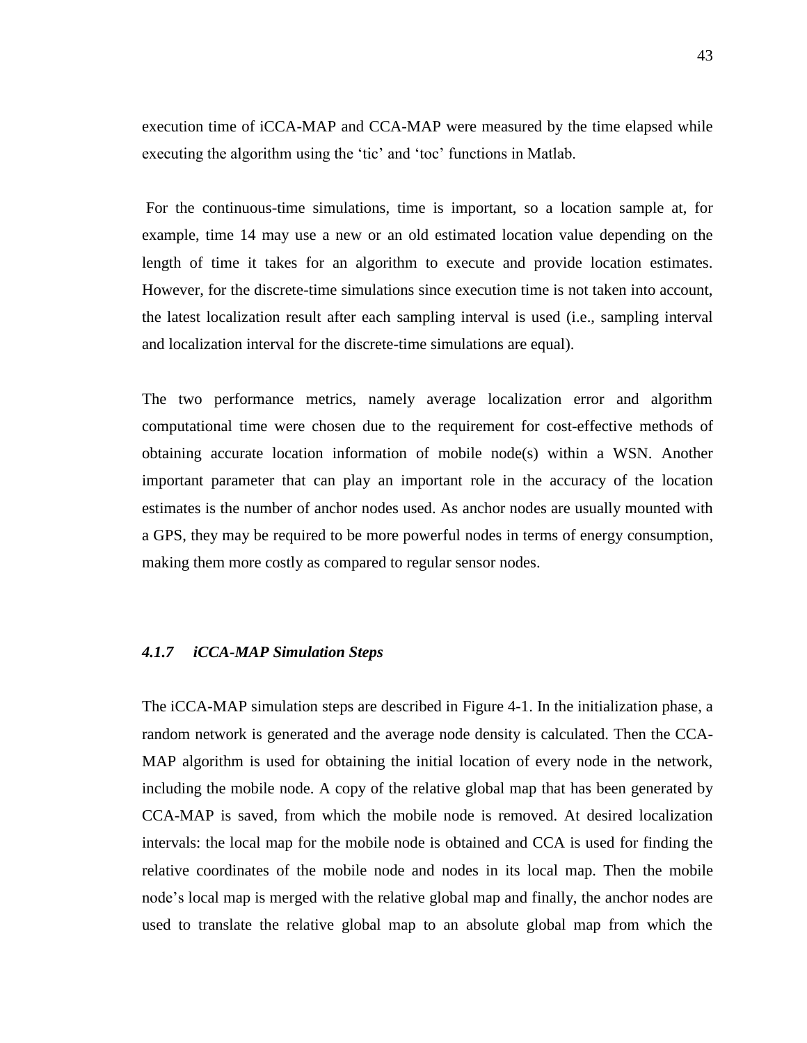execution time of iCCA-MAP and CCA-MAP were measured by the time elapsed while executing the algorithm using the 'tic' and 'toc' functions in Matlab.

For the continuous-time simulations, time is important, so a location sample at, for example, time 14 may use a new or an old estimated location value depending on the length of time it takes for an algorithm to execute and provide location estimates. However, for the discrete-time simulations since execution time is not taken into account, the latest localization result after each sampling interval is used (i.e., sampling interval and localization interval for the discrete-time simulations are equal).

The two performance metrics, namely average localization error and algorithm computational time were chosen due to the requirement for cost-effective methods of obtaining accurate location information of mobile node(s) within a WSN. Another important parameter that can play an important role in the accuracy of the location estimates is the number of anchor nodes used. As anchor nodes are usually mounted with a GPS, they may be required to be more powerful nodes in terms of energy consumption, making them more costly as compared to regular sensor nodes.

#### *4.1.7 iCCA-MAP Simulation Steps*

The iCCA-MAP simulation steps are described in Figure 4-1. In the initialization phase, a random network is generated and the average node density is calculated. Then the CCA-MAP algorithm is used for obtaining the initial location of every node in the network, including the mobile node. A copy of the relative global map that has been generated by CCA-MAP is saved, from which the mobile node is removed. At desired localization intervals: the local map for the mobile node is obtained and CCA is used for finding the relative coordinates of the mobile node and nodes in its local map. Then the mobile node's local map is merged with the relative global map and finally, the anchor nodes are used to translate the relative global map to an absolute global map from which the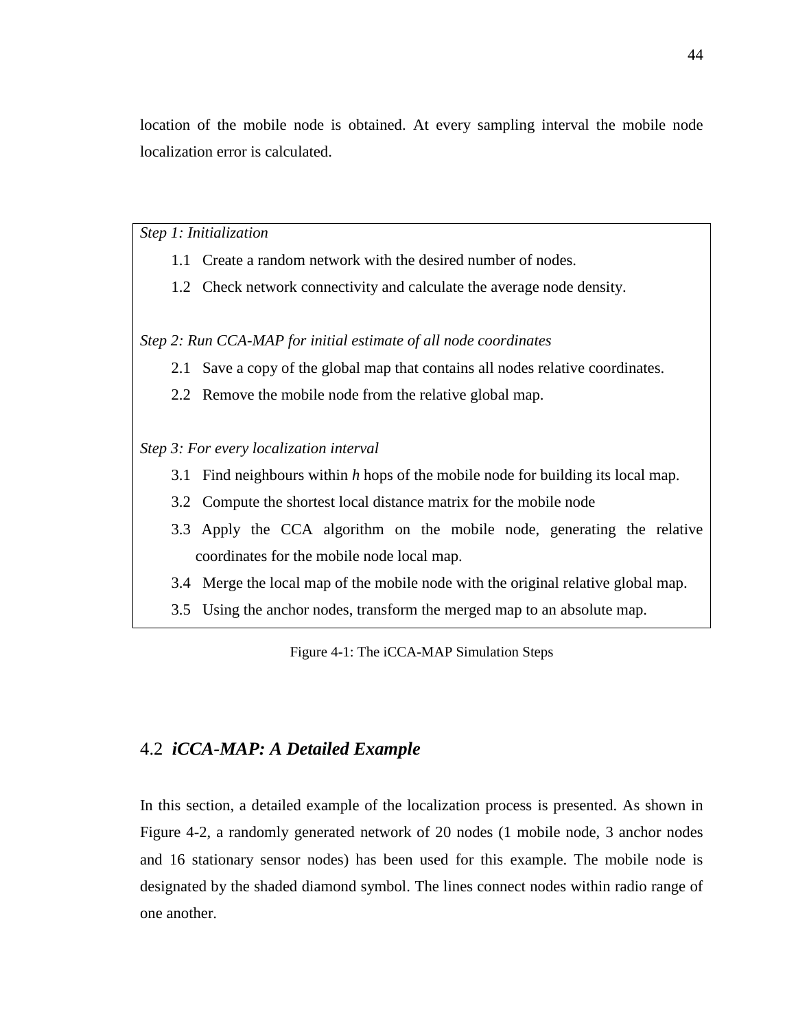location of the mobile node is obtained. At every sampling interval the mobile node localization error is calculated.

*Step 1: Initialization*

1.1 Create a random network with the desired number of nodes.

1.2 Check network connectivity and calculate the average node density.

*Step 2: Run CCA-MAP for initial estimate of all node coordinates*

2.1 Save a copy of the global map that contains all nodes relative coordinates.

2.2 Remove the mobile node from the relative global map.

*Step 3: For every localization interval*

3.1 Find neighbours within *h* hops of the mobile node for building its local map.

3.2 Compute the shortest local distance matrix for the mobile node

3.3 Apply the CCA algorithm on the mobile node, generating the relative coordinates for the mobile node local map.

3.4 Merge the local map of the mobile node with the original relative global map.

3.5 Using the anchor nodes, transform the merged map to an absolute map.

Figure 4-1: The iCCA-MAP Simulation Steps

## 4.2 *iCCA-MAP: A Detailed Example*

In this section, a detailed example of the localization process is presented. As shown in Figure 4-2, a randomly generated network of 20 nodes (1 mobile node, 3 anchor nodes and 16 stationary sensor nodes) has been used for this example. The mobile node is designated by the shaded diamond symbol. The lines connect nodes within radio range of one another.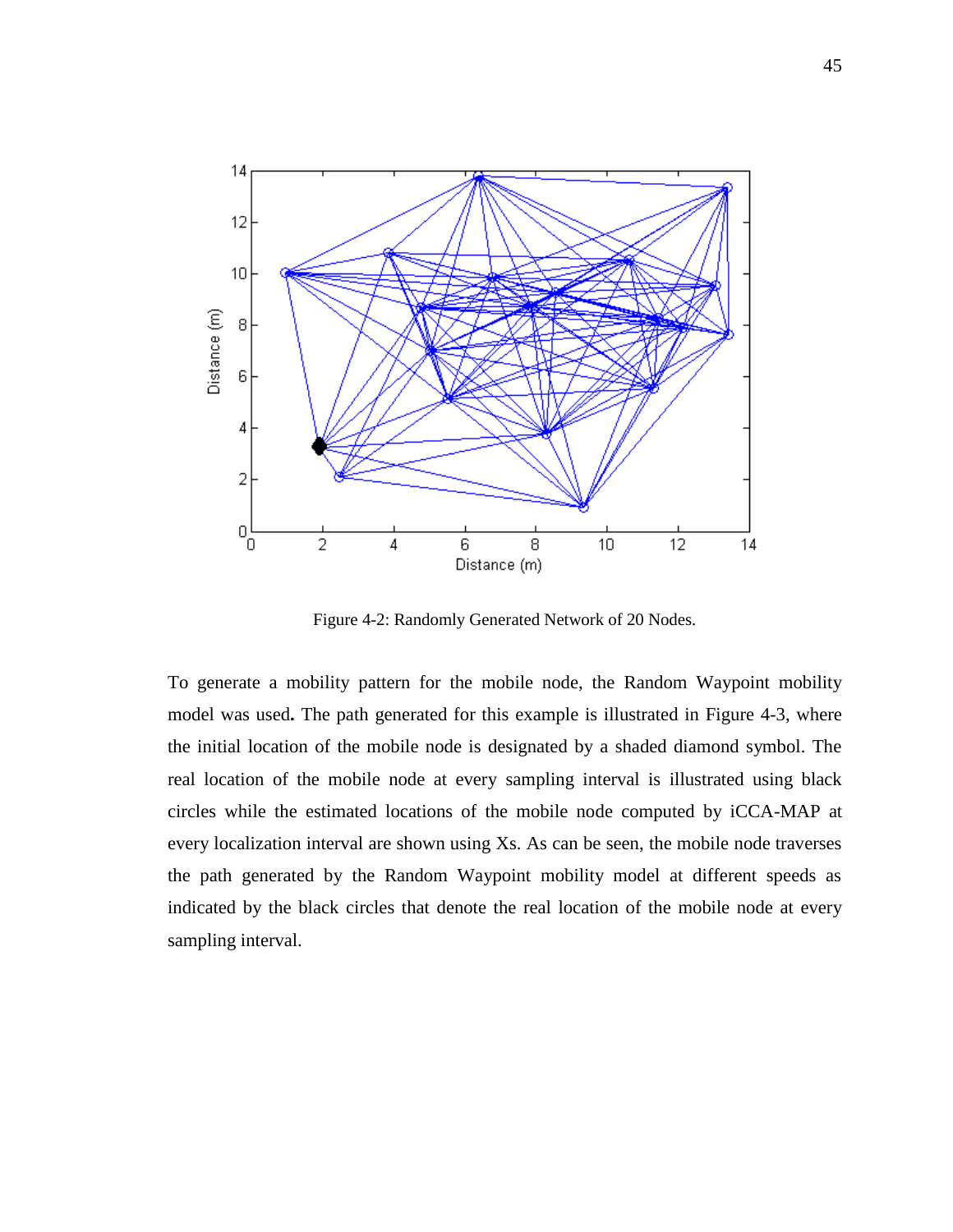Figure 4-2: Randomly Generated Network of 20 Nodes.

To generate a mobility pattern for the mobile node, the Random Waypoint mobility model was used**.** The path generated for this example is illustrated in Figure 4-3, where the initial location of the mobile node is designated by a shaded diamond symbol. The real location of the mobile node at every sampling interval is illustrated using black circles while the estimated locations of the mobile node computed by iCCA-MAP at every localization interval are shown using Xs. As can be seen, the mobile node traverses the path generated by the Random Waypoint mobility model at different speeds as indicated by the black circles that denote the real location of the mobile node at every sampling interval.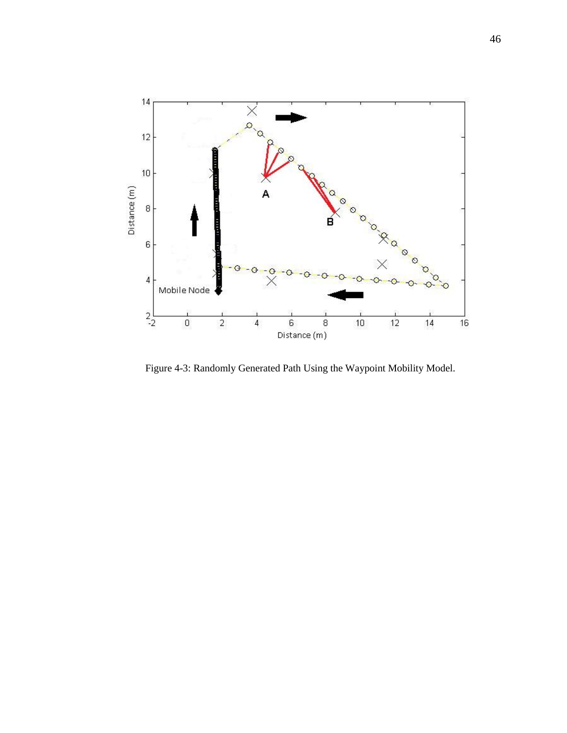Figure 4-3: Randomly Generated Path Using the Waypoint Mobility Model.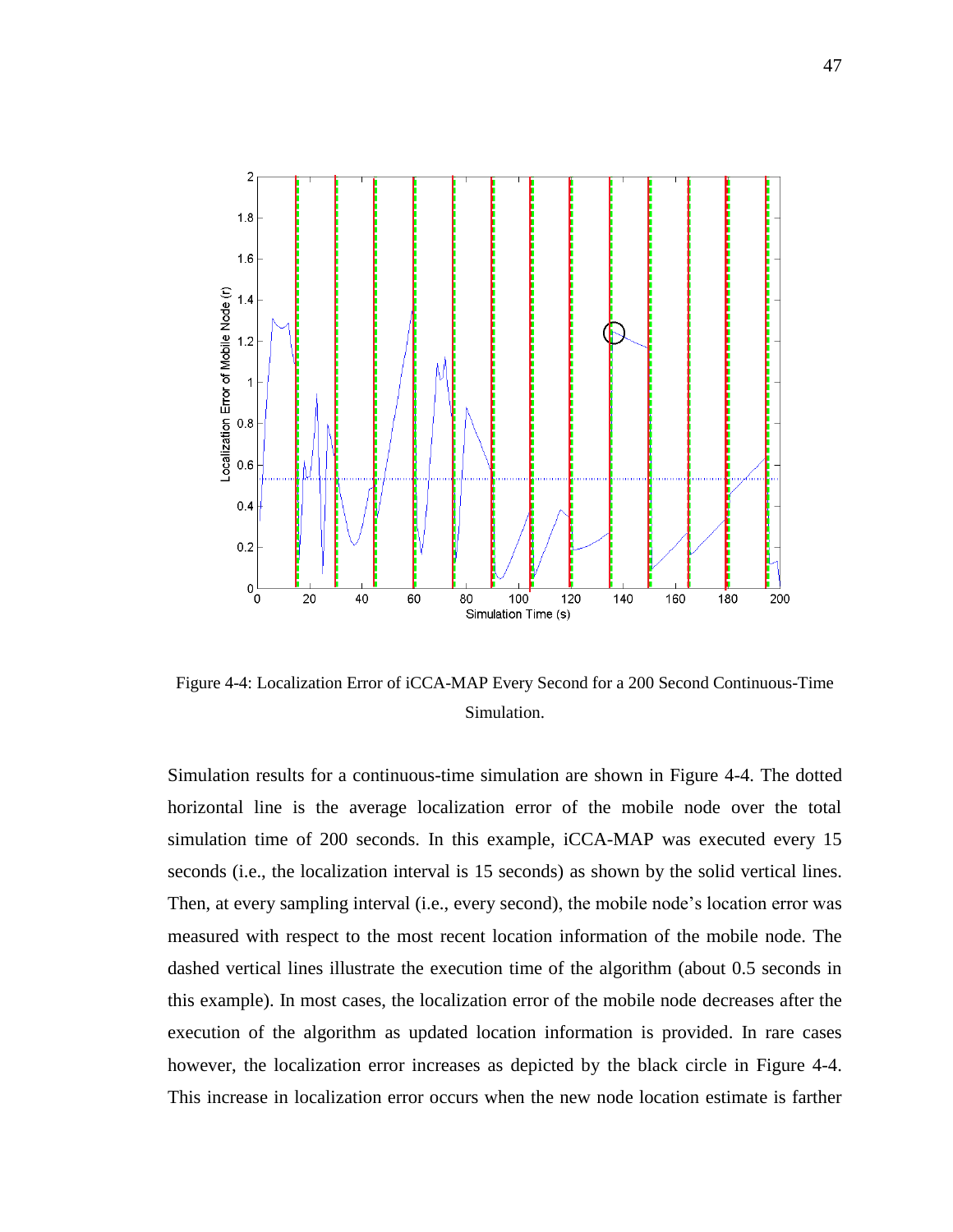Figure 4-4: Localization Error of iCCA-MAP Every Second for a 200 Second Continuous-Time Simulation.

Simulation results for a continuous-time simulation are shown in Figure 4-4. The dotted horizontal line is the average localization error of the mobile node over the total simulation time of 200 seconds. In this example, iCCA-MAP was executed every 15 seconds (i.e., the localization interval is 15 seconds) as shown by the solid vertical lines. Then, at every sampling interval (i.e., every second), the mobile node's location error was measured with respect to the most recent location information of the mobile node. The dashed vertical lines illustrate the execution time of the algorithm (about 0.5 seconds in this example). In most cases, the localization error of the mobile node decreases after the execution of the algorithm as updated location information is provided. In rare cases however, the localization error increases as depicted by the black circle in Figure 4-4. This increase in localization error occurs when the new node location estimate is farther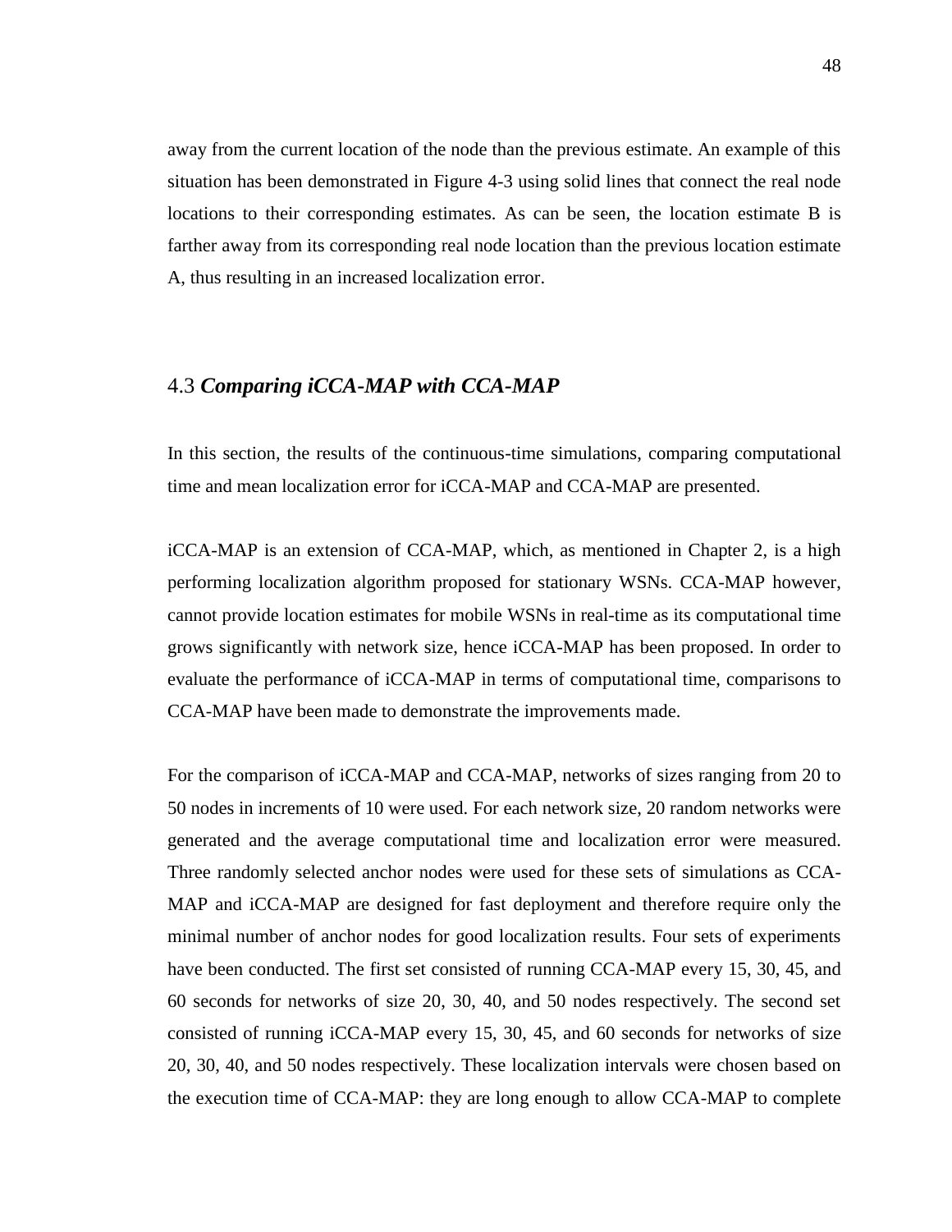away from the current location of the node than the previous estimate. An example of this situation has been demonstrated in Figure 4-3 using solid lines that connect the real node locations to their corresponding estimates. As can be seen, the location estimate B is farther away from its corresponding real node location than the previous location estimate A, thus resulting in an increased localization error.

## 4.3 *Comparing iCCA-MAP with CCA-MAP*

In this section, the results of the continuous-time simulations, comparing computational time and mean localization error for iCCA-MAP and CCA-MAP are presented.

iCCA-MAP is an extension of CCA-MAP, which, as mentioned in Chapter 2, is a high performing localization algorithm proposed for stationary WSNs. CCA-MAP however, cannot provide location estimates for mobile WSNs in real-time as its computational time grows significantly with network size, hence iCCA-MAP has been proposed. In order to evaluate the performance of iCCA-MAP in terms of computational time, comparisons to CCA-MAP have been made to demonstrate the improvements made.

For the comparison of iCCA-MAP and CCA-MAP, networks of sizes ranging from 20 to 50 nodes in increments of 10 were used. For each network size, 20 random networks were generated and the average computational time and localization error were measured. Three randomly selected anchor nodes were used for these sets of simulations as CCA-MAP and iCCA-MAP are designed for fast deployment and therefore require only the minimal number of anchor nodes for good localization results. Four sets of experiments have been conducted. The first set consisted of running CCA-MAP every 15, 30, 45, and 60 seconds for networks of size 20, 30, 40, and 50 nodes respectively. The second set consisted of running iCCA-MAP every 15, 30, 45, and 60 seconds for networks of size 20, 30, 40, and 50 nodes respectively. These localization intervals were chosen based on the execution time of CCA-MAP: they are long enough to allow CCA-MAP to complete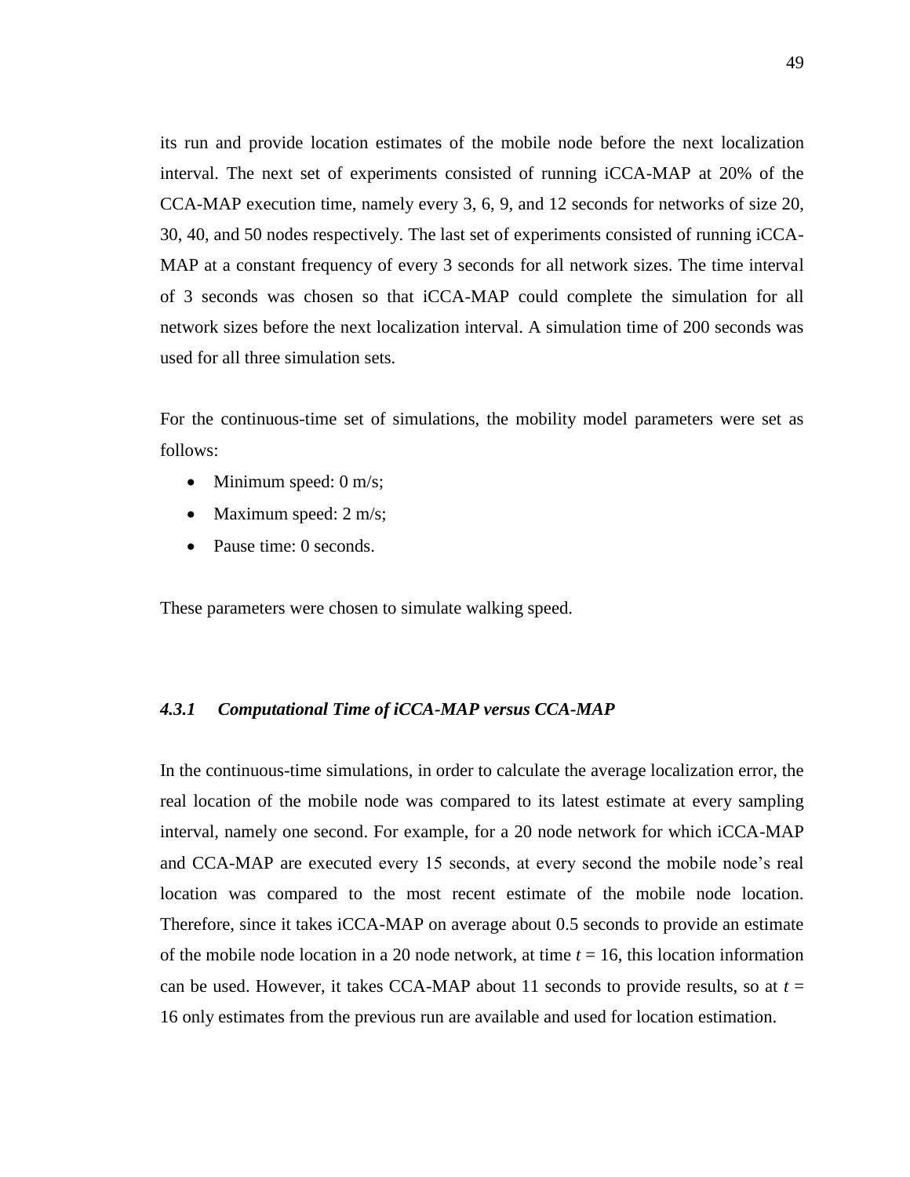its run and provide location estimates of the mobile node before the next localization interval. The next set of experiments consisted of running iCCA-MAP at 20% of the CCA-MAP execution time, namely every 3, 6, 9, and 12 seconds for networks of size 20, 30, 40, and 50 nodes respectively. The last set of experiments consisted of running iCCA-MAP at a constant frequency of every 3 seconds for all network sizes. The time interval of 3 seconds was chosen so that iCCA-MAP could complete the simulation for all network sizes before the next localization interval. A simulation time of 200 seconds was used for all three simulation sets.

For the continuous-time set of simulations, the mobility model parameters were set as follows:

- Minimum speed: 0 m/s;
- Maximum speed: 2 m/s;
- Pause time: 0 seconds.

These parameters were chosen to simulate walking speed.

### *4.3.1 Computational Time of iCCA-MAP versus CCA-MAP*

In the continuous-time simulations, in order to calculate the average localization error, the real location of the mobile node was compared to its latest estimate at every sampling interval, namely one second. For example, for a 20 node network for which iCCA-MAP and CCA-MAP are executed every 15 seconds, at every second the mobile node's real location was compared to the most recent estimate of the mobile node location. Therefore, since it takes iCCA-MAP on average about 0.5 seconds to provide an estimate of the mobile node location in a 20 node network, at time $t$ = 16, this location information can be used. However, it takes CCA-MAP about 11 seconds to provide results, so at $t$ = 16 only estimates from the previous run are available and used for location estimation.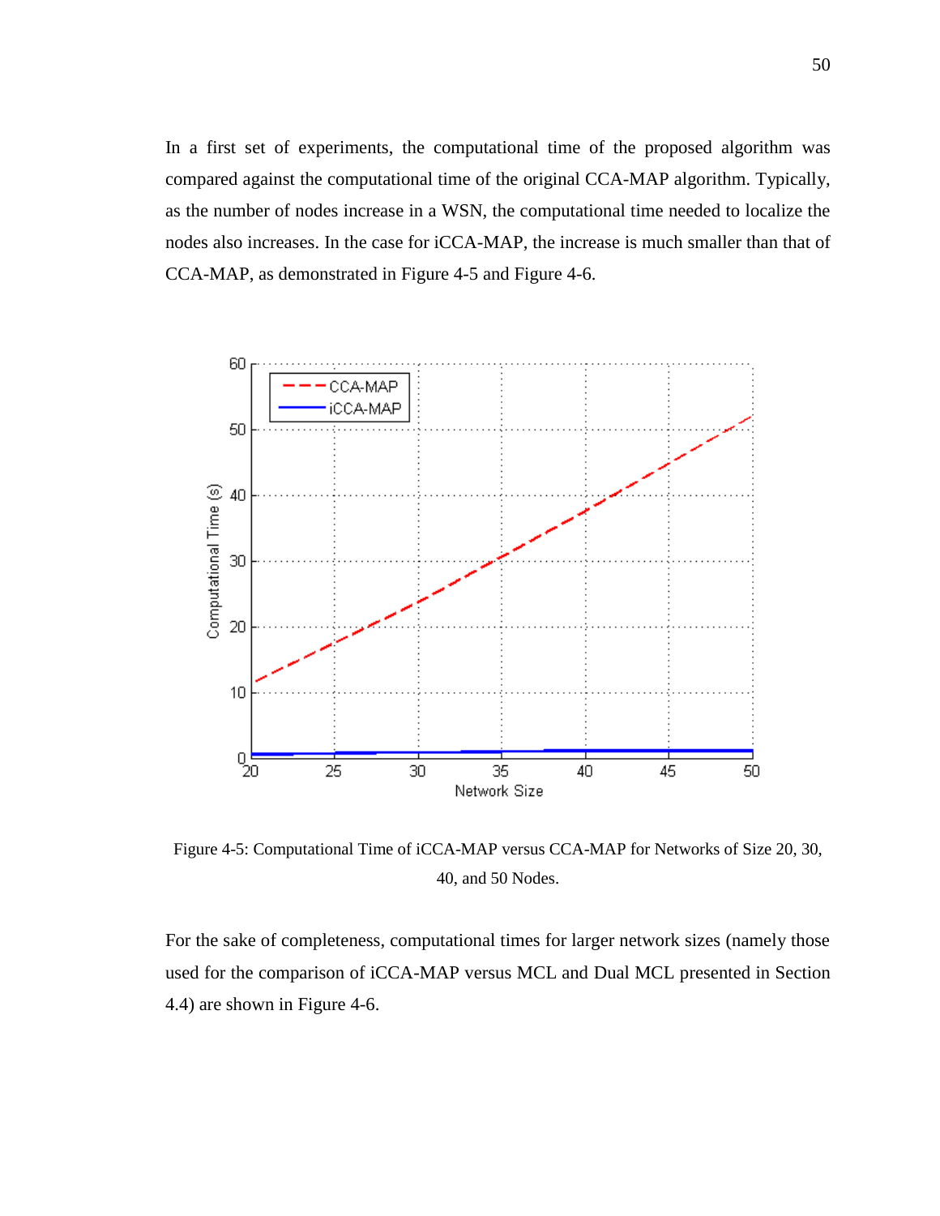In a first set of experiments, the computational time of the proposed algorithm was compared against the computational time of the original CCA-MAP algorithm. Typically, as the number of nodes increase in a WSN, the computational time needed to localize the nodes also increases. In the case for iCCA-MAP, the increase is much smaller than that of CCA-MAP, as demonstrated in Figure 4-5 and Figure 4-6.

Figure 4-5: Computational Time of iCCA-MAP versus CCA-MAP for Networks of Size 20, 30, 40, and 50 Nodes.

For the sake of completeness, computational times for larger network sizes (namely those used for the comparison of iCCA-MAP versus MCL and Dual MCL presented in Section 4.4) are shown in Figure 4-6.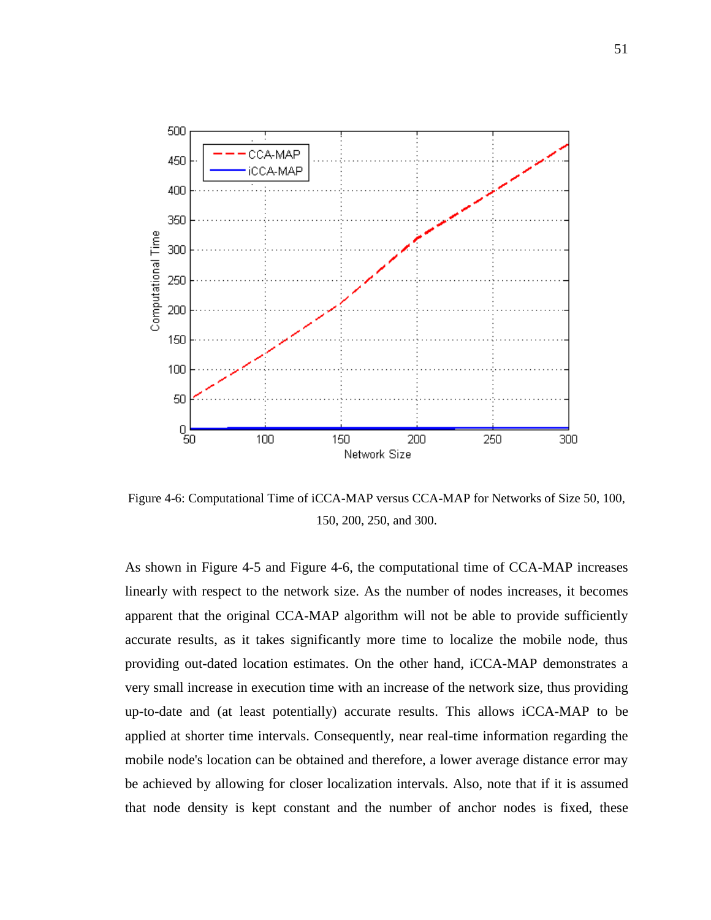Figure 4-6: Computational Time of iCCA-MAP versus CCA-MAP for Networks of Size 50, 100, 150, 200, 250, and 300.

As shown in Figure 4-5 and Figure 4-6, the computational time of CCA-MAP increases linearly with respect to the network size. As the number of nodes increases, it becomes apparent that the original CCA-MAP algorithm will not be able to provide sufficiently accurate results, as it takes significantly more time to localize the mobile node, thus providing out-dated location estimates. On the other hand, iCCA-MAP demonstrates a very small increase in execution time with an increase of the network size, thus providing up-to-date and (at least potentially) accurate results. This allows iCCA-MAP to be applied at shorter time intervals. Consequently, near real-time information regarding the mobile node's location can be obtained and therefore, a lower average distance error may be achieved by allowing for closer localization intervals. Also, note that if it is assumed that node density is kept constant and the number of anchor nodes is fixed, these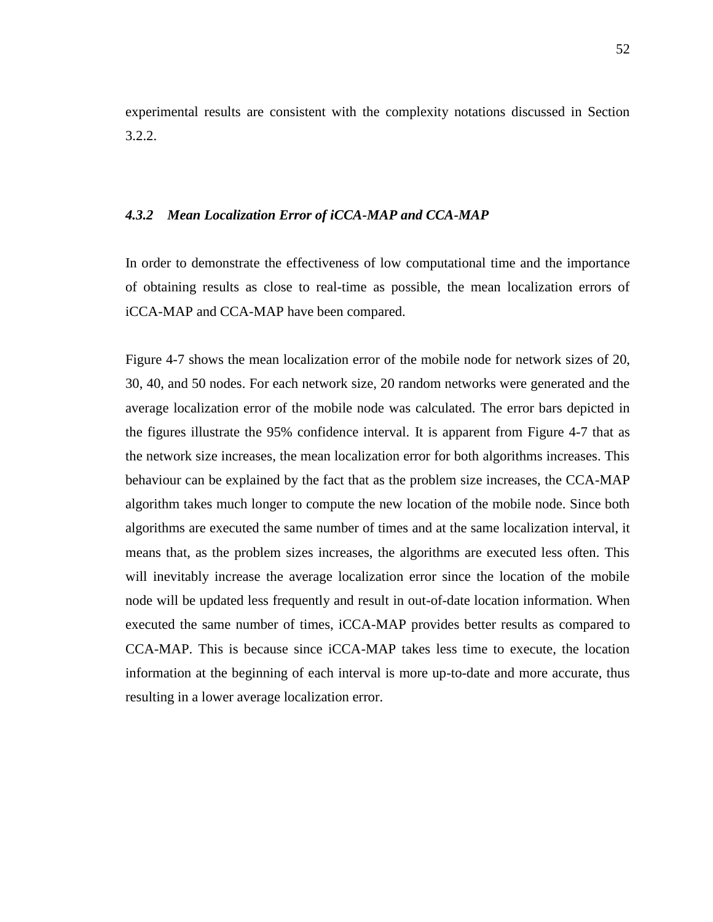experimental results are consistent with the complexity notations discussed in Section 3.2.2.

### *4.3.2 Mean Localization Error of iCCA-MAP and CCA-MAP*

In order to demonstrate the effectiveness of low computational time and the importance of obtaining results as close to real-time as possible, the mean localization errors of iCCA-MAP and CCA-MAP have been compared.

Figure 4-7 shows the mean localization error of the mobile node for network sizes of 20, 30, 40, and 50 nodes. For each network size, 20 random networks were generated and the average localization error of the mobile node was calculated. The error bars depicted in the figures illustrate the 95% confidence interval. It is apparent from Figure 4-7 that as the network size increases, the mean localization error for both algorithms increases. This behaviour can be explained by the fact that as the problem size increases, the CCA-MAP algorithm takes much longer to compute the new location of the mobile node. Since both algorithms are executed the same number of times and at the same localization interval, it means that, as the problem sizes increases, the algorithms are executed less often. This will inevitably increase the average localization error since the location of the mobile node will be updated less frequently and result in out-of-date location information. When executed the same number of times, iCCA-MAP provides better results as compared to CCA-MAP. This is because since iCCA-MAP takes less time to execute, the location information at the beginning of each interval is more up-to-date and more accurate, thus resulting in a lower average localization error.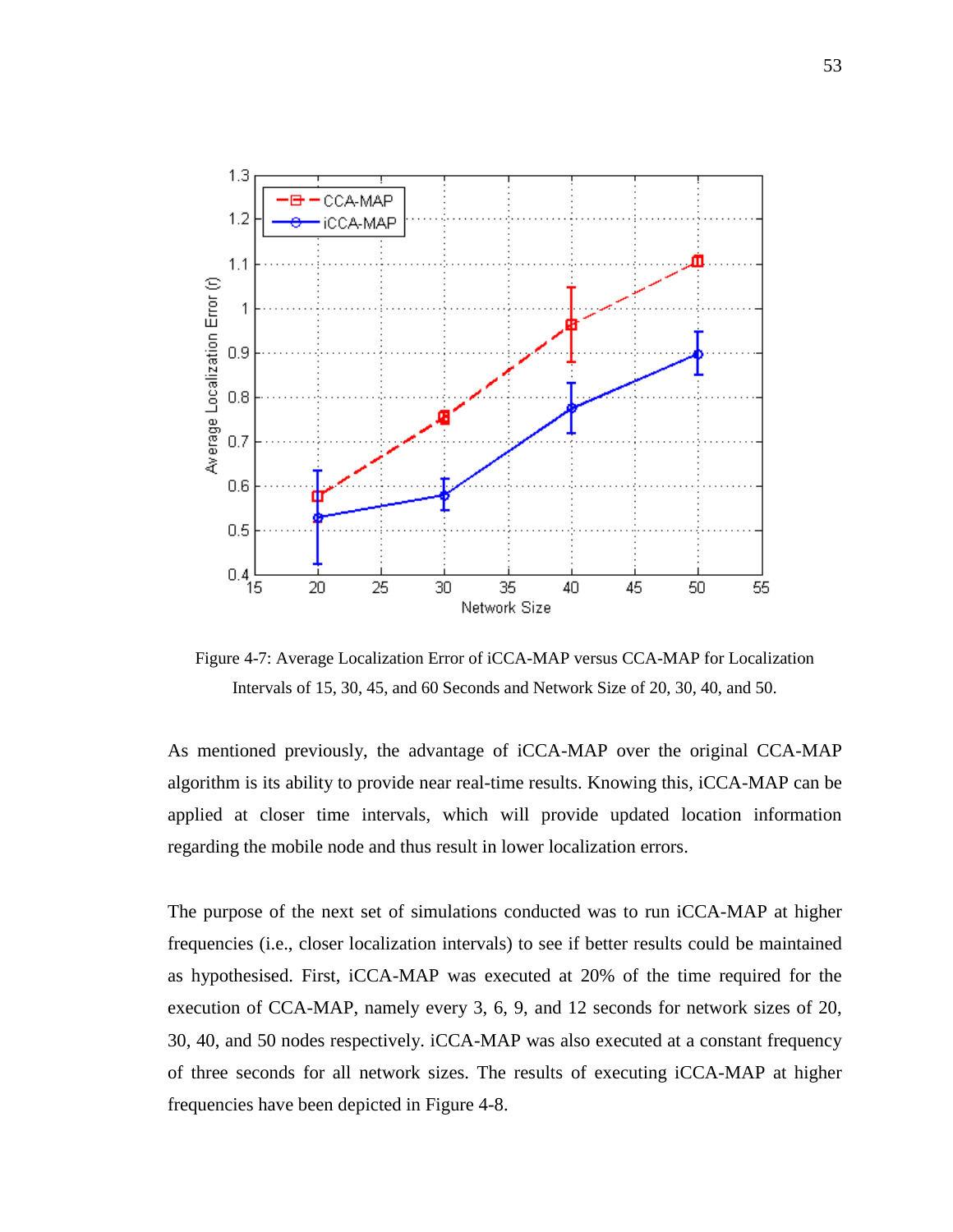Figure 4-7: Average Localization Error of iCCA-MAP versus CCA-MAP for Localization Intervals of 15, 30, 45, and 60 Seconds and Network Size of 20, 30, 40, and 50.

As mentioned previously, the advantage of iCCA-MAP over the original CCA-MAP algorithm is its ability to provide near real-time results. Knowing this, iCCA-MAP can be applied at closer time intervals, which will provide updated location information regarding the mobile node and thus result in lower localization errors.

The purpose of the next set of simulations conducted was to run iCCA-MAP at higher frequencies (i.e., closer localization intervals) to see if better results could be maintained as hypothesised. First, iCCA-MAP was executed at 20% of the time required for the execution of CCA-MAP, namely every 3, 6, 9, and 12 seconds for network sizes of 20, 30, 40, and 50 nodes respectively. iCCA-MAP was also executed at a constant frequency of three seconds for all network sizes. The results of executing iCCA-MAP at higher frequencies have been depicted in Figure 4-8.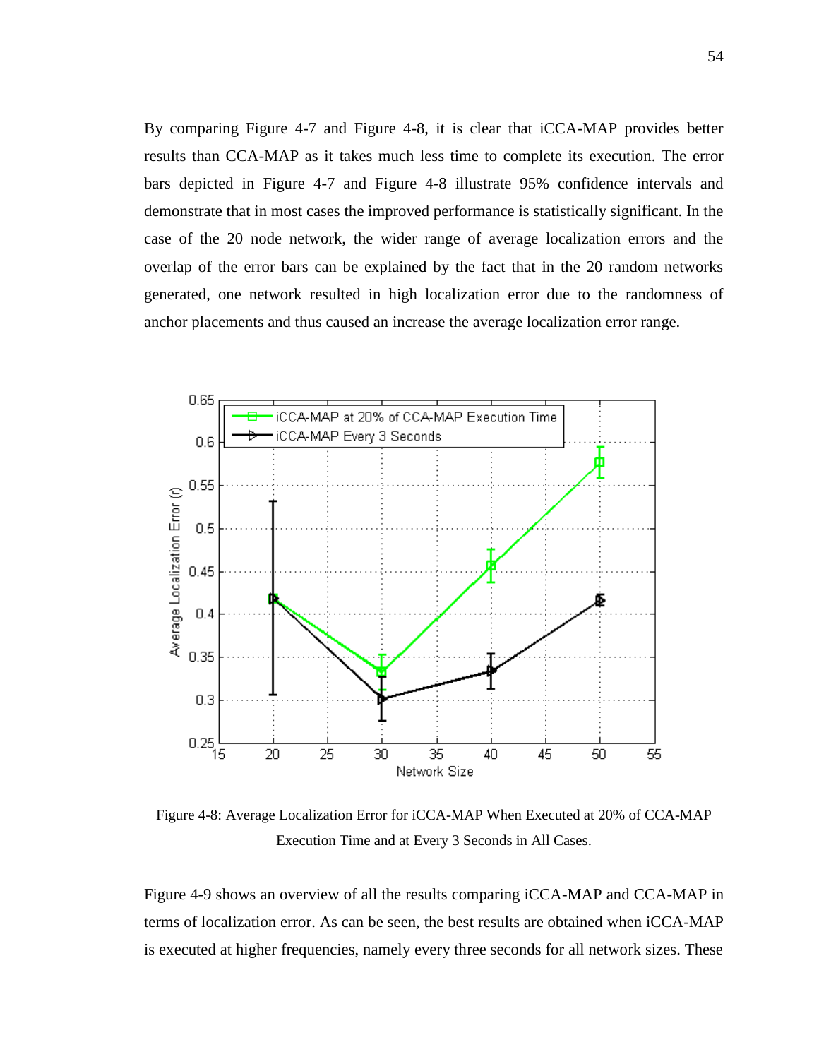By comparing Figure 4-7 and Figure 4-8, it is clear that iCCA-MAP provides better results than CCA-MAP as it takes much less time to complete its execution. The error bars depicted in Figure 4-7 and Figure 4-8 illustrate 95% confidence intervals and demonstrate that in most cases the improved performance is statistically significant. In the case of the 20 node network, the wider range of average localization errors and the overlap of the error bars can be explained by the fact that in the 20 random networks generated, one network resulted in high localization error due to the randomness of anchor placements and thus caused an increase the average localization error range.

Figure 4-8: Average Localization Error for iCCA-MAP When Executed at 20% of CCA-MAP Execution Time and at Every 3 Seconds in All Cases.

Figure 4-9 shows an overview of all the results comparing iCCA-MAP and CCA-MAP in terms of localization error. As can be seen, the best results are obtained when iCCA-MAP is executed at higher frequencies, namely every three seconds for all network sizes. These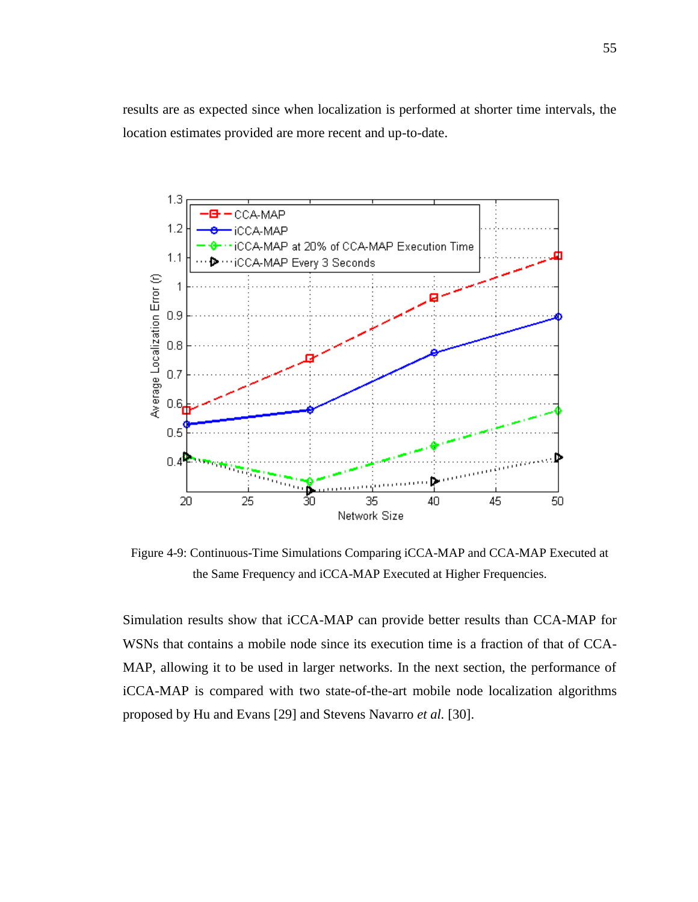results are as expected since when localization is performed at shorter time intervals, the location estimates provided are more recent and up-to-date.

Figure 4-9: Continuous-Time Simulations Comparing iCCA-MAP and CCA-MAP Executed at the Same Frequency and iCCA-MAP Executed at Higher Frequencies.

Simulation results show that iCCA-MAP can provide better results than CCA-MAP for WSNs that contains a mobile node since its execution time is a fraction of that of CCA-MAP, allowing it to be used in larger networks. In the next section, the performance of iCCA-MAP is compared with two state-of-the-art mobile node localization algorithms proposed by Hu and Evans [29] and Stevens Navarro *et al.* [30].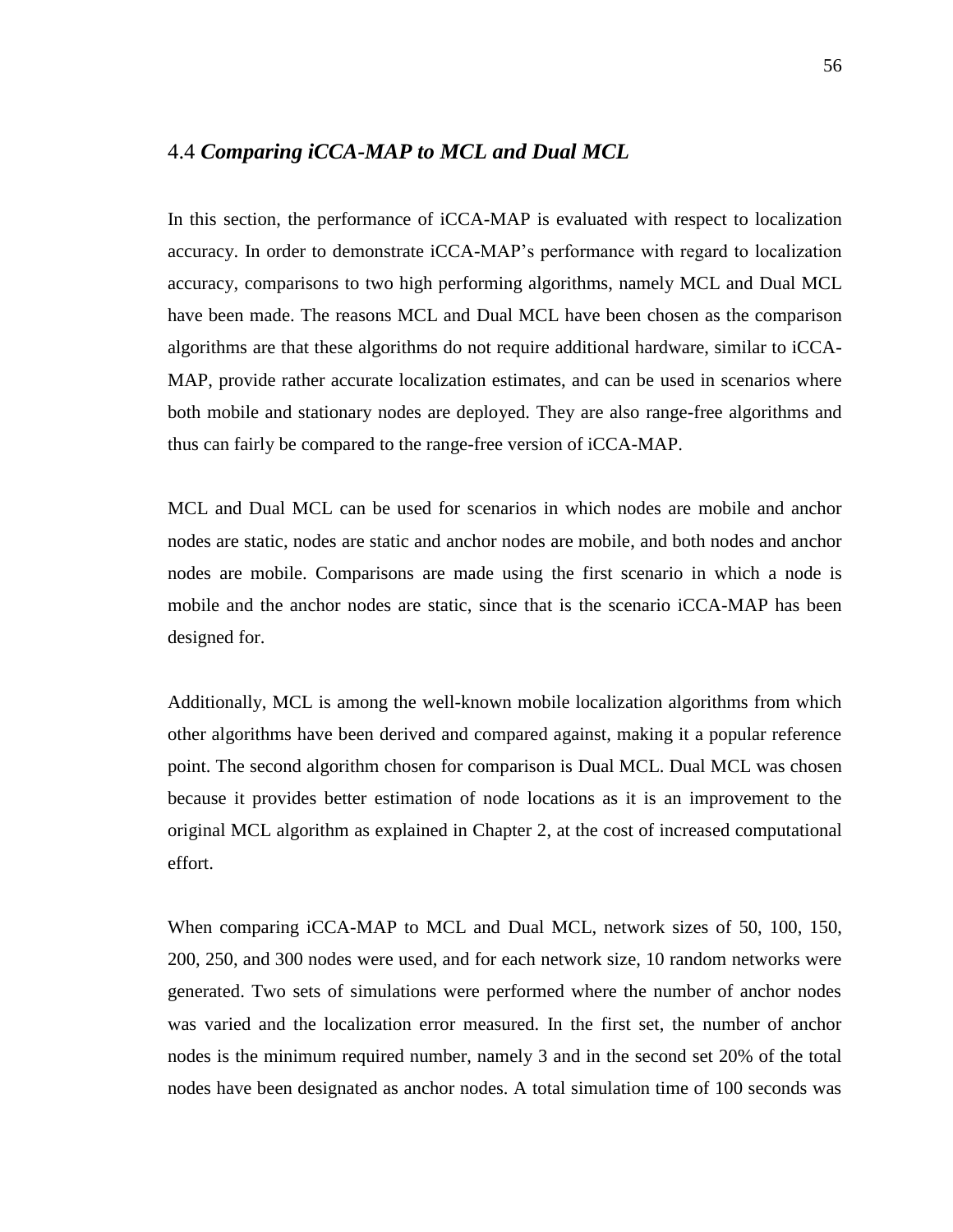## 4.4 *Comparing iCCA-MAP to MCL and Dual MCL*

In this section, the performance of iCCA-MAP is evaluated with respect to localization accuracy. In order to demonstrate iCCA-MAP's performance with regard to localization accuracy, comparisons to two high performing algorithms, namely MCL and Dual MCL have been made. The reasons MCL and Dual MCL have been chosen as the comparison algorithms are that these algorithms do not require additional hardware, similar to iCCA-MAP, provide rather accurate localization estimates, and can be used in scenarios where both mobile and stationary nodes are deployed. They are also range-free algorithms and thus can fairly be compared to the range-free version of iCCA-MAP.

MCL and Dual MCL can be used for scenarios in which nodes are mobile and anchor nodes are static, nodes are static and anchor nodes are mobile, and both nodes and anchor nodes are mobile. Comparisons are made using the first scenario in which a node is mobile and the anchor nodes are static, since that is the scenario iCCA-MAP has been designed for.

Additionally, MCL is among the well-known mobile localization algorithms from which other algorithms have been derived and compared against, making it a popular reference point. The second algorithm chosen for comparison is Dual MCL. Dual MCL was chosen because it provides better estimation of node locations as it is an improvement to the original MCL algorithm as explained in Chapter 2, at the cost of increased computational effort.

When comparing iCCA-MAP to MCL and Dual MCL, network sizes of 50, 100, 150, 200, 250, and 300 nodes were used, and for each network size, 10 random networks were generated. Two sets of simulations were performed where the number of anchor nodes was varied and the localization error measured. In the first set, the number of anchor nodes is the minimum required number, namely 3 and in the second set 20% of the total nodes have been designated as anchor nodes. A total simulation time of 100 seconds was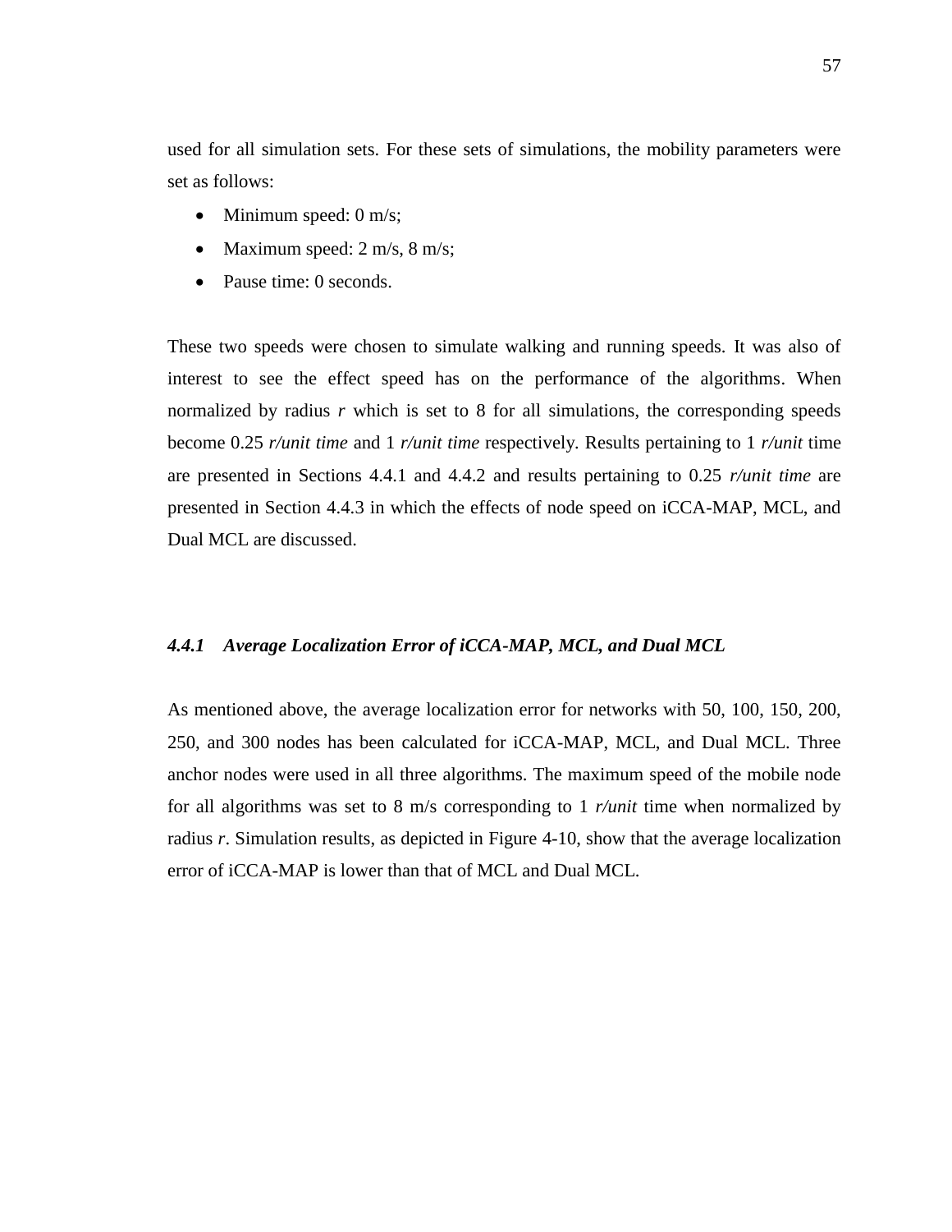used for all simulation sets. For these sets of simulations, the mobility parameters were set as follows:

- Minimum speed: 0 m/s;
- Maximum speed: 2 m/s, 8 m/s;
- Pause time: 0 seconds.

These two speeds were chosen to simulate walking and running speeds. It was also of interest to see the effect speed has on the performance of the algorithms. When normalized by radius *r* which is set to 8 for all simulations, the corresponding speeds become 0.25 *r/unit time* and 1 *r/unit time* respectively. Results pertaining to 1 *r/unit* time are presented in Sections 4.4.1 and 4.4.2 and results pertaining to 0.25 *r/unit time* are presented in Section 4.4.3 in which the effects of node speed on iCCA-MAP, MCL, and Dual MCL are discussed.

### *4.4.1 Average Localization Error of iCCA-MAP, MCL, and Dual MCL*

As mentioned above, the average localization error for networks with 50, 100, 150, 200, 250, and 300 nodes has been calculated for iCCA-MAP, MCL, and Dual MCL. Three anchor nodes were used in all three algorithms. The maximum speed of the mobile node for all algorithms was set to 8 m/s corresponding to 1 *r/unit* time when normalized by radius *r*. Simulation results, as depicted in Figure 4-10, show that the average localization error of iCCA-MAP is lower than that of MCL and Dual MCL.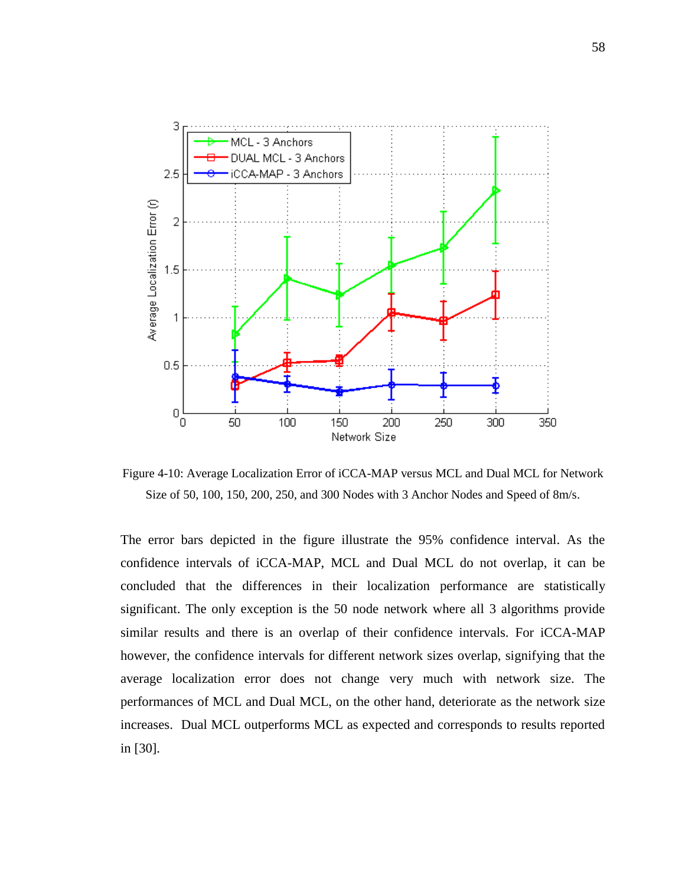Figure 4-10: Average Localization Error of iCCA-MAP versus MCL and Dual MCL for Network Size of 50, 100, 150, 200, 250, and 300 Nodes with 3 Anchor Nodes and Speed of 8m/s.

The error bars depicted in the figure illustrate the 95% confidence interval. As the confidence intervals of iCCA-MAP, MCL and Dual MCL do not overlap, it can be concluded that the differences in their localization performance are statistically significant. The only exception is the 50 node network where all 3 algorithms provide similar results and there is an overlap of their confidence intervals. For iCCA-MAP however, the confidence intervals for different network sizes overlap, signifying that the average localization error does not change very much with network size. The performances of MCL and Dual MCL, on the other hand, deteriorate as the network size increases. Dual MCL outperforms MCL as expected and corresponds to results reported in [30].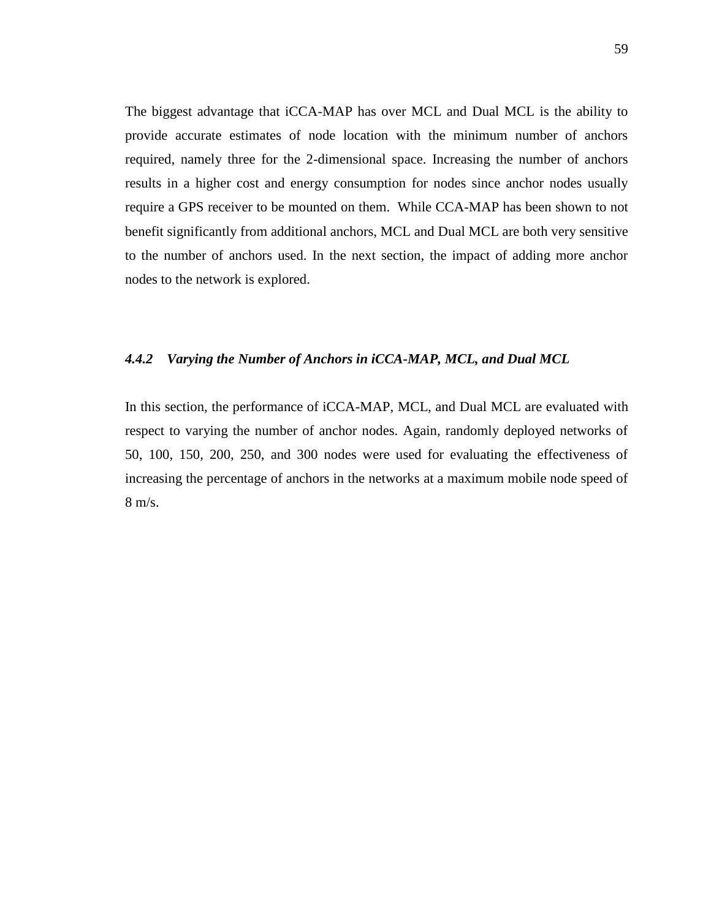The biggest advantage that iCCA-MAP has over MCL and Dual MCL is the ability to provide accurate estimates of node location with the minimum number of anchors required, namely three for the 2-dimensional space. Increasing the number of anchors results in a higher cost and energy consumption for nodes since anchor nodes usually require a GPS receiver to be mounted on them. While CCA-MAP has been shown to not benefit significantly from additional anchors, MCL and Dual MCL are both very sensitive to the number of anchors used. In the next section, the impact of adding more anchor nodes to the network is explored.

### *4.4.2 Varying the Number of Anchors in iCCA-MAP, MCL, and Dual MCL*

In this section, the performance of iCCA-MAP, MCL, and Dual MCL are evaluated with respect to varying the number of anchor nodes. Again, randomly deployed networks of 50, 100, 150, 200, 250, and 300 nodes were used for evaluating the effectiveness of increasing the percentage of anchors in the networks at a maximum mobile node speed of 8 m/s.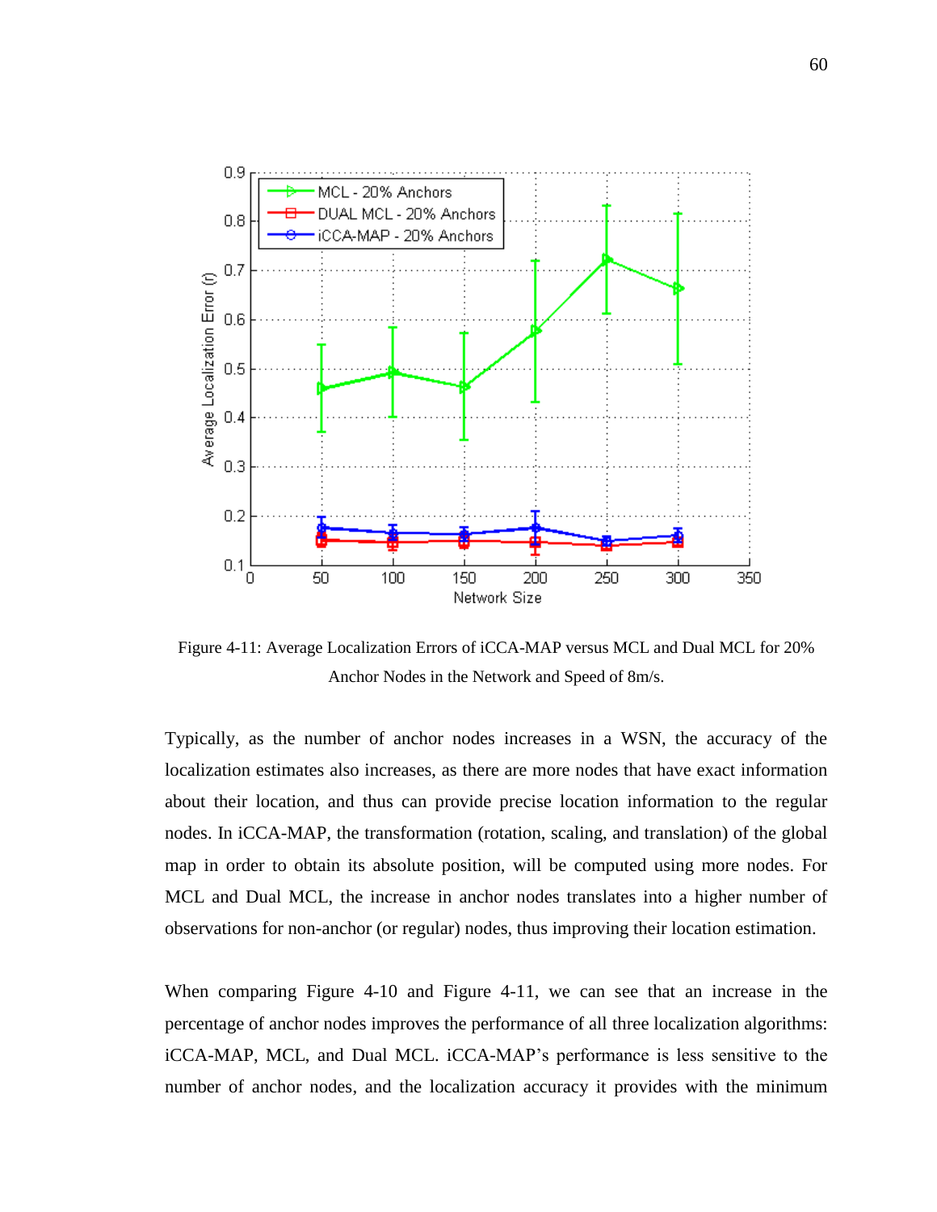Figure 4-11: Average Localization Errors of iCCA-MAP versus MCL and Dual MCL for 20% Anchor Nodes in the Network and Speed of 8m/s.

Typically, as the number of anchor nodes increases in a WSN, the accuracy of the localization estimates also increases, as there are more nodes that have exact information about their location, and thus can provide precise location information to the regular nodes. In iCCA-MAP, the transformation (rotation, scaling, and translation) of the global map in order to obtain its absolute position, will be computed using more nodes. For MCL and Dual MCL, the increase in anchor nodes translates into a higher number of observations for non-anchor (or regular) nodes, thus improving their location estimation.

When comparing Figure 4-10 and Figure 4-11, we can see that an increase in the percentage of anchor nodes improves the performance of all three localization algorithms: iCCA-MAP, MCL, and Dual MCL. iCCA-MAP's performance is less sensitive to the number of anchor nodes, and the localization accuracy it provides with the minimum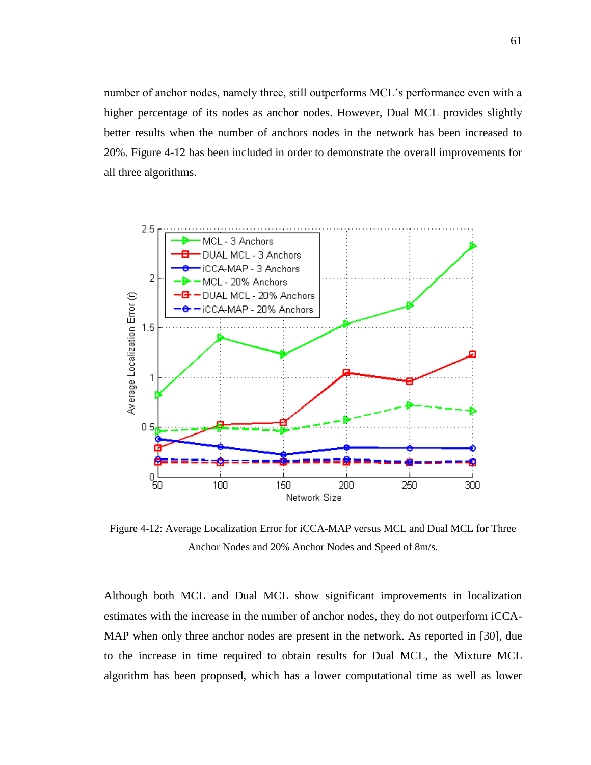number of anchor nodes, namely three, still outperforms MCL's performance even with a higher percentage of its nodes as anchor nodes. However, Dual MCL provides slightly better results when the number of anchors nodes in the network has been increased to 20%. Figure 4-12 has been included in order to demonstrate the overall improvements for all three algorithms.

Figure 4-12: Average Localization Error for iCCA-MAP versus MCL and Dual MCL for Three Anchor Nodes and 20% Anchor Nodes and Speed of 8m/s.

Although both MCL and Dual MCL show significant improvements in localization estimates with the increase in the number of anchor nodes, they do not outperform iCCA-MAP when only three anchor nodes are present in the network. As reported in [30], due to the increase in time required to obtain results for Dual MCL, the Mixture MCL algorithm has been proposed, which has a lower computational time as well as lower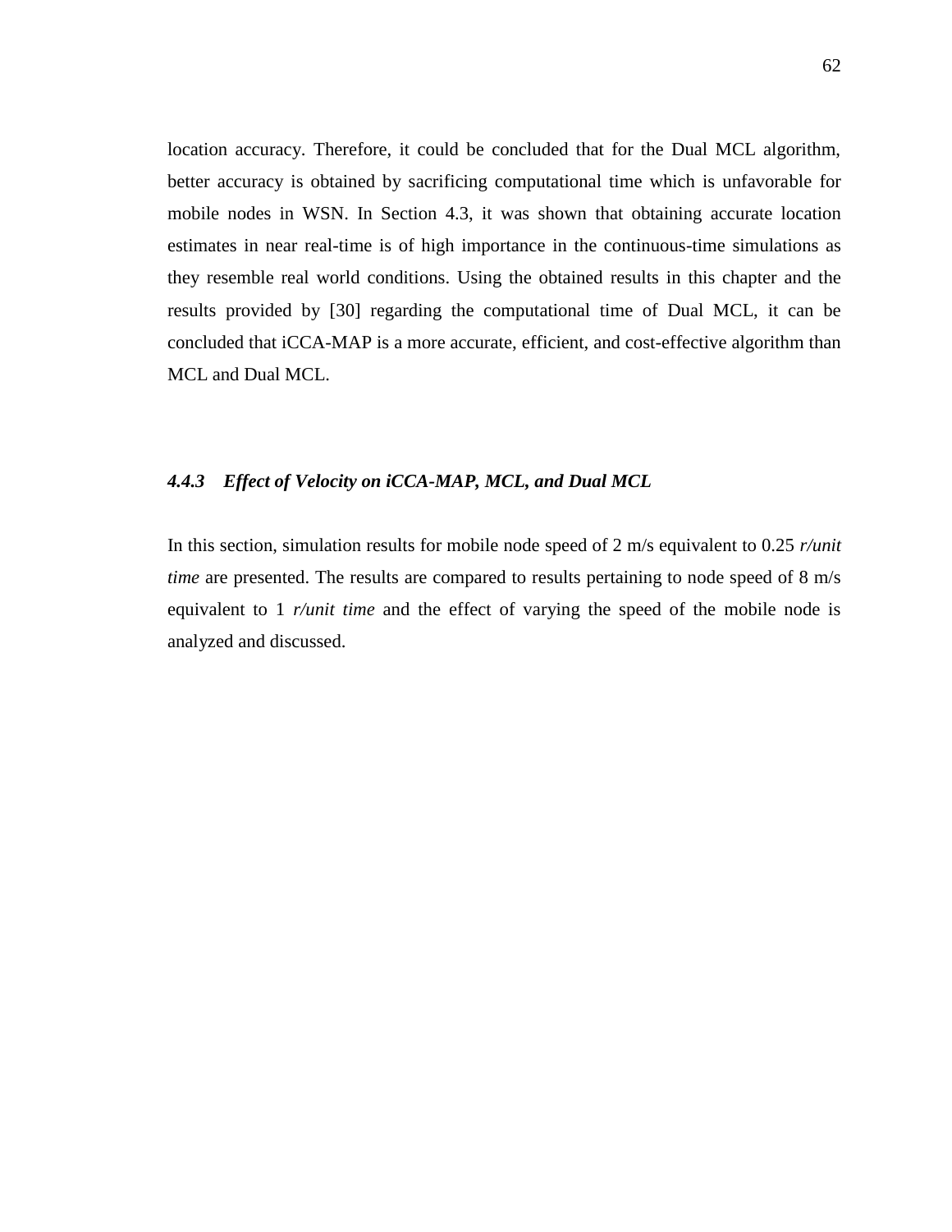location accuracy. Therefore, it could be concluded that for the Dual MCL algorithm, better accuracy is obtained by sacrificing computational time which is unfavorable for mobile nodes in WSN. In Section 4.3, it was shown that obtaining accurate location estimates in near real-time is of high importance in the continuous-time simulations as they resemble real world conditions. Using the obtained results in this chapter and the results provided by [30] regarding the computational time of Dual MCL, it can be concluded that iCCA-MAP is a more accurate, efficient, and cost-effective algorithm than MCL and Dual MCL.

### *4.4.3 Effect of Velocity on iCCA-MAP, MCL, and Dual MCL*

In this section, simulation results for mobile node speed of 2 m/s equivalent to 0.25 *r/unit time* are presented. The results are compared to results pertaining to node speed of 8 m/s equivalent to 1 *r/unit time* and the effect of varying the speed of the mobile node is analyzed and discussed.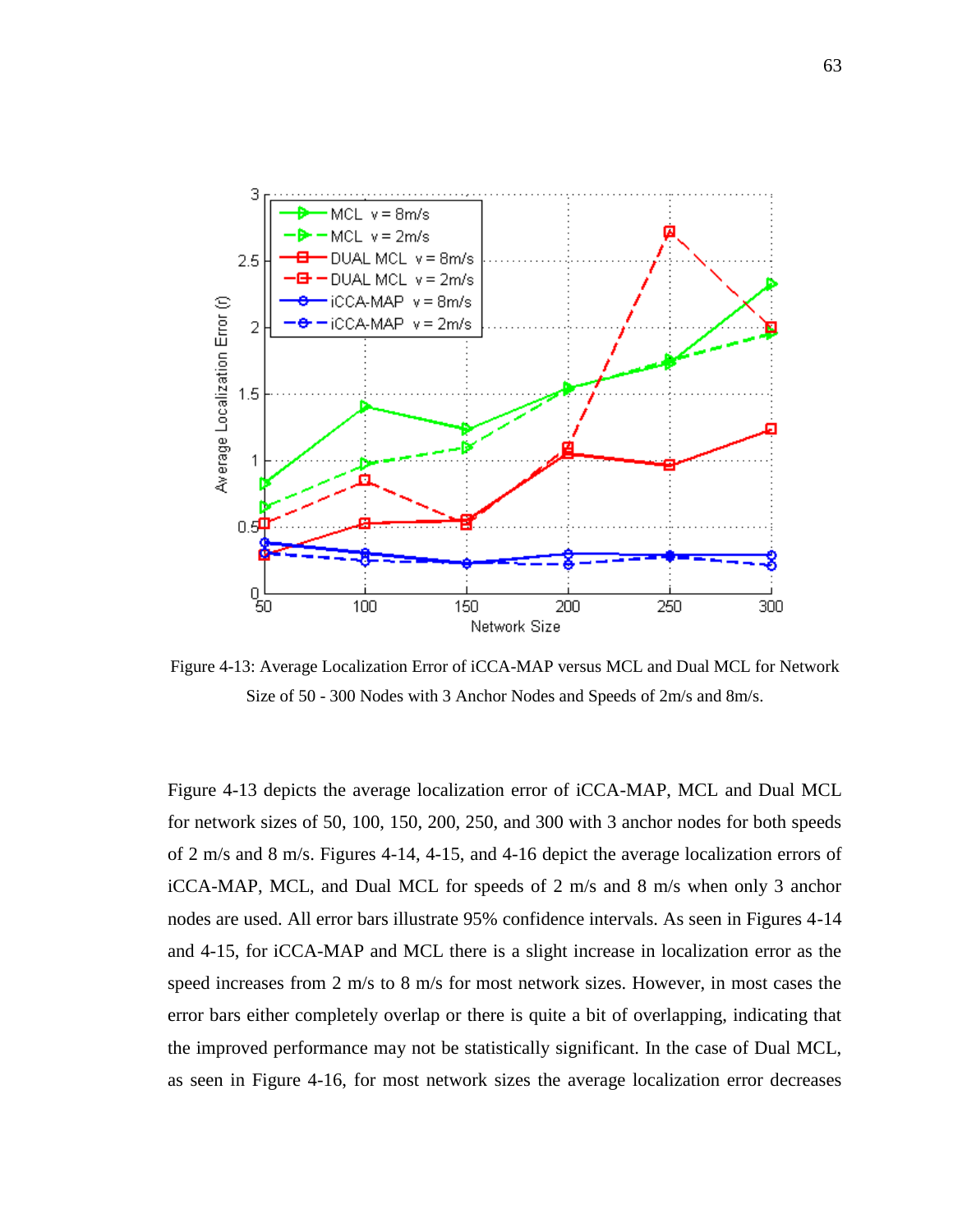Figure 4-13: Average Localization Error of iCCA-MAP versus MCL and Dual MCL for Network Size of 50 - 300 Nodes with 3 Anchor Nodes and Speeds of 2m/s and 8m/s.

Figure 4-13 depicts the average localization error of iCCA-MAP, MCL and Dual MCL for network sizes of 50, 100, 150, 200, 250, and 300 with 3 anchor nodes for both speeds of 2 m/s and 8 m/s. Figures 4-14, 4-15, and 4-16 depict the average localization errors of iCCA-MAP, MCL, and Dual MCL for speeds of 2 m/s and 8 m/s when only 3 anchor nodes are used. All error bars illustrate 95% confidence intervals. As seen in Figures 4-14 and 4-15, for iCCA-MAP and MCL there is a slight increase in localization error as the speed increases from 2 m/s to 8 m/s for most network sizes. However, in most cases the error bars either completely overlap or there is quite a bit of overlapping, indicating that the improved performance may not be statistically significant. In the case of Dual MCL, as seen in Figure 4-16, for most network sizes the average localization error decreases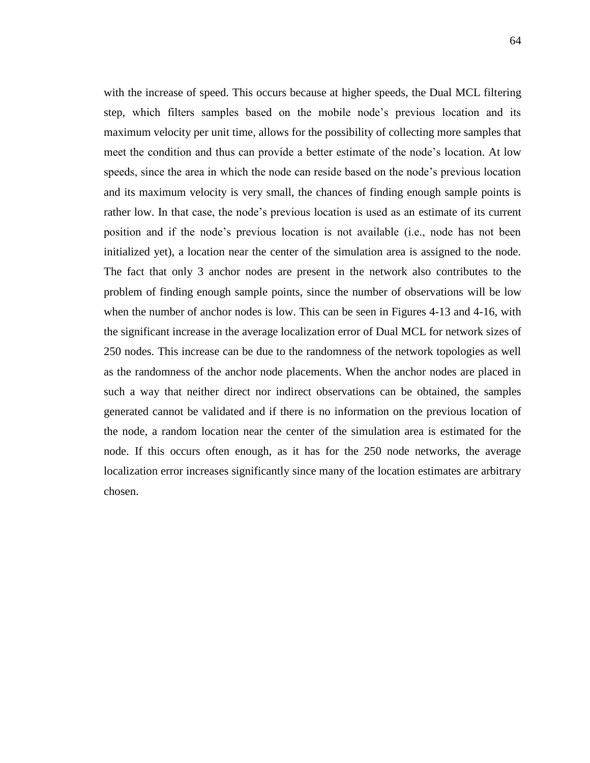with the increase of speed. This occurs because at higher speeds, the Dual MCL filtering step, which filters samples based on the mobile node's previous location and its maximum velocity per unit time, allows for the possibility of collecting more samples that meet the condition and thus can provide a better estimate of the node's location. At low speeds, since the area in which the node can reside based on the node's previous location and its maximum velocity is very small, the chances of finding enough sample points is rather low. In that case, the node's previous location is used as an estimate of its current position and if the node's previous location is not available (i.e., node has not been initialized yet), a location near the center of the simulation area is assigned to the node. The fact that only 3 anchor nodes are present in the network also contributes to the problem of finding enough sample points, since the number of observations will be low when the number of anchor nodes is low. This can be seen in Figures 4-13 and 4-16, with the significant increase in the average localization error of Dual MCL for network sizes of 250 nodes. This increase can be due to the randomness of the network topologies as well as the randomness of the anchor node placements. When the anchor nodes are placed in such a way that neither direct nor indirect observations can be obtained, the samples generated cannot be validated and if there is no information on the previous location of the node, a random location near the center of the simulation area is estimated for the node. If this occurs often enough, as it has for the 250 node networks, the average localization error increases significantly since many of the location estimates are arbitrary chosen.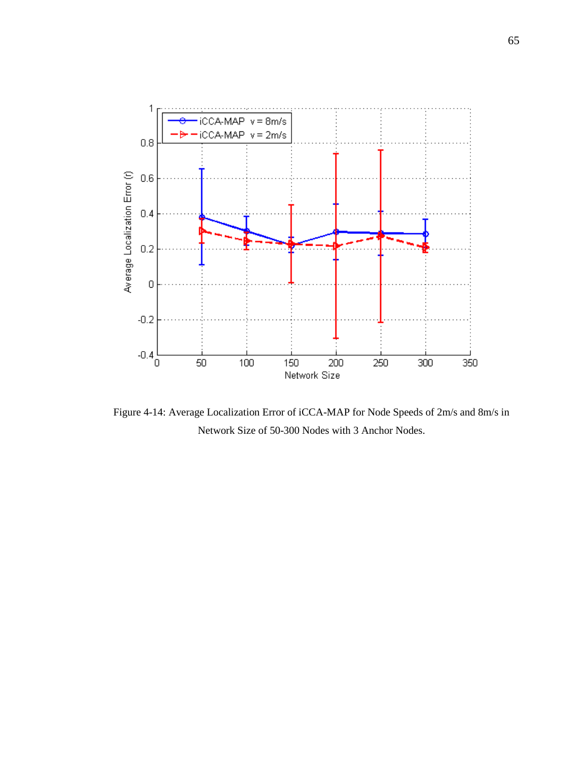Figure 4-14: Average Localization Error of iCCA-MAP for Node Speeds of 2m/s and 8m/s in Network Size of 50-300 Nodes with 3 Anchor Nodes.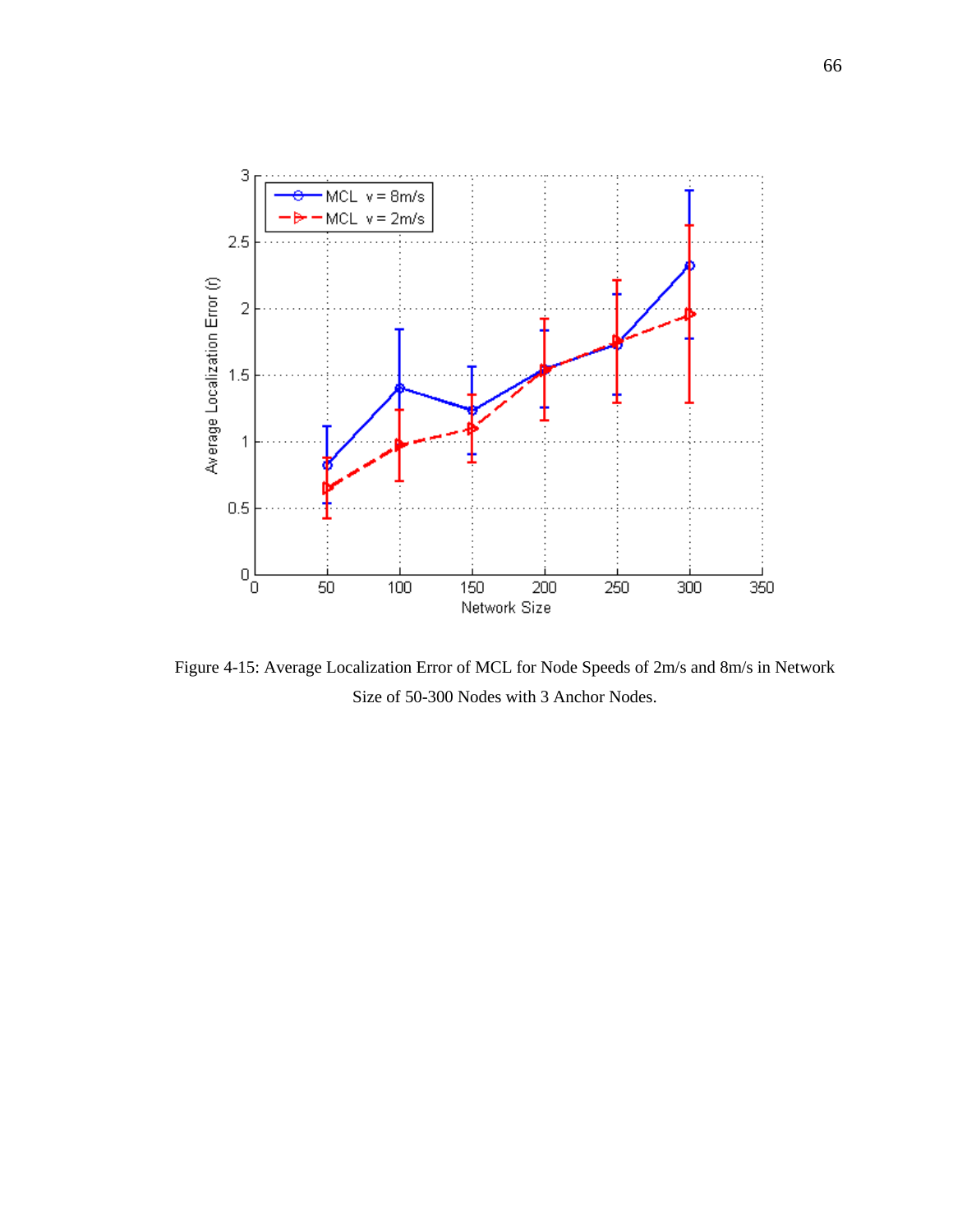Figure 4-15: Average Localization Error of MCL for Node Speeds of 2m/s and 8m/s in Network Size of 50-300 Nodes with 3 Anchor Nodes.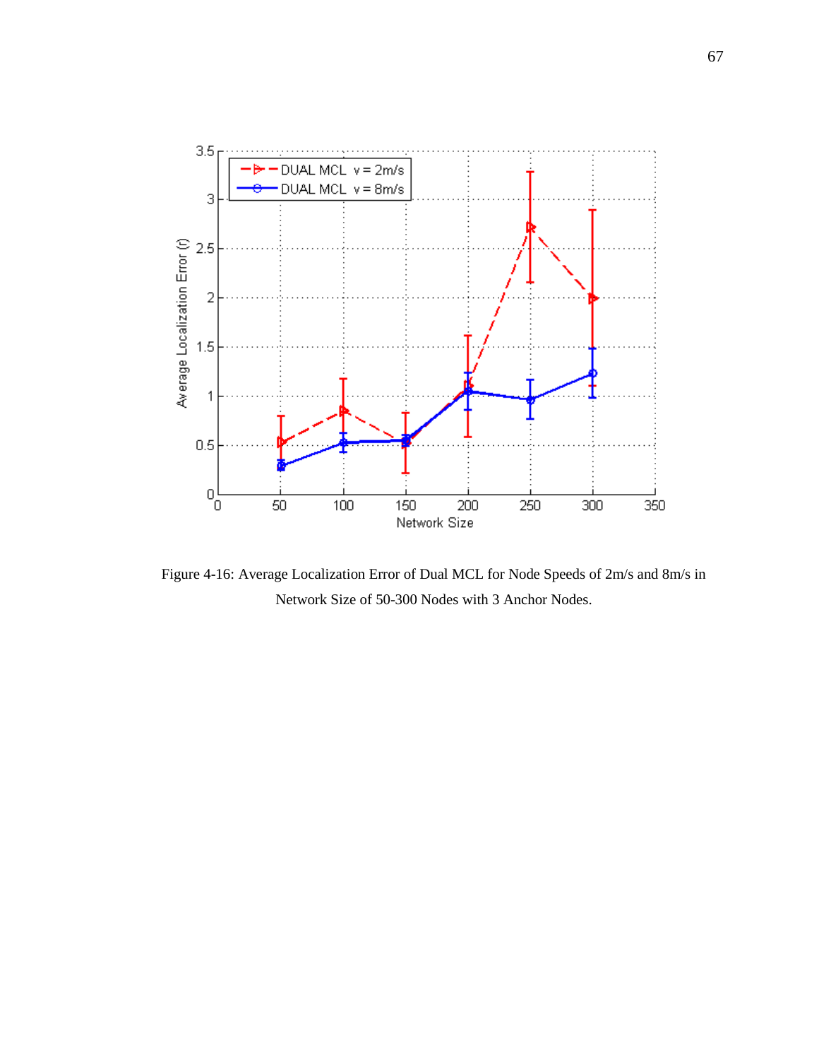Figure 4-16: Average Localization Error of Dual MCL for Node Speeds of 2m/s and 8m/s in Network Size of 50-300 Nodes with 3 Anchor Nodes.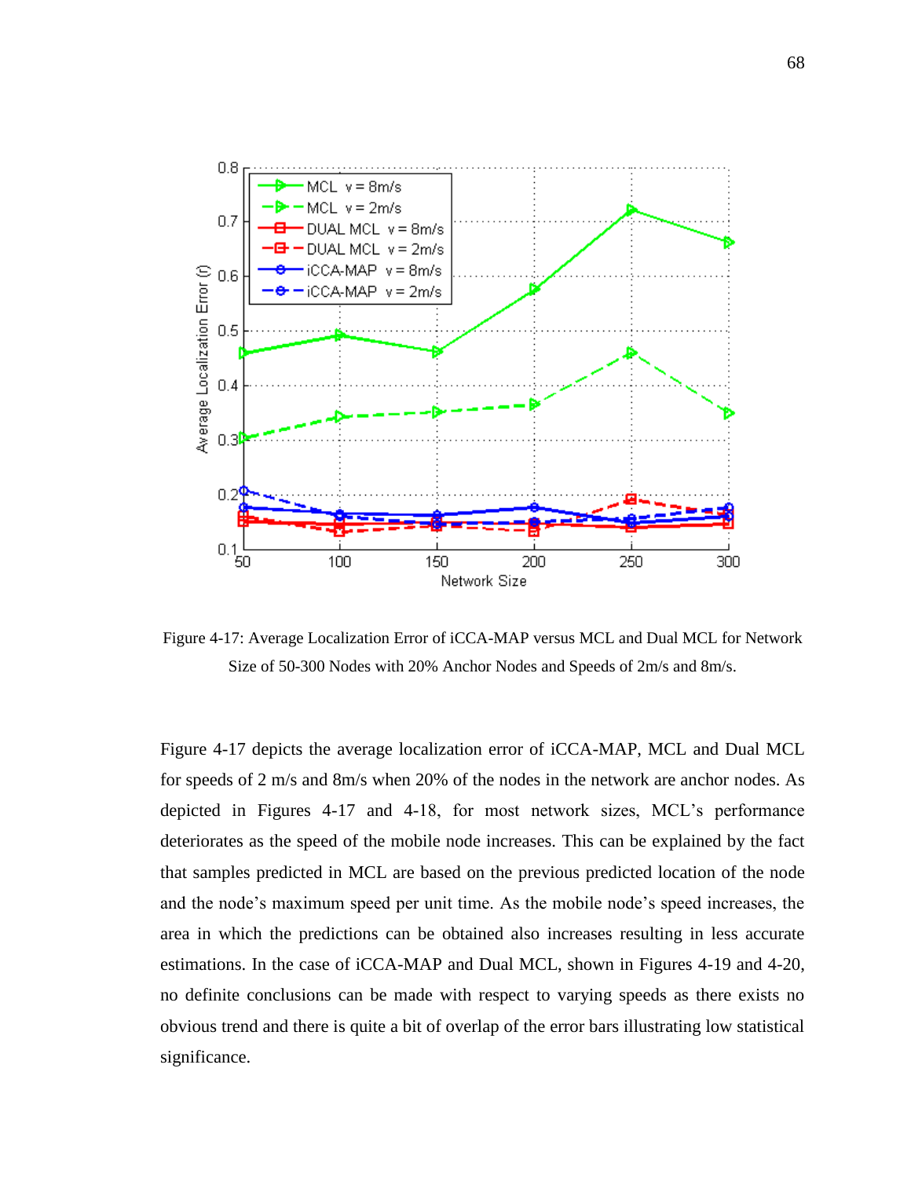Figure 4-17: Average Localization Error of iCCA-MAP versus MCL and Dual MCL for Network Size of 50-300 Nodes with 20% Anchor Nodes and Speeds of 2m/s and 8m/s.

Figure 4-17 depicts the average localization error of iCCA-MAP, MCL and Dual MCL for speeds of 2 m/s and 8m/s when 20% of the nodes in the network are anchor nodes. As depicted in Figures 4-17 and 4-18, for most network sizes, MCL's performance deteriorates as the speed of the mobile node increases. This can be explained by the fact that samples predicted in MCL are based on the previous predicted location of the node and the node's maximum speed per unit time. As the mobile node's speed increases, the area in which the predictions can be obtained also increases resulting in less accurate estimations. In the case of iCCA-MAP and Dual MCL, shown in Figures 4-19 and 4-20, no definite conclusions can be made with respect to varying speeds as there exists no obvious trend and there is quite a bit of overlap of the error bars illustrating low statistical significance.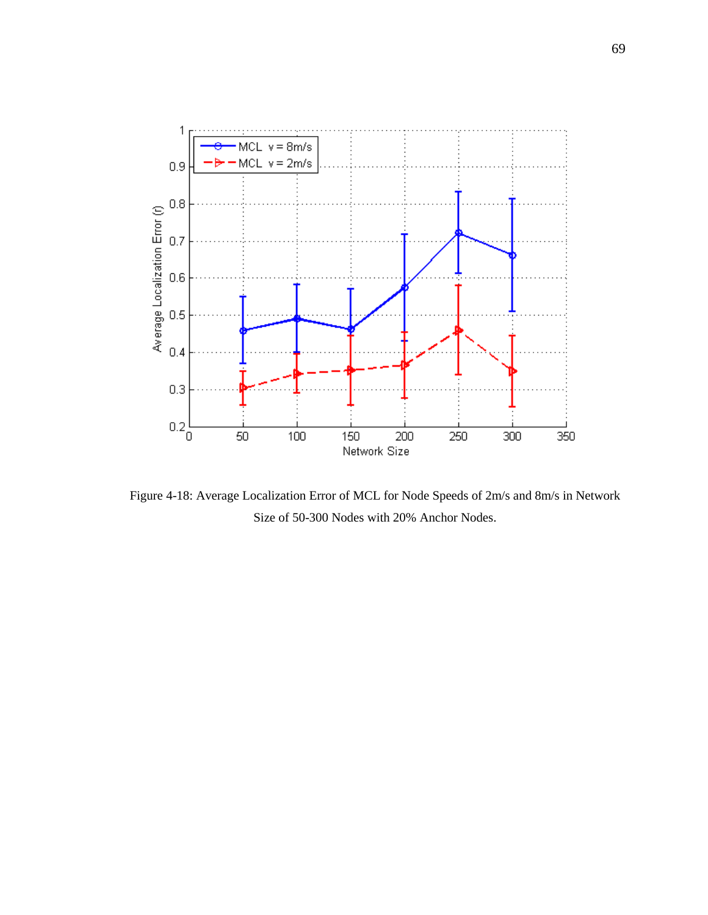Figure 4-18: Average Localization Error of MCL for Node Speeds of 2m/s and 8m/s in Network Size of 50-300 Nodes with 20% Anchor Nodes.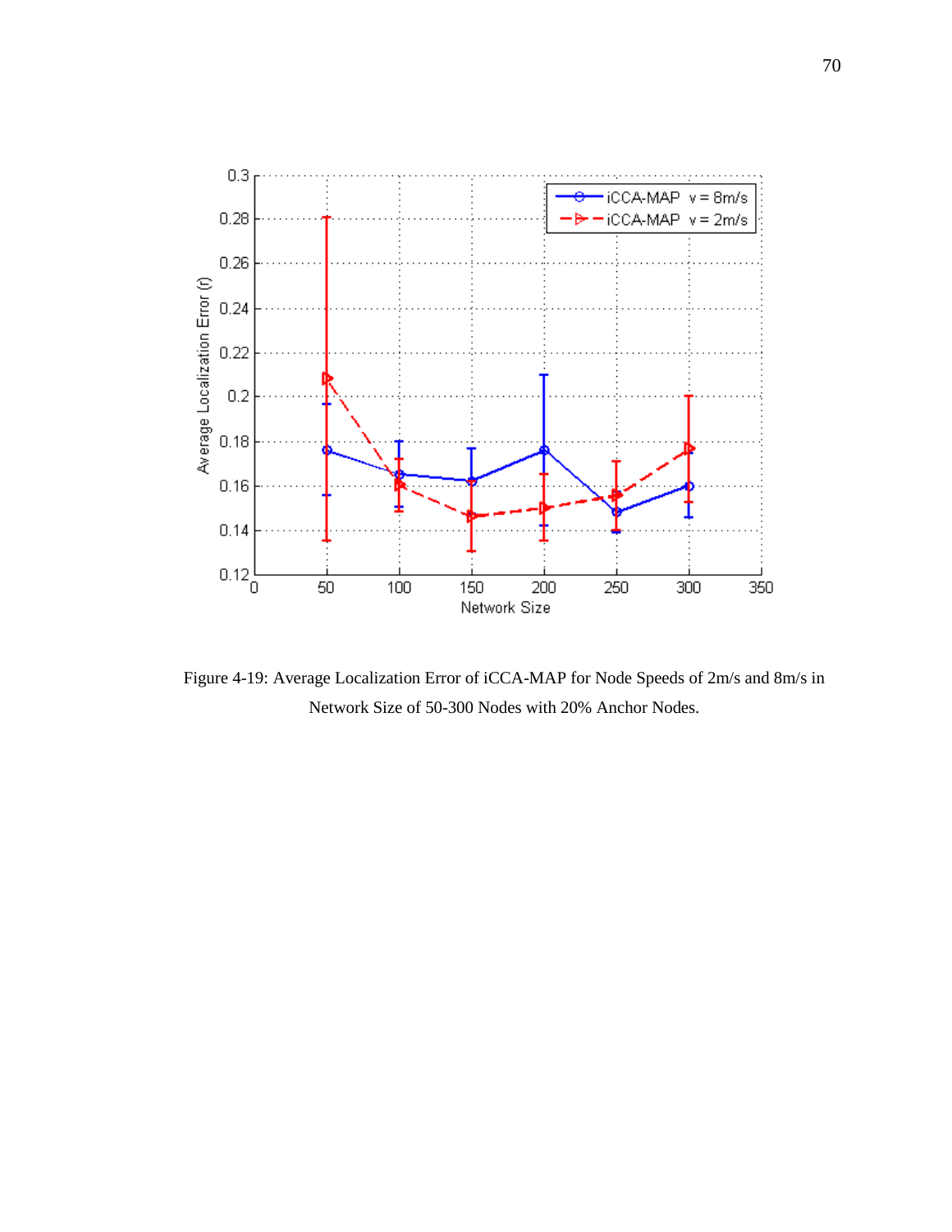Figure 4-19: Average Localization Error of iCCA-MAP for Node Speeds of 2m/s and 8m/s in Network Size of 50-300 Nodes with 20% Anchor Nodes.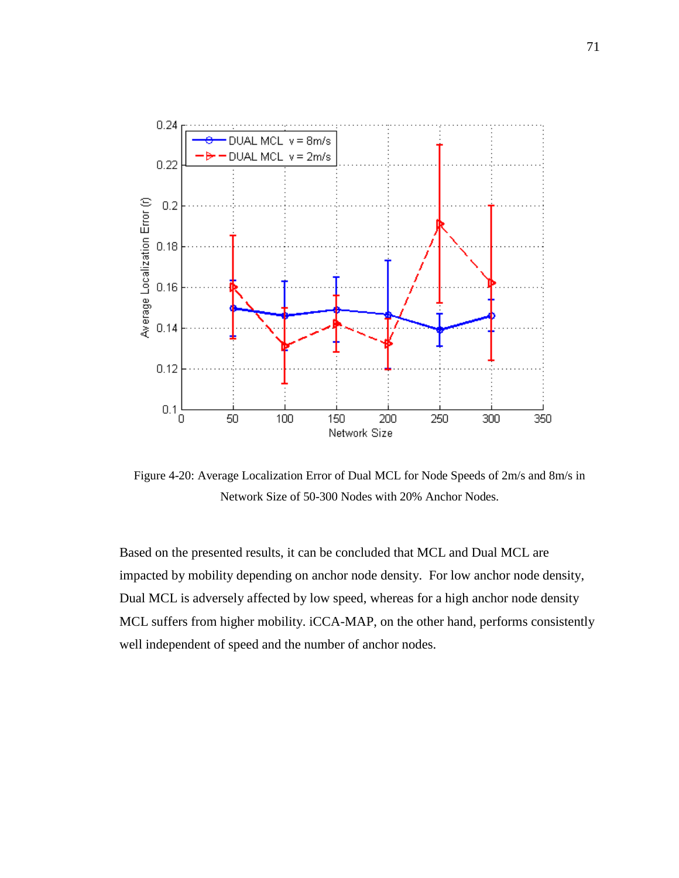Figure 4-20: Average Localization Error of Dual MCL for Node Speeds of 2m/s and 8m/s in Network Size of 50-300 Nodes with 20% Anchor Nodes.

Based on the presented results, it can be concluded that MCL and Dual MCL are impacted by mobility depending on anchor node density. For low anchor node density, Dual MCL is adversely affected by low speed, whereas for a high anchor node density MCL suffers from higher mobility. iCCA-MAP, on the other hand, performs consistently well independent of speed and the number of anchor nodes.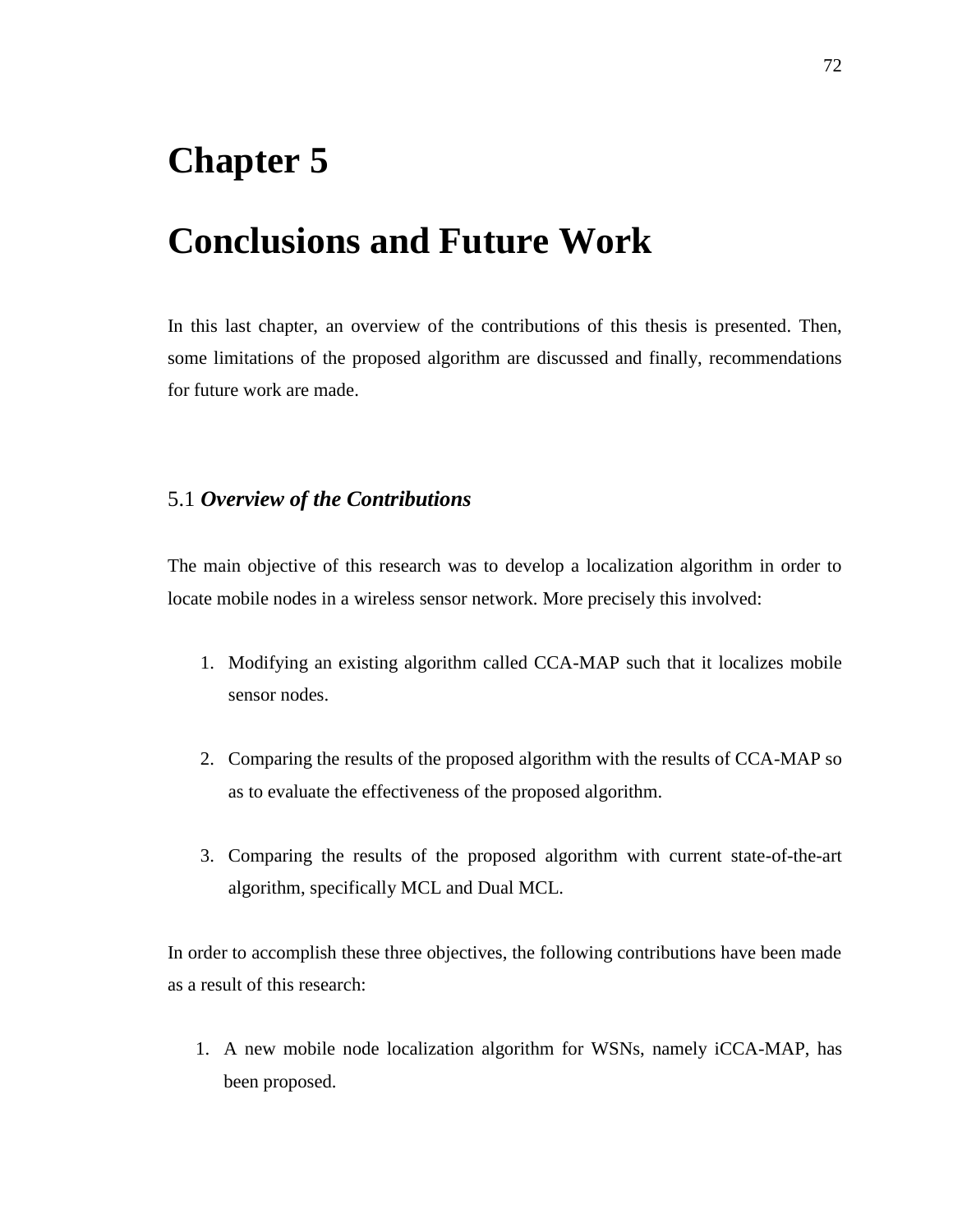# Chapter 5

# Conclusions and Future Work

In this last chapter, an overview of the contributions of this thesis is presented. Then, some limitations of the proposed algorithm are discussed and finally, recommendations for future work are made.

## 5.1 *Overview of the Contributions*

The main objective of this research was to develop a localization algorithm in order to locate mobile nodes in a wireless sensor network. More precisely this involved:

1. Modifying an existing algorithm called CCA-MAP such that it localizes mobile sensor nodes.

2. Comparing the results of the proposed algorithm with the results of CCA-MAP so as to evaluate the effectiveness of the proposed algorithm.

3. Comparing the results of the proposed algorithm with current state-of-the-art algorithm, specifically MCL and Dual MCL.

In order to accomplish these three objectives, the following contributions have been made as a result of this research:

1. A new mobile node localization algorithm for WSNs, namely iCCA-MAP, has been proposed.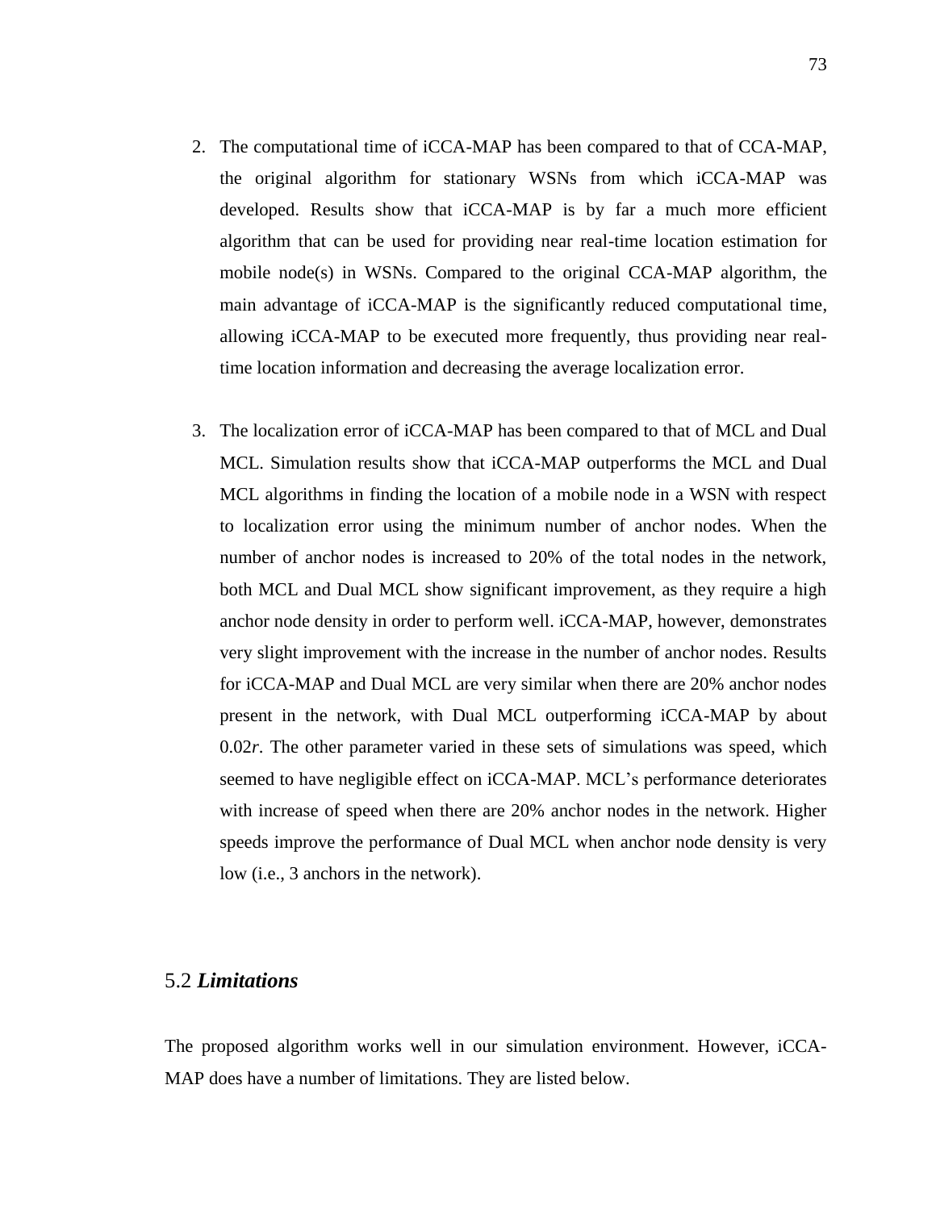2. The computational time of iCCA-MAP has been compared to that of CCA-MAP, the original algorithm for stationary WSNs from which iCCA-MAP was developed. Results show that iCCA-MAP is by far a much more efficient algorithm that can be used for providing near real-time location estimation for mobile node(s) in WSNs. Compared to the original CCA-MAP algorithm, the main advantage of iCCA-MAP is the significantly reduced computational time, allowing iCCA-MAP to be executed more frequently, thus providing near real-time location information and decreasing the average localization error.

3. The localization error of iCCA-MAP has been compared to that of MCL and Dual MCL. Simulation results show that iCCA-MAP outperforms the MCL and Dual MCL algorithms in finding the location of a mobile node in a WSN with respect to localization error using the minimum number of anchor nodes. When the number of anchor nodes is increased to 20% of the total nodes in the network, both MCL and Dual MCL show significant improvement, as they require a high anchor node density in order to perform well. iCCA-MAP, however, demonstrates very slight improvement with the increase in the number of anchor nodes. Results for iCCA-MAP and Dual MCL are very similar when there are 20% anchor nodes present in the network, with Dual MCL outperforming iCCA-MAP by about $0.02r$. The other parameter varied in these sets of simulations was speed, which seemed to have negligible effect on iCCA-MAP. MCL's performance deteriorates with increase of speed when there are 20% anchor nodes in the network. Higher speeds improve the performance of Dual MCL when anchor node density is very low (i.e., 3 anchors in the network).

## 5.2 ***Limitations***

The proposed algorithm works well in our simulation environment. However, iCCA-MAP does have a number of limitations. They are listed below.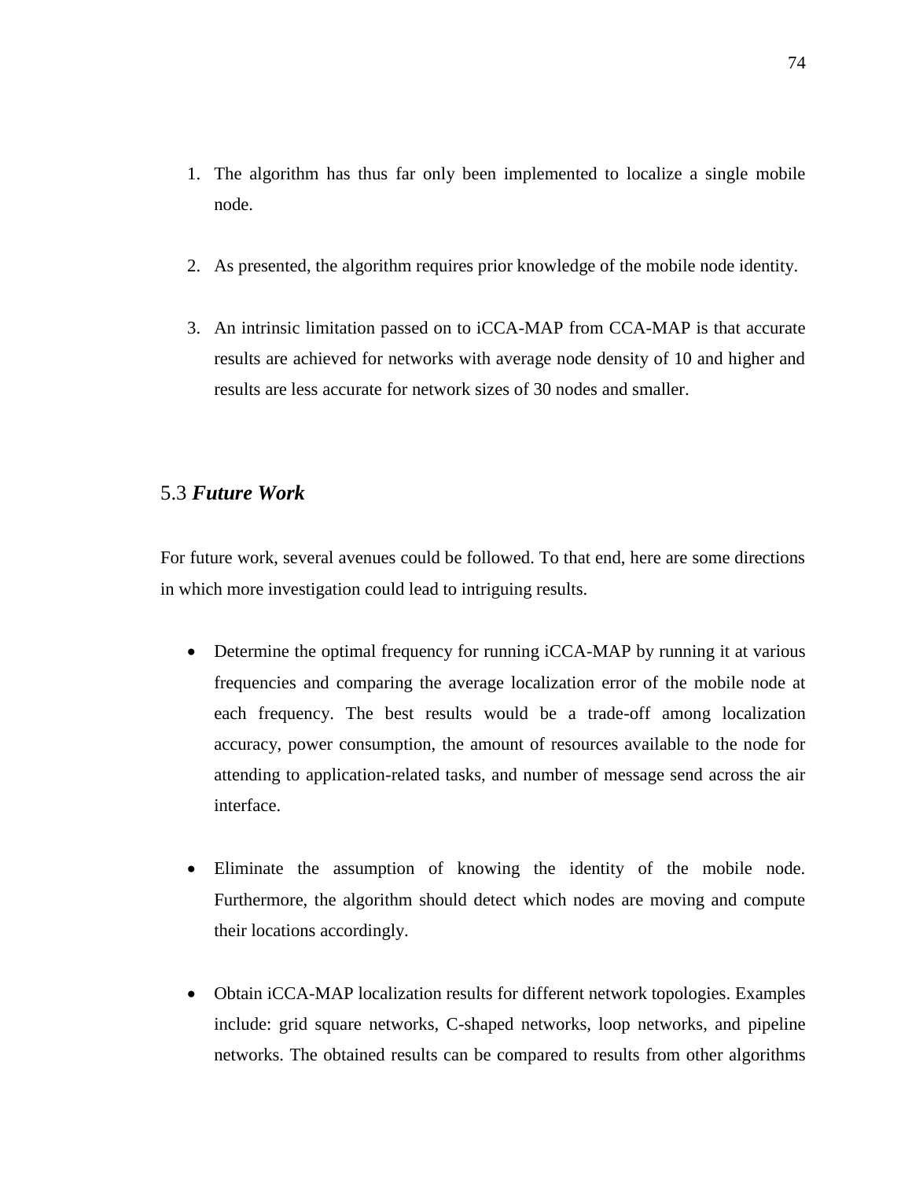1. The algorithm has thus far only been implemented to localize a single mobile node.

2. As presented, the algorithm requires prior knowledge of the mobile node identity.

3. An intrinsic limitation passed on to iCCA-MAP from CCA-MAP is that accurate results are achieved for networks with average node density of 10 and higher and results are less accurate for network sizes of 30 nodes and smaller.

## 5.3 *Future Work*

For future work, several avenues could be followed. To that end, here are some directions in which more investigation could lead to intriguing results.

- Determine the optimal frequency for running iCCA-MAP by running it at various frequencies and comparing the average localization error of the mobile node at each frequency. The best results would be a trade-off among localization accuracy, power consumption, the amount of resources available to the node for attending to application-related tasks, and number of message send across the air interface.

- Eliminate the assumption of knowing the identity of the mobile node. Furthermore, the algorithm should detect which nodes are moving and compute their locations accordingly.

- Obtain iCCA-MAP localization results for different network topologies. Examples include: grid square networks, C-shaped networks, loop networks, and pipeline networks. The obtained results can be compared to results from other algorithms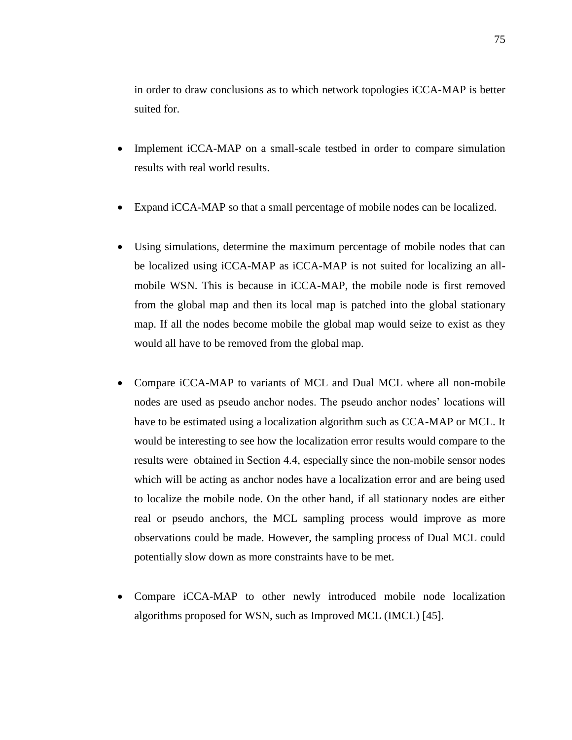in order to draw conclusions as to which network topologies iCCA-MAP is better suited for.

- Implement iCCA-MAP on a small-scale testbed in order to compare simulation results with real world results.

- Expand iCCA-MAP so that a small percentage of mobile nodes can be localized.

- Using simulations, determine the maximum percentage of mobile nodes that can be localized using iCCA-MAP as iCCA-MAP is not suited for localizing an all-mobile WSN. This is because in iCCA-MAP, the mobile node is first removed from the global map and then its local map is patched into the global stationary map. If all the nodes become mobile the global map would seize to exist as they would all have to be removed from the global map.

- Compare iCCA-MAP to variants of MCL and Dual MCL where all non-mobile nodes are used as pseudo anchor nodes. The pseudo anchor nodes' locations will have to be estimated using a localization algorithm such as CCA-MAP or MCL. It would be interesting to see how the localization error results would compare to the results were obtained in Section 4.4, especially since the non-mobile sensor nodes which will be acting as anchor nodes have a localization error and are being used to localize the mobile node. On the other hand, if all stationary nodes are either real or pseudo anchors, the MCL sampling process would improve as more observations could be made. However, the sampling process of Dual MCL could potentially slow down as more constraints have to be met.

- Compare iCCA-MAP to other newly introduced mobile node localization algorithms proposed for WSN, such as Improved MCL (IMCL) [45].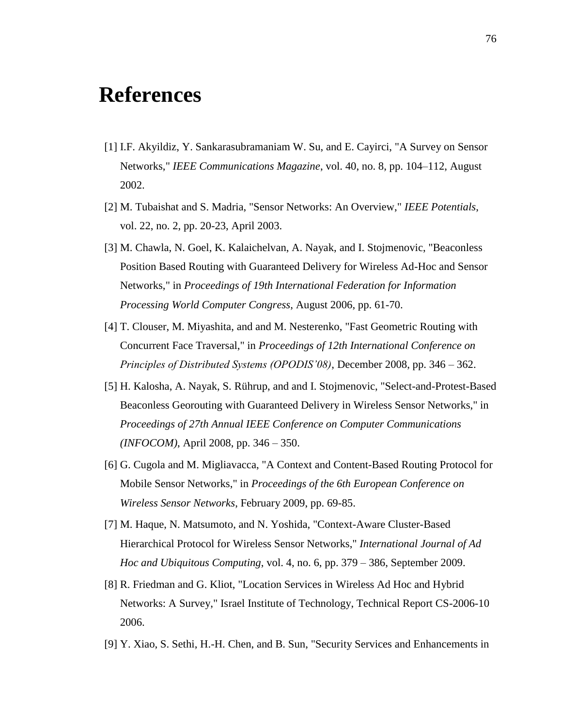# References

[1] I.F. Akyildiz, Y. Sankarasubramaniam W. Su, and E. Cayirci, "A Survey on Sensor Networks," *IEEE Communications Magazine*, vol. 40, no. 8, pp. 104–112, August 2002.

[2] M. Tubaishat and S. Madria, "Sensor Networks: An Overview," *IEEE Potentials*, vol. 22, no. 2, pp. 20-23, April 2003.

[3] M. Chawla, N. Goel, K. Kalaichelvan, A. Nayak, and I. Stojmenovic, "Beaconless Position Based Routing with Guaranteed Delivery for Wireless Ad-Hoc and Sensor Networks," in *Proceedings of 19th International Federation for Information Processing World Computer Congress*, August 2006, pp. 61-70.

[4] T. Clouser, M. Miyashita, and and M. Nesterenko, "Fast Geometric Routing with Concurrent Face Traversal," in *Proceedings of 12th International Conference on Principles of Distributed Systems (OPODIS'08)*, December 2008, pp. 346 – 362.

[5] H. Kalosha, A. Nayak, S. Rührup, and and I. Stojmenovic, "Select-and-Protest-Based Beaconless Georouting with Guaranteed Delivery in Wireless Sensor Networks," in *Proceedings of 27th Annual IEEE Conference on Computer Communications (INFOCOM)*, April 2008, pp. 346 – 350.

[6] G. Cugola and M. Migliavacca, "A Context and Content-Based Routing Protocol for Mobile Sensor Networks," in *Proceedings of the 6th European Conference on Wireless Sensor Networks*, February 2009, pp. 69-85.

[7] M. Haque, N. Matsumoto, and N. Yoshida, "Context-Aware Cluster-Based Hierarchical Protocol for Wireless Sensor Networks," *International Journal of Ad Hoc and Ubiquitous Computing*, vol. 4, no. 6, pp. 379 – 386, September 2009.

[8] R. Friedman and G. Kliot, "Location Services in Wireless Ad Hoc and Hybrid Networks: A Survey," Israel Institute of Technology, Technical Report CS-2006-10 2006.

[9] Y. Xiao, S. Sethi, H.-H. Chen, and B. Sun, "Security Services and Enhancements in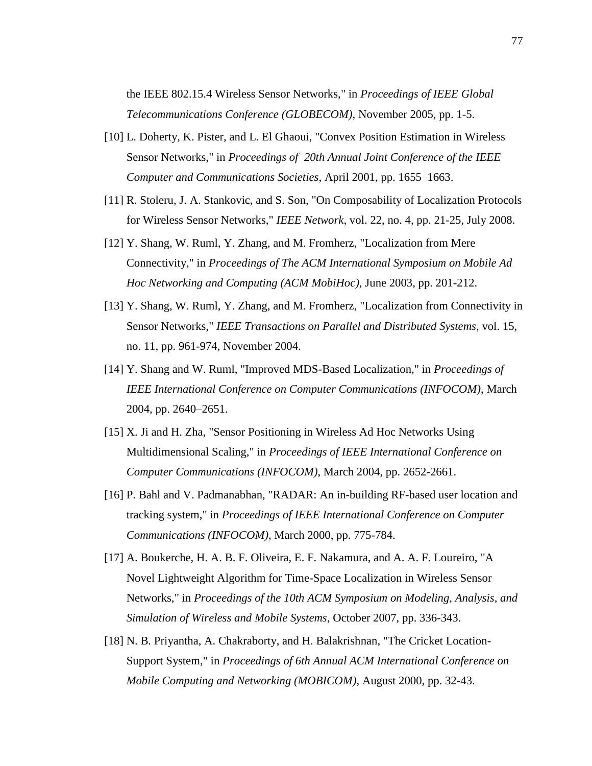the IEEE 802.15.4 Wireless Sensor Networks," in *Proceedings of IEEE Global Telecommunications Conference (GLOBECOM)*, November 2005, pp. 1-5.

[10] L. Doherty, K. Pister, and L. El Ghaoui, "Convex Position Estimation in Wireless Sensor Networks," in *Proceedings of 20th Annual Joint Conference of the IEEE Computer and Communications Societies*, April 2001, pp. 1655–1663.

[11] R. Stoleru, J. A. Stankovic, and S. Son, "On Composability of Localization Protocols for Wireless Sensor Networks," *IEEE Network*, vol. 22, no. 4, pp. 21-25, July 2008.

[12] Y. Shang, W. Ruml, Y. Zhang, and M. Fromherz, "Localization from Mere Connectivity," in *Proceedings of The ACM International Symposium on Mobile Ad Hoc Networking and Computing (ACM MobiHoc)*, June 2003, pp. 201-212.

[13] Y. Shang, W. Ruml, Y. Zhang, and M. Fromherz, "Localization from Connectivity in Sensor Networks," *IEEE Transactions on Parallel and Distributed Systems*, vol. 15, no. 11, pp. 961-974, November 2004.

[14] Y. Shang and W. Ruml, "Improved MDS-Based Localization," in *Proceedings of IEEE International Conference on Computer Communications (INFOCOM)*, March 2004, pp. 2640–2651.

[15] X. Ji and H. Zha, "Sensor Positioning in Wireless Ad Hoc Networks Using Multidimensional Scaling," in *Proceedings of IEEE International Conference on Computer Communications (INFOCOM)*, March 2004, pp. 2652-2661.

[16] P. Bahl and V. Padmanabhan, "RADAR: An in-building RF-based user location and tracking system," in *Proceedings of IEEE International Conference on Computer Communications (INFOCOM)*, March 2000, pp. 775-784.

[17] A. Boukerche, H. A. B. F. Oliveira, E. F. Nakamura, and A. A. F. Loureiro, "A Novel Lightweight Algorithm for Time-Space Localization in Wireless Sensor Networks," in *Proceedings of the 10th ACM Symposium on Modeling, Analysis, and Simulation of Wireless and Mobile Systems*, October 2007, pp. 336-343.

[18] N. B. Priyantha, A. Chakraborty, and H. Balakrishnan, "The Cricket Location-Support System," in *Proceedings of 6th Annual ACM International Conference on Mobile Computing and Networking (MOBICOM)*, August 2000, pp. 32-43.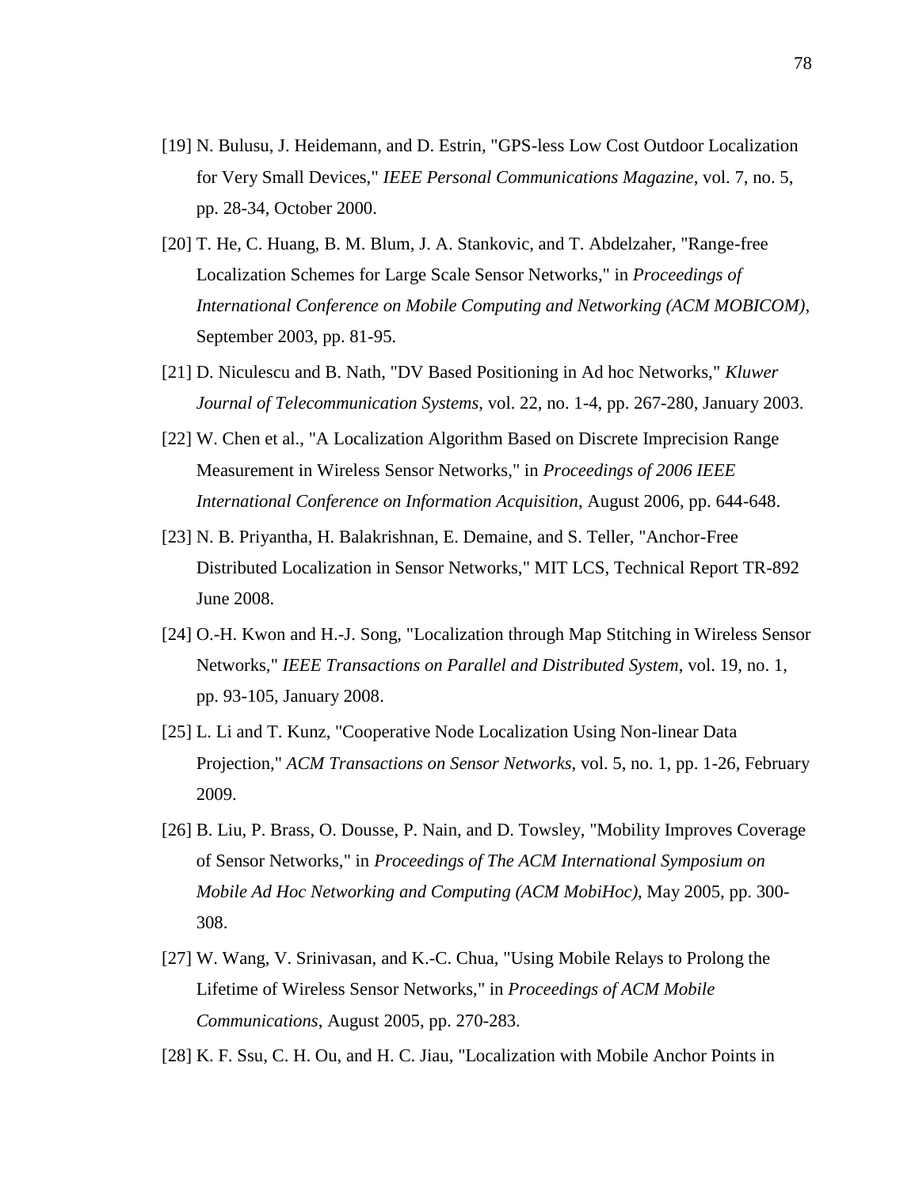[19] N. Bulusu, J. Heidemann, and D. Estrin, "GPS-less Low Cost Outdoor Localization for Very Small Devices," *IEEE Personal Communications Magazine*, vol. 7, no. 5, pp. 28-34, October 2000.

[20] T. He, C. Huang, B. M. Blum, J. A. Stankovic, and T. Abdelzaher, "Range-free Localization Schemes for Large Scale Sensor Networks," in *Proceedings of International Conference on Mobile Computing and Networking (ACM MOBICOM)*, September 2003, pp. 81-95.

[21] D. Niculescu and B. Nath, "DV Based Positioning in Ad hoc Networks," *Kluwer Journal of Telecommunication Systems*, vol. 22, no. 1-4, pp. 267-280, January 2003.

[22] W. Chen et al., "A Localization Algorithm Based on Discrete Imprecision Range Measurement in Wireless Sensor Networks," in *Proceedings of 2006 IEEE International Conference on Information Acquisition*, August 2006, pp. 644-648.

[23] N. B. Priyantha, H. Balakrishnan, E. Demaine, and S. Teller, "Anchor-Free Distributed Localization in Sensor Networks," MIT LCS, Technical Report TR-892 June 2008.

[24] O.-H. Kwon and H.-J. Song, "Localization through Map Stitching in Wireless Sensor Networks," *IEEE Transactions on Parallel and Distributed System*, vol. 19, no. 1, pp. 93-105, January 2008.

[25] L. Li and T. Kunz, "Cooperative Node Localization Using Non-linear Data Projection," *ACM Transactions on Sensor Networks*, vol. 5, no. 1, pp. 1-26, February 2009.

[26] B. Liu, P. Brass, O. Dousse, P. Nain, and D. Towsley, "Mobility Improves Coverage of Sensor Networks," in *Proceedings of The ACM International Symposium on Mobile Ad Hoc Networking and Computing (ACM MobiHoc)*, May 2005, pp. 300-308.

[27] W. Wang, V. Srinivasan, and K.-C. Chua, "Using Mobile Relays to Prolong the Lifetime of Wireless Sensor Networks," in *Proceedings of ACM Mobile Communications*, August 2005, pp. 270-283.

[28] K. F. Ssu, C. H. Ou, and H. C. Jiau, "Localization with Mobile Anchor Points in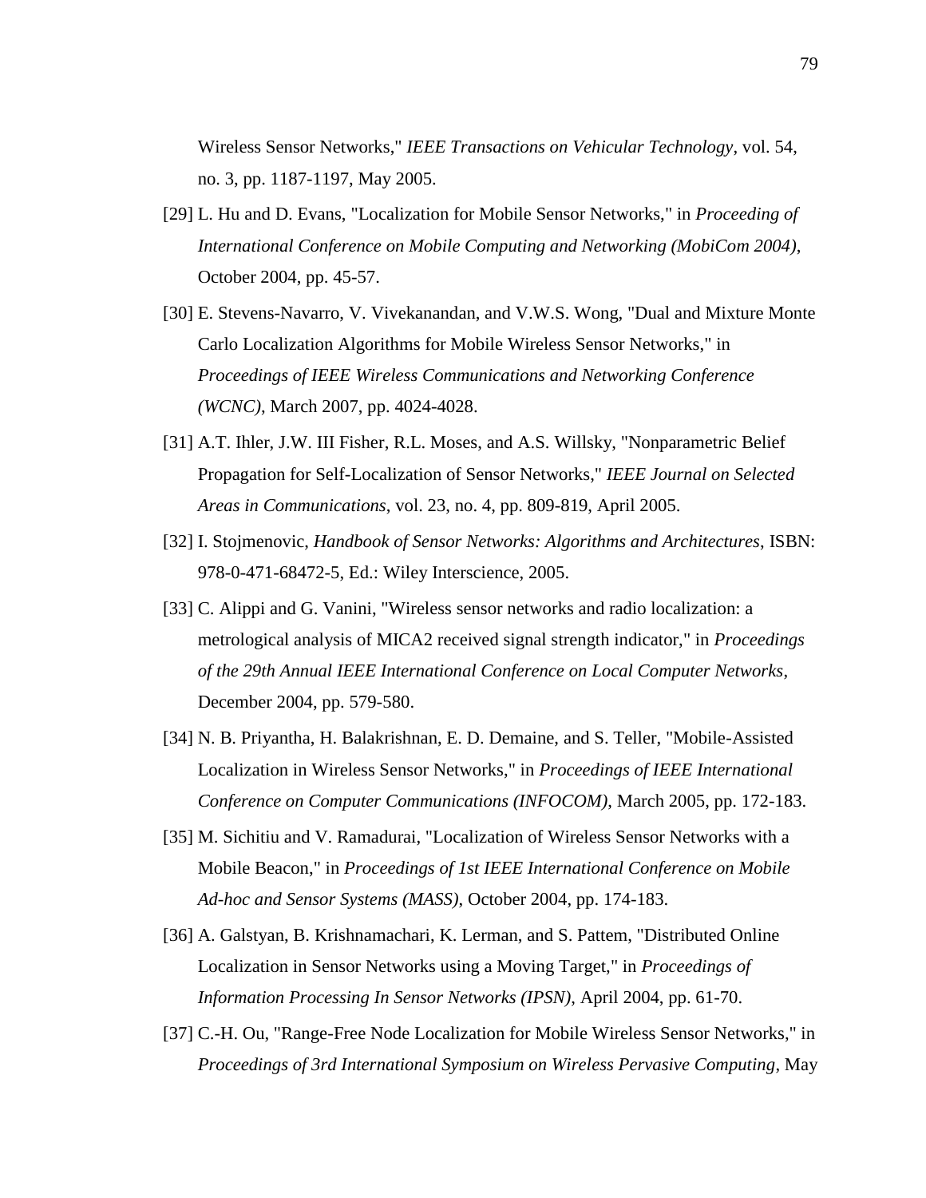Wireless Sensor Networks," *IEEE Transactions on Vehicular Technology*, vol. 54, no. 3, pp. 1187-1197, May 2005.

[29] L. Hu and D. Evans, "Localization for Mobile Sensor Networks," in *Proceeding of International Conference on Mobile Computing and Networking (MobiCom 2004)*, October 2004, pp. 45-57.

[30] E. Stevens-Navarro, V. Vivekanandan, and V.W.S. Wong, "Dual and Mixture Monte Carlo Localization Algorithms for Mobile Wireless Sensor Networks," in *Proceedings of IEEE Wireless Communications and Networking Conference (WCNC)*, March 2007, pp. 4024-4028.

[31] A.T. Ihler, J.W. III Fisher, R.L. Moses, and A.S. Willsky, "Nonparametric Belief Propagation for Self-Localization of Sensor Networks," *IEEE Journal on Selected Areas in Communications*, vol. 23, no. 4, pp. 809-819, April 2005.

[32] I. Stojmenovic, *Handbook of Sensor Networks: Algorithms and Architectures*, ISBN: 978-0-471-68472-5, Ed.: Wiley Interscience, 2005.

[33] C. Alippi and G. Vanini, "Wireless sensor networks and radio localization: a metrological analysis of MICA2 received signal strength indicator," in *Proceedings of the 29th Annual IEEE International Conference on Local Computer Networks*, December 2004, pp. 579-580.

[34] N. B. Priyantha, H. Balakrishnan, E. D. Demaine, and S. Teller, "Mobile-Assisted Localization in Wireless Sensor Networks," in *Proceedings of IEEE International Conference on Computer Communications (INFOCOM)*, March 2005, pp. 172-183.

[35] M. Sichitiu and V. Ramadurai, "Localization of Wireless Sensor Networks with a Mobile Beacon," in *Proceedings of 1st IEEE International Conference on Mobile Ad-hoc and Sensor Systems (MASS)*, October 2004, pp. 174-183.

[36] A. Galstyan, B. Krishnamachari, K. Lerman, and S. Pattem, "Distributed Online Localization in Sensor Networks using a Moving Target," in *Proceedings of Information Processing In Sensor Networks (IPSN)*, April 2004, pp. 61-70.

[37] C.-H. Ou, "Range-Free Node Localization for Mobile Wireless Sensor Networks," in *Proceedings of 3rd International Symposium on Wireless Pervasive Computing*, May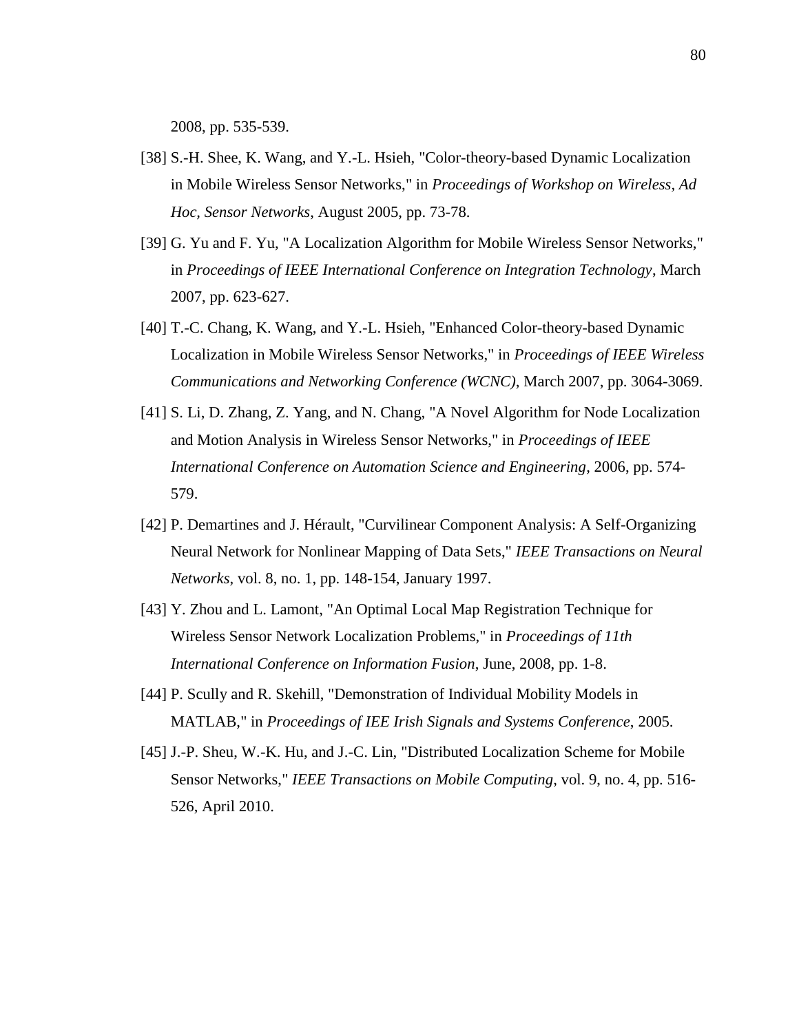2008, pp. 535-539.

[38] S.-H. Shee, K. Wang, and Y.-L. Hsieh, "Color-theory-based Dynamic Localization in Mobile Wireless Sensor Networks," in *Proceedings of Workshop on Wireless, Ad Hoc, Sensor Networks*, August 2005, pp. 73-78.

[39] G. Yu and F. Yu, "A Localization Algorithm for Mobile Wireless Sensor Networks," in *Proceedings of IEEE International Conference on Integration Technology*, March 2007, pp. 623-627.

[40] T.-C. Chang, K. Wang, and Y.-L. Hsieh, "Enhanced Color-theory-based Dynamic Localization in Mobile Wireless Sensor Networks," in *Proceedings of IEEE Wireless Communications and Networking Conference (WCNC)*, March 2007, pp. 3064-3069.

[41] S. Li, D. Zhang, Z. Yang, and N. Chang, "A Novel Algorithm for Node Localization and Motion Analysis in Wireless Sensor Networks," in *Proceedings of IEEE International Conference on Automation Science and Engineering*, 2006, pp. 574-579.

[42] P. Demartines and J. Hérault, "Curvilinear Component Analysis: A Self-Organizing Neural Network for Nonlinear Mapping of Data Sets," *IEEE Transactions on Neural Networks*, vol. 8, no. 1, pp. 148-154, January 1997.

[43] Y. Zhou and L. Lamont, "An Optimal Local Map Registration Technique for Wireless Sensor Network Localization Problems," in *Proceedings of 11th International Conference on Information Fusion*, June, 2008, pp. 1-8.

[44] P. Scully and R. Skehill, "Demonstration of Individual Mobility Models in MATLAB," in *Proceedings of IEE Irish Signals and Systems Conference*, 2005.

[45] J.-P. Sheu, W.-K. Hu, and J.-C. Lin, "Distributed Localization Scheme for Mobile Sensor Networks," *IEEE Transactions on Mobile Computing*, vol. 9, no. 4, pp. 516-526, April 2010.